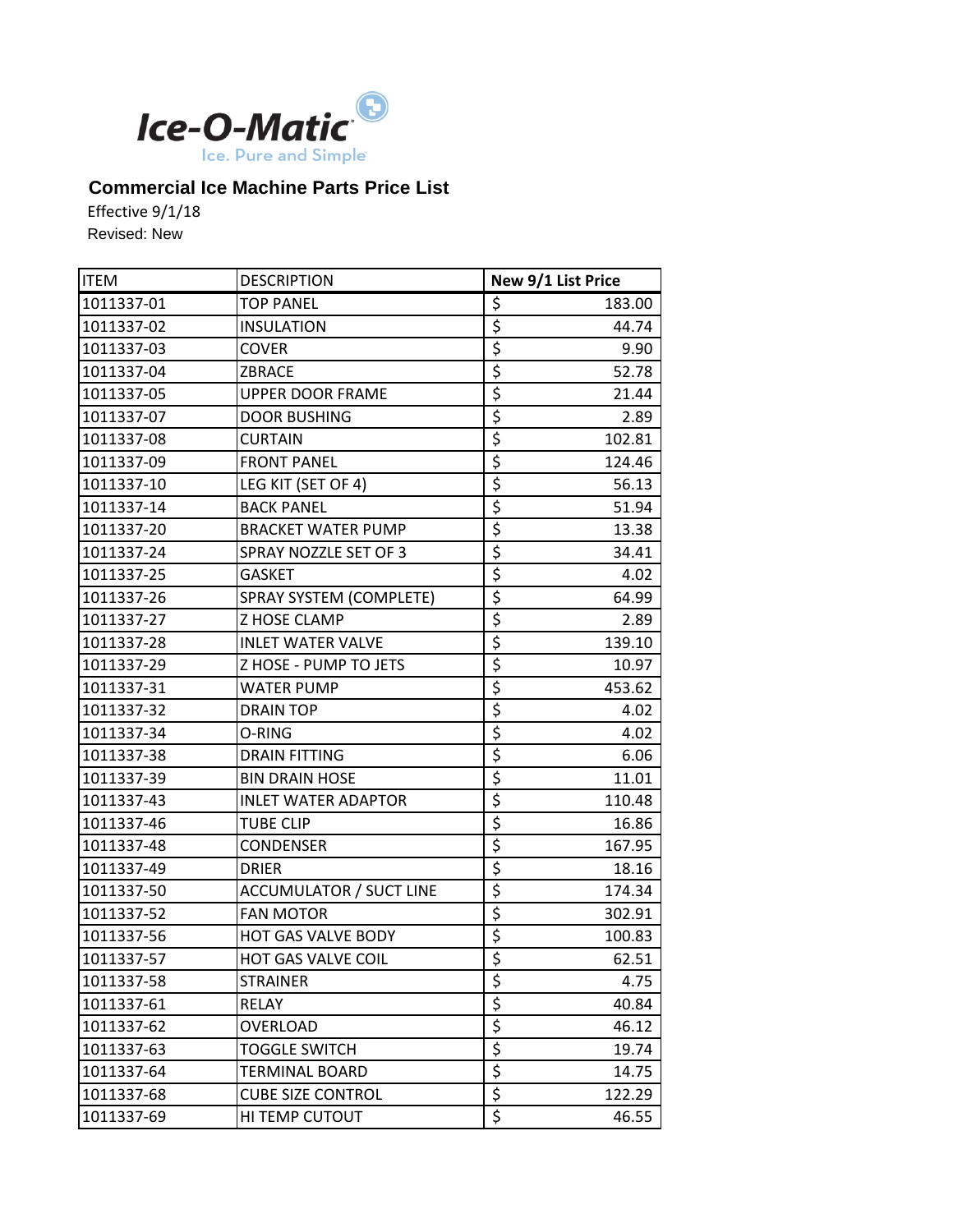Ice-O-Matic

Ice. Pure and Simple

## Commercial Ice Machine Parts Price List

Effective 9/1/18

Revised: New

| ITEM | DESCRIPTION | New 9/1 List Price |
|---|---|---|
| 1011337-01 | TOP PANEL | $ 183.00 |
| 1011337-02 | INSULATION | $ 44.74 |
| 1011337-03 | COVER | $ 9.90 |
| 1011337-04 | ZBRACE | $ 52.78 |
| 1011337-05 | UPPER DOOR FRAME | $ 21.44 |
| 1011337-07 | DOOR BUSHING | $ 2.89 |
| 1011337-08 | CURTAIN | $ 102.81 |
| 1011337-09 | FRONT PANEL | $ 124.46 |
| 1011337-10 | LEG KIT (SET OF 4) | $ 56.13 |
| 1011337-14 | BACK PANEL | $ 51.94 |
| 1011337-20 | BRACKET WATER PUMP | $ 13.38 |
| 1011337-24 | SPRAY NOZZLE SET OF 3 | $ 34.41 |
| 1011337-25 | GASKET | $ 4.02 |
| 1011337-26 | SPRAY SYSTEM (COMPLETE) | $ 64.99 |
| 1011337-27 | Z HOSE CLAMP | $ 2.89 |
| 1011337-28 | INLET WATER VALVE | $ 139.10 |
| 1011337-29 | Z HOSE - PUMP TO JETS | $ 10.97 |
| 1011337-31 | WATER PUMP | $ 453.62 |
| 1011337-32 | DRAIN TOP | $ 4.02 |
| 1011337-34 | O-RING | $ 4.02 |
| 1011337-38 | DRAIN FITTING | $ 6.06 |
| 1011337-39 | BIN DRAIN HOSE | $ 11.01 |
| 1011337-43 | INLET WATER ADAPTOR | $ 110.48 |
| 1011337-46 | TUBE CLIP | $ 16.86 |
| 1011337-48 | CONDENSER | $ 167.95 |
| 1011337-49 | DRIER | $ 18.16 |
| 1011337-50 | ACCUMULATOR / SUCT LINE | $ 174.34 |
| 1011337-52 | FAN MOTOR | $ 302.91 |
| 1011337-56 | HOT GAS VALVE BODY | $ 100.83 |
| 1011337-57 | HOT GAS VALVE COIL | $ 62.51 |
| 1011337-58 | STRAINER | $ 4.75 |
| 1011337-61 | RELAY | $ 40.84 |
| 1011337-62 | OVERLOAD | $ 46.12 |
| 1011337-63 | TOGGLE SWITCH | $ 19.74 |
| 1011337-64 | TERMINAL BOARD | $ 14.75 |
| 1011337-68 | CUBE SIZE CONTROL | $ 122.29 |
| 1011337-69 | HI TEMP CUTOUT | $ 46.55 |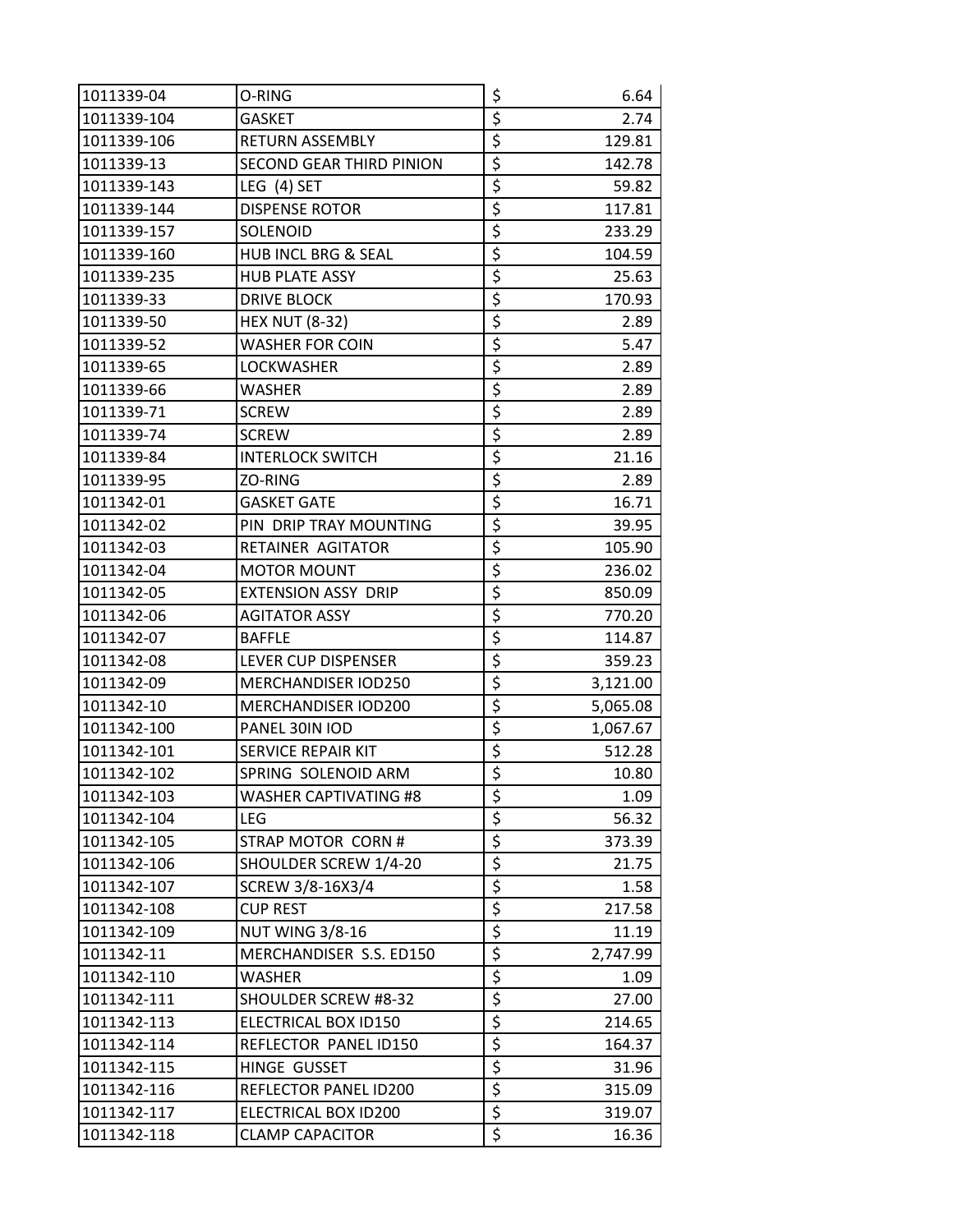| | | | |
|---|---|---|---|
| 1011339-04 | O-RING | $ | 6.64 |
| 1011339-104 | GASKET | $ | 2.74 |
| 1011339-106 | RETURN ASSEMBLY | $ | 129.81 |
| 1011339-13 | SECOND GEAR THIRD PINION | $ | 142.78 |
| 1011339-143 | LEG (4) SET | $ | 59.82 |
| 1011339-144 | DISPENSE ROTOR | $ | 117.81 |
| 1011339-157 | SOLENOID | $ | 233.29 |
| 1011339-160 | HUB INCL BRG & SEAL | $ | 104.59 |
| 1011339-235 | HUB PLATE ASSY | $ | 25.63 |
| 1011339-33 | DRIVE BLOCK | $ | 170.93 |
| 1011339-50 | HEX NUT (8-32) | $ | 2.89 |
| 1011339-52 | WASHER FOR COIN | $ | 5.47 |
| 1011339-65 | LOCKWASHER | $ | 2.89 |
| 1011339-66 | WASHER | $ | 2.89 |
| 1011339-71 | SCREW | $ | 2.89 |
| 1011339-74 | SCREW | $ | 2.89 |
| 1011339-84 | INTERLOCK SWITCH | $ | 21.16 |
| 1011339-95 | ZO-RING | $ | 2.89 |
| 1011342-01 | GASKET GATE | $ | 16.71 |
| 1011342-02 | PIN DRIP TRAY MOUNTING | $ | 39.95 |
| 1011342-03 | RETAINER AGITATOR | $ | 105.90 |
| 1011342-04 | MOTOR MOUNT | $ | 236.02 |
| 1011342-05 | EXTENSION ASSY DRIP | $ | 850.09 |
| 1011342-06 | AGITATOR ASSY | $ | 770.20 |
| 1011342-07 | BAFFLE | $ | 114.87 |
| 1011342-08 | LEVER CUP DISPENSER | $ | 359.23 |
| 1011342-09 | MERCHANDISER IOD250 | $ | 3,121.00 |
| 1011342-10 | MERCHANDISER IOD200 | $ | 5,065.08 |
| 1011342-100 | PANEL 30IN IOD | $ | 1,067.67 |
| 1011342-101 | SERVICE REPAIR KIT | $ | 512.28 |
| 1011342-102 | SPRING SOLENOID ARM | $ | 10.80 |
| 1011342-103 | WASHER CAPTIVATING #8 | $ | 1.09 |
| 1011342-104 | LEG | $ | 56.32 |
| 1011342-105 | STRAP MOTOR CORN # | $ | 373.39 |
| 1011342-106 | SHOULDER SCREW 1/4-20 | $ | 21.75 |
| 1011342-107 | SCREW 3/8-16X3/4 | $ | 1.58 |
| 1011342-108 | CUP REST | $ | 217.58 |
| 1011342-109 | NUT WING 3/8-16 | $ | 11.19 |
| 1011342-11 | MERCHANDISER S.S. ED150 | $ | 2,747.99 |
| 1011342-110 | WASHER | $ | 1.09 |
| 1011342-111 | SHOULDER SCREW #8-32 | $ | 27.00 |
| 1011342-113 | ELECTRICAL BOX ID150 | $ | 214.65 |
| 1011342-114 | REFLECTOR PANEL ID150 | $ | 164.37 |
| 1011342-115 | HINGE GUSSET | $ | 31.96 |
| 1011342-116 | REFLECTOR PANEL ID200 | $ | 315.09 |
| 1011342-117 | ELECTRICAL BOX ID200 | $ | 319.07 |
| 1011342-118 | CLAMP CAPACITOR | $ | 16.36 |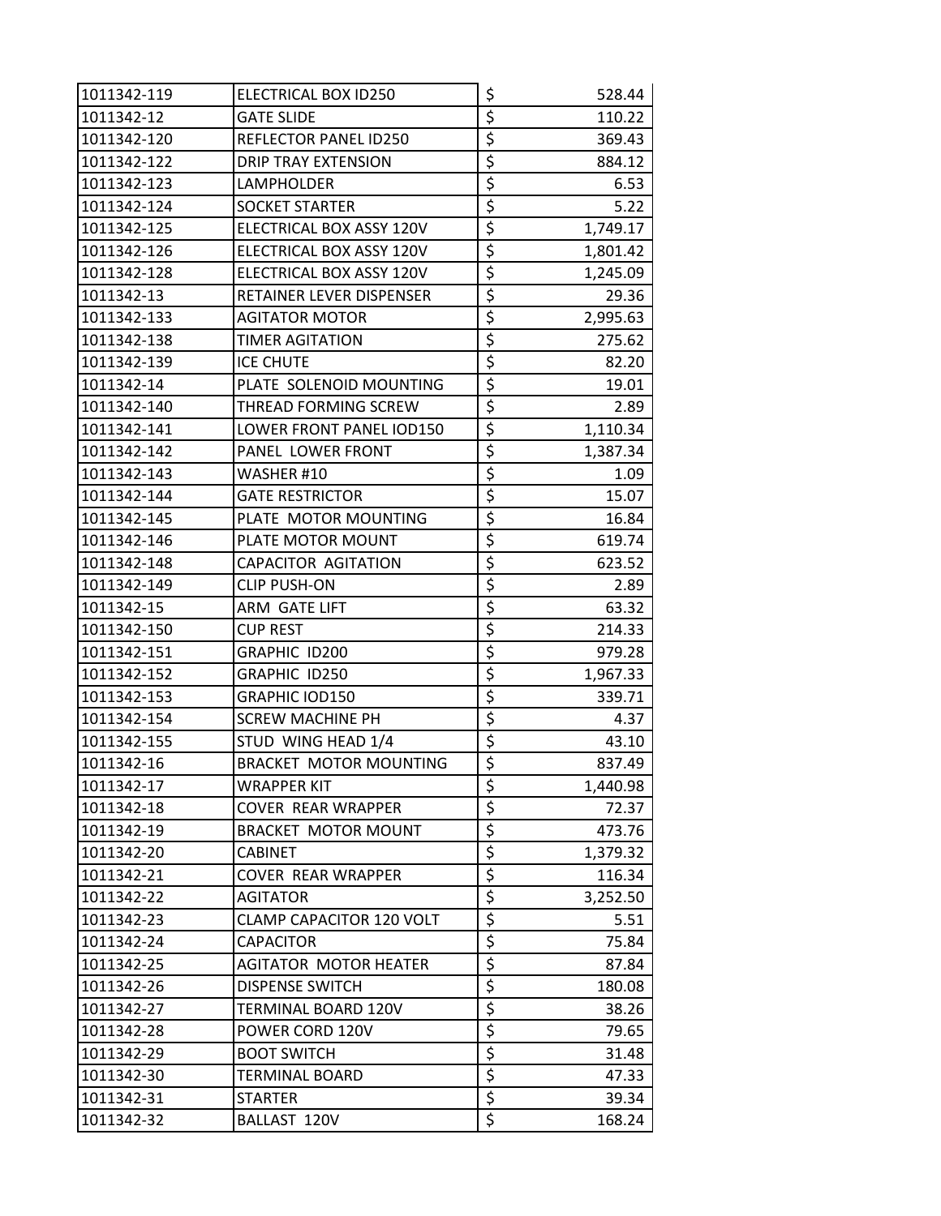| | | | |
|---|---|---|---|
| 1011342-119 | ELECTRICAL BOX ID250 | $ | 528.44 |
| 1011342-12 | GATE SLIDE | $ | 110.22 |
| 1011342-120 | REFLECTOR PANEL ID250 | $ | 369.43 |
| 1011342-122 | DRIP TRAY EXTENSION | $ | 884.12 |
| 1011342-123 | LAMPHOLDER | $ | 6.53 |
| 1011342-124 | SOCKET STARTER | $ | 5.22 |
| 1011342-125 | ELECTRICAL BOX ASSY 120V | $ | 1,749.17 |
| 1011342-126 | ELECTRICAL BOX ASSY 120V | $ | 1,801.42 |
| 1011342-128 | ELECTRICAL BOX ASSY 120V | $ | 1,245.09 |
| 1011342-13 | RETAINER LEVER DISPENSER | $ | 29.36 |
| 1011342-133 | AGITATOR MOTOR | $ | 2,995.63 |
| 1011342-138 | TIMER AGITATION | $ | 275.62 |
| 1011342-139 | ICE CHUTE | $ | 82.20 |
| 1011342-14 | PLATE SOLENOID MOUNTING | $ | 19.01 |
| 1011342-140 | THREAD FORMING SCREW | $ | 2.89 |
| 1011342-141 | LOWER FRONT PANEL IOD150 | $ | 1,110.34 |
| 1011342-142 | PANEL LOWER FRONT | $ | 1,387.34 |
| 1011342-143 | WASHER #10 | $ | 1.09 |
| 1011342-144 | GATE RESTRICTOR | $ | 15.07 |
| 1011342-145 | PLATE MOTOR MOUNTING | $ | 16.84 |
| 1011342-146 | PLATE MOTOR MOUNT | $ | 619.74 |
| 1011342-148 | CAPACITOR AGITATION | $ | 623.52 |
| 1011342-149 | CLIP PUSH-ON | $ | 2.89 |
| 1011342-15 | ARM GATE LIFT | $ | 63.32 |
| 1011342-150 | CUP REST | $ | 214.33 |
| 1011342-151 | GRAPHIC ID200 | $ | 979.28 |
| 1011342-152 | GRAPHIC ID250 | $ | 1,967.33 |
| 1011342-153 | GRAPHIC IOD150 | $ | 339.71 |
| 1011342-154 | SCREW MACHINE PH | $ | 4.37 |
| 1011342-155 | STUD WING HEAD 1/4 | $ | 43.10 |
| 1011342-16 | BRACKET MOTOR MOUNTING | $ | 837.49 |
| 1011342-17 | WRAPPER KIT | $ | 1,440.98 |
| 1011342-18 | COVER REAR WRAPPER | $ | 72.37 |
| 1011342-19 | BRACKET MOTOR MOUNT | $ | 473.76 |
| 1011342-20 | CABINET | $ | 1,379.32 |
| 1011342-21 | COVER REAR WRAPPER | $ | 116.34 |
| 1011342-22 | AGITATOR | $ | 3,252.50 |
| 1011342-23 | CLAMP CAPACITOR 120 VOLT | $ | 5.51 |
| 1011342-24 | CAPACITOR | $ | 75.84 |
| 1011342-25 | AGITATOR MOTOR HEATER | $ | 87.84 |
| 1011342-26 | DISPENSE SWITCH | $ | 180.08 |
| 1011342-27 | TERMINAL BOARD 120V | $ | 38.26 |
| 1011342-28 | POWER CORD 120V | $ | 79.65 |
| 1011342-29 | BOOT SWITCH | $ | 31.48 |
| 1011342-30 | TERMINAL BOARD | $ | 47.33 |
| 1011342-31 | STARTER | $ | 39.34 |
| 1011342-32 | BALLAST 120V | $ | 168.24 |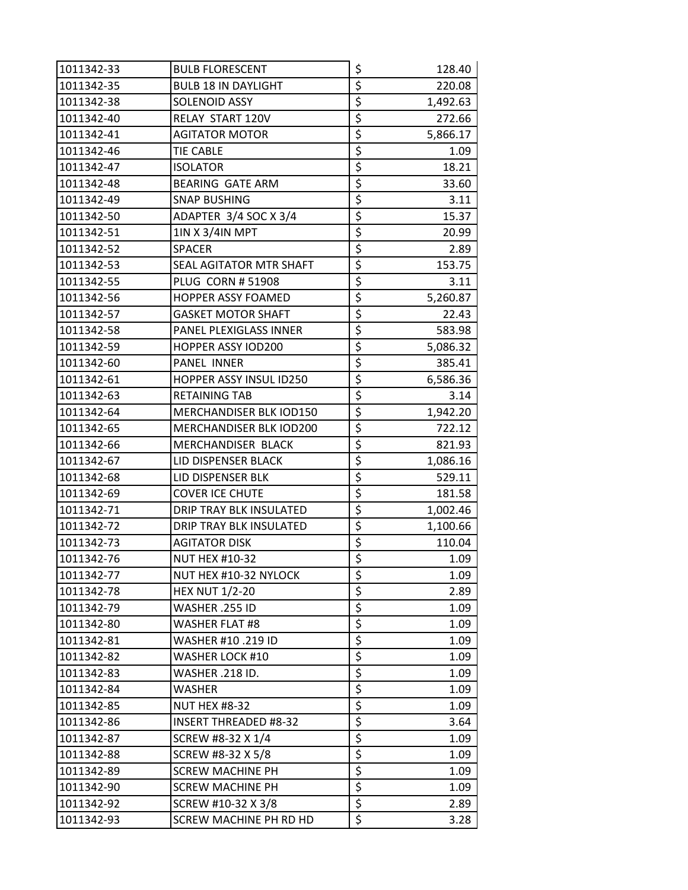| | | | |
|---|---|---|---|
| 1011342-33 | BULB FLORESCENT | $ | 128.40 |
| 1011342-35 | BULB 18 IN DAYLIGHT | $ | 220.08 |
| 1011342-38 | SOLENOID ASSY | $ | 1,492.63 |
| 1011342-40 | RELAY START 120V | $ | 272.66 |
| 1011342-41 | AGITATOR MOTOR | $ | 5,866.17 |
| 1011342-46 | TIE CABLE | $ | 1.09 |
| 1011342-47 | ISOLATOR | $ | 18.21 |
| 1011342-48 | BEARING GATE ARM | $ | 33.60 |
| 1011342-49 | SNAP BUSHING | $ | 3.11 |
| 1011342-50 | ADAPTER 3/4 SOC X 3/4 | $ | 15.37 |
| 1011342-51 | 1IN X 3/4IN MPT | $ | 20.99 |
| 1011342-52 | SPACER | $ | 2.89 |
| 1011342-53 | SEAL AGITATOR MTR SHAFT | $ | 153.75 |
| 1011342-55 | PLUG CORN # 51908 | $ | 3.11 |
| 1011342-56 | HOPPER ASSY FOAMED | $ | 5,260.87 |
| 1011342-57 | GASKET MOTOR SHAFT | $ | 22.43 |
| 1011342-58 | PANEL PLEXIGLASS INNER | $ | 583.98 |
| 1011342-59 | HOPPER ASSY IOD200 | $ | 5,086.32 |
| 1011342-60 | PANEL INNER | $ | 385.41 |
| 1011342-61 | HOPPER ASSY INSUL ID250 | $ | 6,586.36 |
| 1011342-63 | RETAINING TAB | $ | 3.14 |
| 1011342-64 | MERCHANDISER BLK IOD150 | $ | 1,942.20 |
| 1011342-65 | MERCHANDISER BLK IOD200 | $ | 722.12 |
| 1011342-66 | MERCHANDISER BLACK | $ | 821.93 |
| 1011342-67 | LID DISPENSER BLACK | $ | 1,086.16 |
| 1011342-68 | LID DISPENSER BLK | $ | 529.11 |
| 1011342-69 | COVER ICE CHUTE | $ | 181.58 |
| 1011342-71 | DRIP TRAY BLK INSULATED | $ | 1,002.46 |
| 1011342-72 | DRIP TRAY BLK INSULATED | $ | 1,100.66 |
| 1011342-73 | AGITATOR DISK | $ | 110.04 |
| 1011342-76 | NUT HEX #10-32 | $ | 1.09 |
| 1011342-77 | NUT HEX #10-32 NYLOCK | $ | 1.09 |
| 1011342-78 | HEX NUT 1/2-20 | $ | 2.89 |
| 1011342-79 | WASHER .255 ID | $ | 1.09 |
| 1011342-80 | WASHER FLAT #8 | $ | 1.09 |
| 1011342-81 | WASHER #10 .219 ID | $ | 1.09 |
| 1011342-82 | WASHER LOCK #10 | $ | 1.09 |
| 1011342-83 | WASHER .218 ID. | $ | 1.09 |
| 1011342-84 | WASHER | $ | 1.09 |
| 1011342-85 | NUT HEX #8-32 | $ | 1.09 |
| 1011342-86 | INSERT THREADED #8-32 | $ | 3.64 |
| 1011342-87 | SCREW #8-32 X 1/4 | $ | 1.09 |
| 1011342-88 | SCREW #8-32 X 5/8 | $ | 1.09 |
| 1011342-89 | SCREW MACHINE PH | $ | 1.09 |
| 1011342-90 | SCREW MACHINE PH | $ | 1.09 |
| 1011342-92 | SCREW #10-32 X 3/8 | $ | 2.89 |
| 1011342-93 | SCREW MACHINE PH RD HD | $ | 3.28 |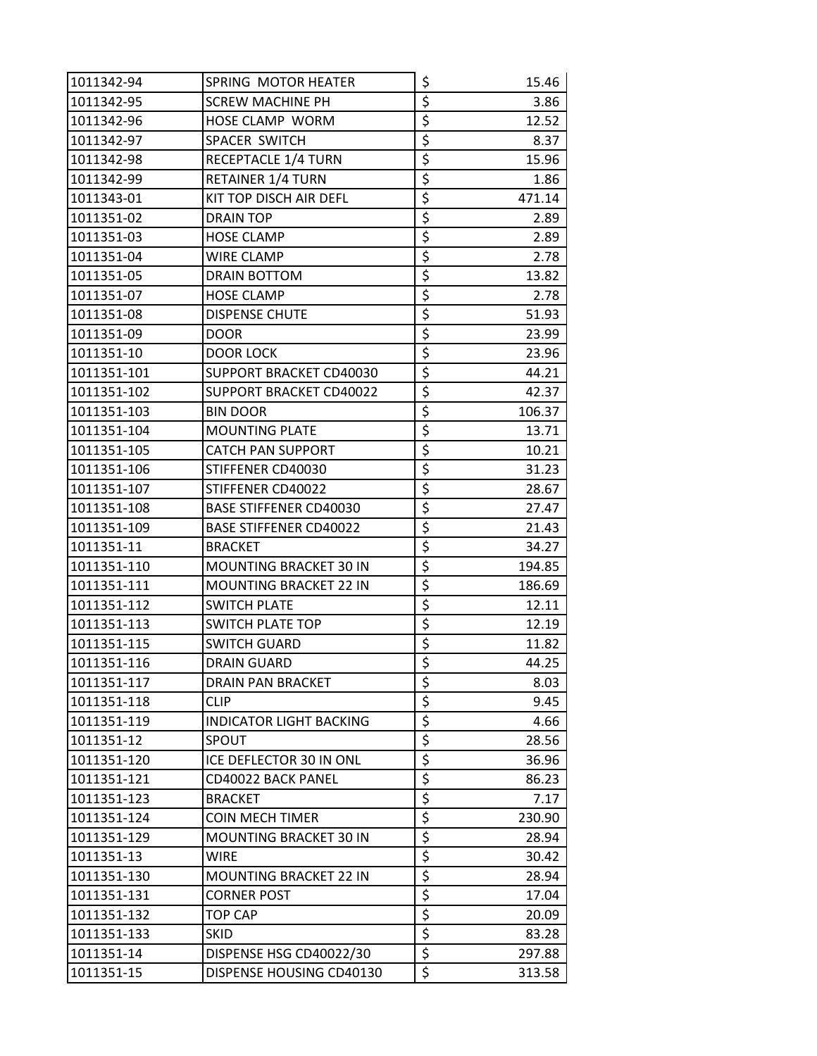| 1011342-94 | SPRING MOTOR HEATER | $ | 15.46 |
|---|---|---|---|
| 1011342-95 | SCREW MACHINE PH | $ | 3.86 |
| 1011342-96 | HOSE CLAMP WORM | $ | 12.52 |
| 1011342-97 | SPACER SWITCH | $ | 8.37 |
| 1011342-98 | RECEPTACLE 1/4 TURN | $ | 15.96 |
| 1011342-99 | RETAINER 1/4 TURN | $ | 1.86 |
| 1011343-01 | KIT TOP DISCH AIR DEFL | $ | 471.14 |
| 1011351-02 | DRAIN TOP | $ | 2.89 |
| 1011351-03 | HOSE CLAMP | $ | 2.89 |
| 1011351-04 | WIRE CLAMP | $ | 2.78 |
| 1011351-05 | DRAIN BOTTOM | $ | 13.82 |
| 1011351-07 | HOSE CLAMP | $ | 2.78 |
| 1011351-08 | DISPENSE CHUTE | $ | 51.93 |
| 1011351-09 | DOOR | $ | 23.99 |
| 1011351-10 | DOOR LOCK | $ | 23.96 |
| 1011351-101 | SUPPORT BRACKET CD40030 | $ | 44.21 |
| 1011351-102 | SUPPORT BRACKET CD40022 | $ | 42.37 |
| 1011351-103 | BIN DOOR | $ | 106.37 |
| 1011351-104 | MOUNTING PLATE | $ | 13.71 |
| 1011351-105 | CATCH PAN SUPPORT | $ | 10.21 |
| 1011351-106 | STIFFENER CD40030 | $ | 31.23 |
| 1011351-107 | STIFFENER CD40022 | $ | 28.67 |
| 1011351-108 | BASE STIFFENER CD40030 | $ | 27.47 |
| 1011351-109 | BASE STIFFENER CD40022 | $ | 21.43 |
| 1011351-11 | BRACKET | $ | 34.27 |
| 1011351-110 | MOUNTING BRACKET 30 IN | $ | 194.85 |
| 1011351-111 | MOUNTING BRACKET 22 IN | $ | 186.69 |
| 1011351-112 | SWITCH PLATE | $ | 12.11 |
| 1011351-113 | SWITCH PLATE TOP | $ | 12.19 |
| 1011351-115 | SWITCH GUARD | $ | 11.82 |
| 1011351-116 | DRAIN GUARD | $ | 44.25 |
| 1011351-117 | DRAIN PAN BRACKET | $ | 8.03 |
| 1011351-118 | CLIP | $ | 9.45 |
| 1011351-119 | INDICATOR LIGHT BACKING | $ | 4.66 |
| 1011351-12 | SPOUT | $ | 28.56 |
| 1011351-120 | ICE DEFLECTOR 30 IN ONL | $ | 36.96 |
| 1011351-121 | CD40022 BACK PANEL | $ | 86.23 |
| 1011351-123 | BRACKET | $ | 7.17 |
| 1011351-124 | COIN MECH TIMER | $ | 230.90 |
| 1011351-129 | MOUNTING BRACKET 30 IN | $ | 28.94 |
| 1011351-13 | WIRE | $ | 30.42 |
| 1011351-130 | MOUNTING BRACKET 22 IN | $ | 28.94 |
| 1011351-131 | CORNER POST | $ | 17.04 |
| 1011351-132 | TOP CAP | $ | 20.09 |
| 1011351-133 | SKID | $ | 83.28 |
| 1011351-14 | DISPENSE HSG CD40022/30 | $ | 297.88 |
| 1011351-15 | DISPENSE HOUSING CD40130 | $ | 313.58 |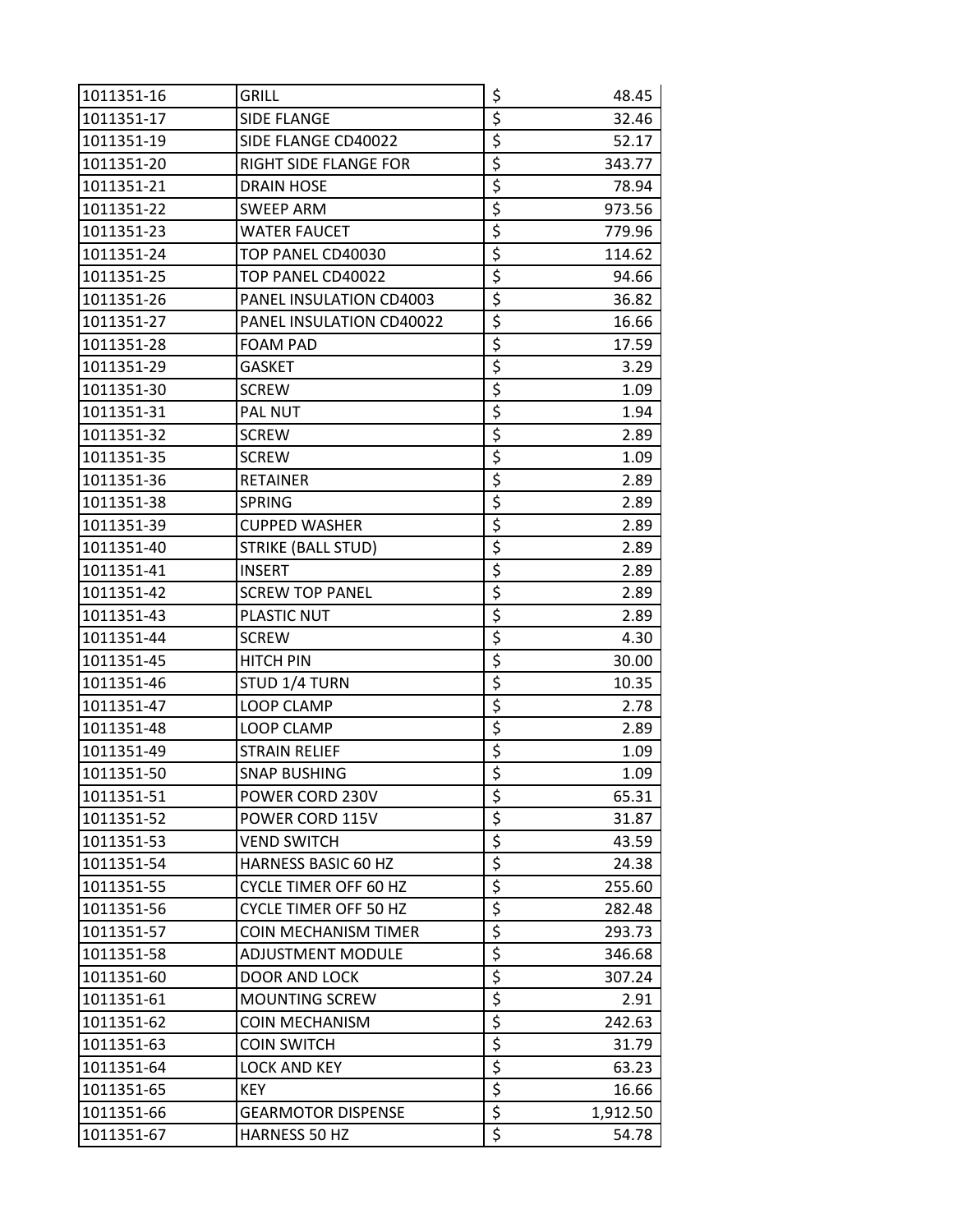| | | | |
|---|---|---|---|
| 1011351-16 | GRILL | $ | 48.45 |
| 1011351-17 | SIDE FLANGE | $ | 32.46 |
| 1011351-19 | SIDE FLANGE CD40022 | $ | 52.17 |
| 1011351-20 | RIGHT SIDE FLANGE FOR | $ | 343.77 |
| 1011351-21 | DRAIN HOSE | $ | 78.94 |
| 1011351-22 | SWEEP ARM | $ | 973.56 |
| 1011351-23 | WATER FAUCET | $ | 779.96 |
| 1011351-24 | TOP PANEL CD40030 | $ | 114.62 |
| 1011351-25 | TOP PANEL CD40022 | $ | 94.66 |
| 1011351-26 | PANEL INSULATION CD4003 | $ | 36.82 |
| 1011351-27 | PANEL INSULATION CD40022 | $ | 16.66 |
| 1011351-28 | FOAM PAD | $ | 17.59 |
| 1011351-29 | GASKET | $ | 3.29 |
| 1011351-30 | SCREW | $ | 1.09 |
| 1011351-31 | PAL NUT | $ | 1.94 |
| 1011351-32 | SCREW | $ | 2.89 |
| 1011351-35 | SCREW | $ | 1.09 |
| 1011351-36 | RETAINER | $ | 2.89 |
| 1011351-38 | SPRING | $ | 2.89 |
| 1011351-39 | CUPPED WASHER | $ | 2.89 |
| 1011351-40 | STRIKE (BALL STUD) | $ | 2.89 |
| 1011351-41 | INSERT | $ | 2.89 |
| 1011351-42 | SCREW TOP PANEL | $ | 2.89 |
| 1011351-43 | PLASTIC NUT | $ | 2.89 |
| 1011351-44 | SCREW | $ | 4.30 |
| 1011351-45 | HITCH PIN | $ | 30.00 |
| 1011351-46 | STUD 1/4 TURN | $ | 10.35 |
| 1011351-47 | LOOP CLAMP | $ | 2.78 |
| 1011351-48 | LOOP CLAMP | $ | 2.89 |
| 1011351-49 | STRAIN RELIEF | $ | 1.09 |
| 1011351-50 | SNAP BUSHING | $ | 1.09 |
| 1011351-51 | POWER CORD 230V | $ | 65.31 |
| 1011351-52 | POWER CORD 115V | $ | 31.87 |
| 1011351-53 | VEND SWITCH | $ | 43.59 |
| 1011351-54 | HARNESS BASIC 60 HZ | $ | 24.38 |
| 1011351-55 | CYCLE TIMER OFF 60 HZ | $ | 255.60 |
| 1011351-56 | CYCLE TIMER OFF 50 HZ | $ | 282.48 |
| 1011351-57 | COIN MECHANISM TIMER | $ | 293.73 |
| 1011351-58 | ADJUSTMENT MODULE | $ | 346.68 |
| 1011351-60 | DOOR AND LOCK | $ | 307.24 |
| 1011351-61 | MOUNTING SCREW | $ | 2.91 |
| 1011351-62 | COIN MECHANISM | $ | 242.63 |
| 1011351-63 | COIN SWITCH | $ | 31.79 |
| 1011351-64 | LOCK AND KEY | $ | 63.23 |
| 1011351-65 | KEY | $ | 16.66 |
| 1011351-66 | GEARMOTOR DISPENSE | $ | 1,912.50 |
| 1011351-67 | HARNESS 50 HZ | $ | 54.78 |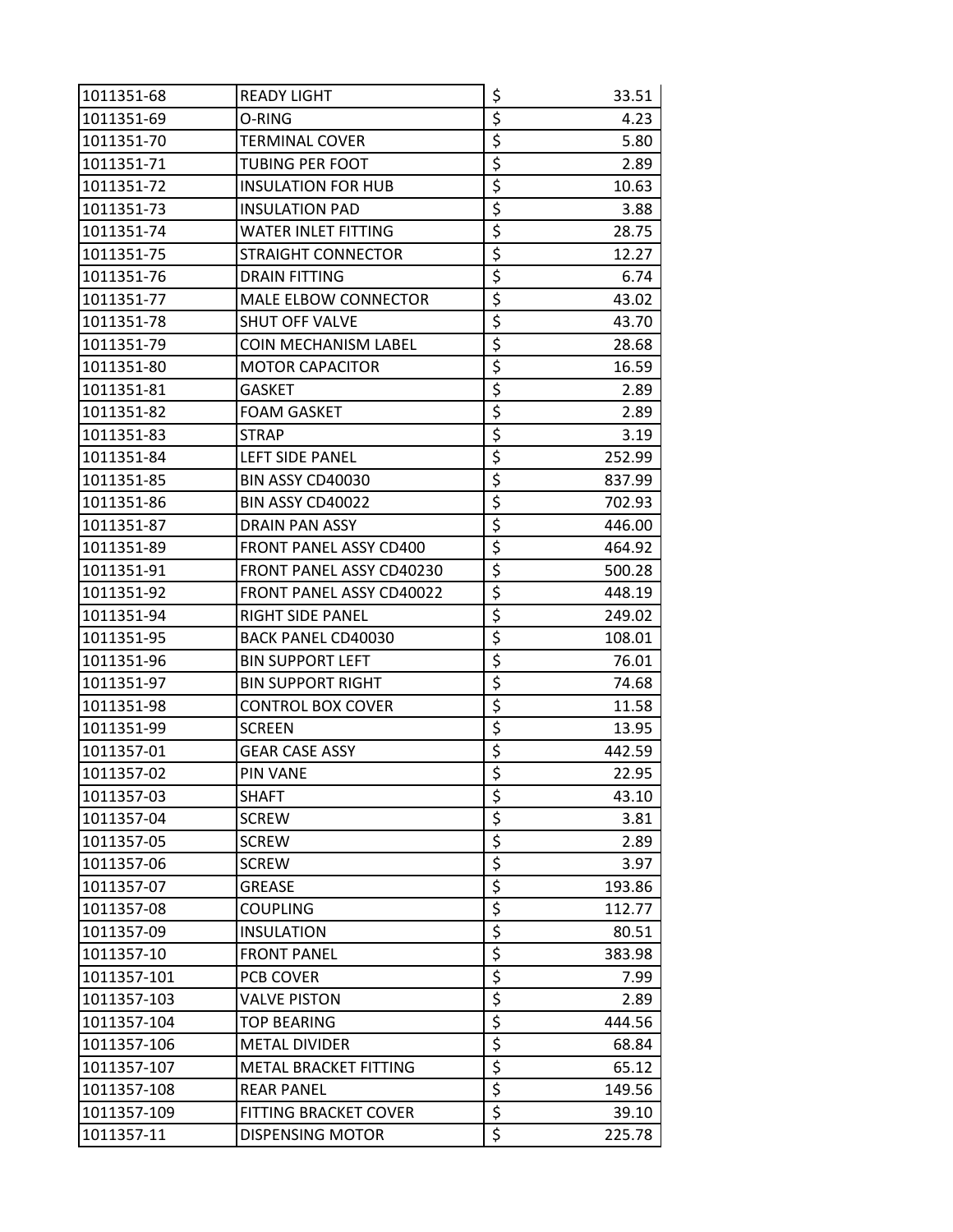| 1011351-68 | READY LIGHT | $ | 33.51 |
|---|---|---|---|
| 1011351-69 | O-RING | $ | 4.23 |
| 1011351-70 | TERMINAL COVER | $ | 5.80 |
| 1011351-71 | TUBING PER FOOT | $ | 2.89 |
| 1011351-72 | INSULATION FOR HUB | $ | 10.63 |
| 1011351-73 | INSULATION PAD | $ | 3.88 |
| 1011351-74 | WATER INLET FITTING | $ | 28.75 |
| 1011351-75 | STRAIGHT CONNECTOR | $ | 12.27 |
| 1011351-76 | DRAIN FITTING | $ | 6.74 |
| 1011351-77 | MALE ELBOW CONNECTOR | $ | 43.02 |
| 1011351-78 | SHUT OFF VALVE | $ | 43.70 |
| 1011351-79 | COIN MECHANISM LABEL | $ | 28.68 |
| 1011351-80 | MOTOR CAPACITOR | $ | 16.59 |
| 1011351-81 | GASKET | $ | 2.89 |
| 1011351-82 | FOAM GASKET | $ | 2.89 |
| 1011351-83 | STRAP | $ | 3.19 |
| 1011351-84 | LEFT SIDE PANEL | $ | 252.99 |
| 1011351-85 | BIN ASSY CD40030 | $ | 837.99 |
| 1011351-86 | BIN ASSY CD40022 | $ | 702.93 |
| 1011351-87 | DRAIN PAN ASSY | $ | 446.00 |
| 1011351-89 | FRONT PANEL ASSY CD400 | $ | 464.92 |
| 1011351-91 | FRONT PANEL ASSY CD40230 | $ | 500.28 |
| 1011351-92 | FRONT PANEL ASSY CD40022 | $ | 448.19 |
| 1011351-94 | RIGHT SIDE PANEL | $ | 249.02 |
| 1011351-95 | BACK PANEL CD40030 | $ | 108.01 |
| 1011351-96 | BIN SUPPORT LEFT | $ | 76.01 |
| 1011351-97 | BIN SUPPORT RIGHT | $ | 74.68 |
| 1011351-98 | CONTROL BOX COVER | $ | 11.58 |
| 1011351-99 | SCREEN | $ | 13.95 |
| 1011357-01 | GEAR CASE ASSY | $ | 442.59 |
| 1011357-02 | PIN VANE | $ | 22.95 |
| 1011357-03 | SHAFT | $ | 43.10 |
| 1011357-04 | SCREW | $ | 3.81 |
| 1011357-05 | SCREW | $ | 2.89 |
| 1011357-06 | SCREW | $ | 3.97 |
| 1011357-07 | GREASE | $ | 193.86 |
| 1011357-08 | COUPLING | $ | 112.77 |
| 1011357-09 | INSULATION | $ | 80.51 |
| 1011357-10 | FRONT PANEL | $ | 383.98 |
| 1011357-101 | PCB COVER | $ | 7.99 |
| 1011357-103 | VALVE PISTON | $ | 2.89 |
| 1011357-104 | TOP BEARING | $ | 444.56 |
| 1011357-106 | METAL DIVIDER | $ | 68.84 |
| 1011357-107 | METAL BRACKET FITTING | $ | 65.12 |
| 1011357-108 | REAR PANEL | $ | 149.56 |
| 1011357-109 | FITTING BRACKET COVER | $ | 39.10 |
| 1011357-11 | DISPENSING MOTOR | $ | 225.78 |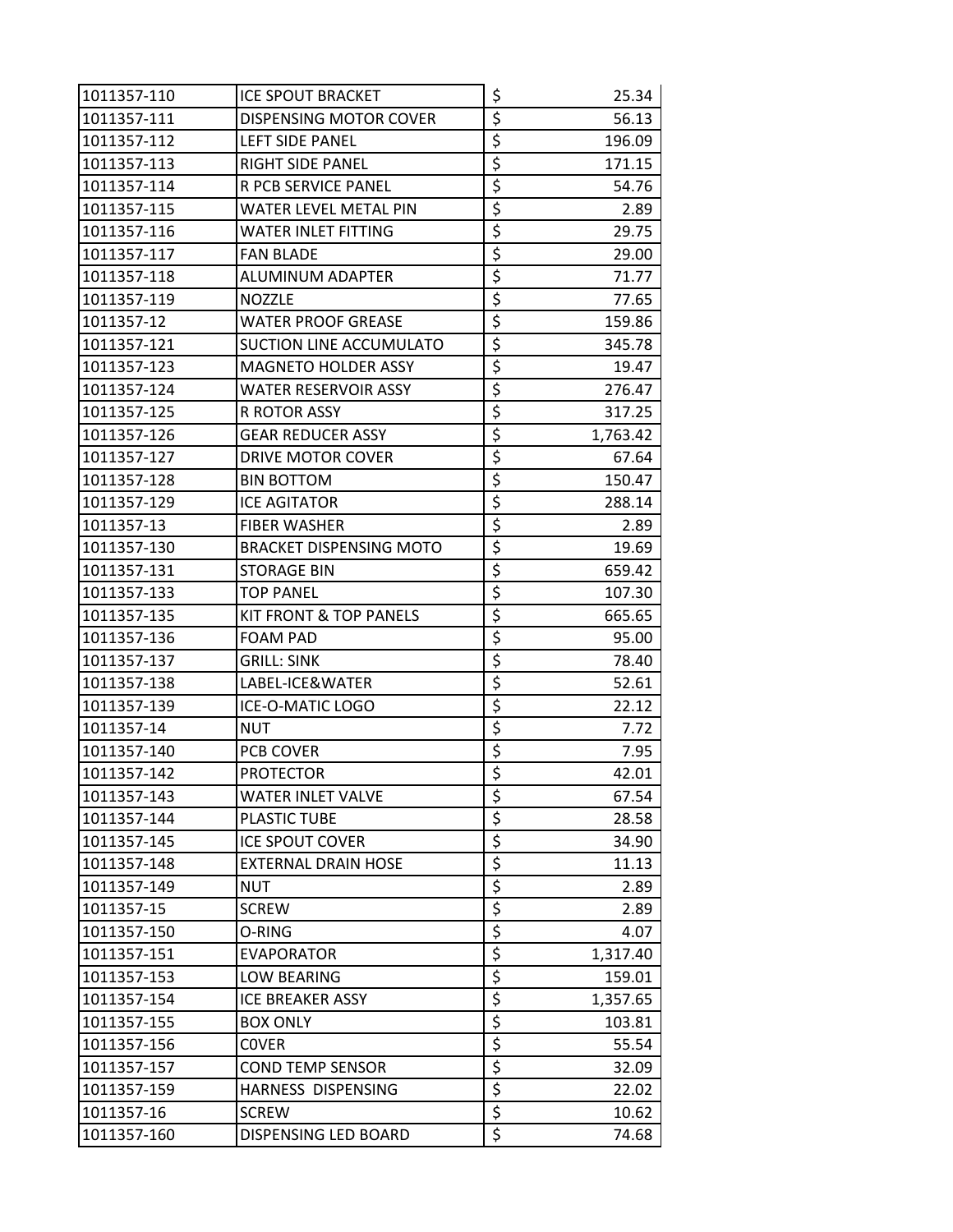| | | | |
|---|---|---|---|
| 1011357-110 | ICE SPOUT BRACKET | $ | 25.34 |
| 1011357-111 | DISPENSING MOTOR COVER | $ | 56.13 |
| 1011357-112 | LEFT SIDE PANEL | $ | 196.09 |
| 1011357-113 | RIGHT SIDE PANEL | $ | 171.15 |
| 1011357-114 | R PCB SERVICE PANEL | $ | 54.76 |
| 1011357-115 | WATER LEVEL METAL PIN | $ | 2.89 |
| 1011357-116 | WATER INLET FITTING | $ | 29.75 |
| 1011357-117 | FAN BLADE | $ | 29.00 |
| 1011357-118 | ALUMINUM ADAPTER | $ | 71.77 |
| 1011357-119 | NOZZLE | $ | 77.65 |
| 1011357-12 | WATER PROOF GREASE | $ | 159.86 |
| 1011357-121 | SUCTION LINE ACCUMULATO | $ | 345.78 |
| 1011357-123 | MAGNETO HOLDER ASSY | $ | 19.47 |
| 1011357-124 | WATER RESERVOIR ASSY | $ | 276.47 |
| 1011357-125 | R ROTOR ASSY | $ | 317.25 |
| 1011357-126 | GEAR REDUCER ASSY | $ | 1,763.42 |
| 1011357-127 | DRIVE MOTOR COVER | $ | 67.64 |
| 1011357-128 | BIN BOTTOM | $ | 150.47 |
| 1011357-129 | ICE AGITATOR | $ | 288.14 |
| 1011357-13 | FIBER WASHER | $ | 2.89 |
| 1011357-130 | BRACKET DISPENSING MOTO | $ | 19.69 |
| 1011357-131 | STORAGE BIN | $ | 659.42 |
| 1011357-133 | TOP PANEL | $ | 107.30 |
| 1011357-135 | KIT FRONT & TOP PANELS | $ | 665.65 |
| 1011357-136 | FOAM PAD | $ | 95.00 |
| 1011357-137 | GRILL: SINK | $ | 78.40 |
| 1011357-138 | LABEL-ICE&WATER | $ | 52.61 |
| 1011357-139 | ICE-O-MATIC LOGO | $ | 22.12 |
| 1011357-14 | NUT | $ | 7.72 |
| 1011357-140 | PCB COVER | $ | 7.95 |
| 1011357-142 | PROTECTOR | $ | 42.01 |
| 1011357-143 | WATER INLET VALVE | $ | 67.54 |
| 1011357-144 | PLASTIC TUBE | $ | 28.58 |
| 1011357-145 | ICE SPOUT COVER | $ | 34.90 |
| 1011357-148 | EXTERNAL DRAIN HOSE | $ | 11.13 |
| 1011357-149 | NUT | $ | 2.89 |
| 1011357-15 | SCREW | $ | 2.89 |
| 1011357-150 | O-RING | $ | 4.07 |
| 1011357-151 | EVAPORATOR | $ | 1,317.40 |
| 1011357-153 | LOW BEARING | $ | 159.01 |
| 1011357-154 | ICE BREAKER ASSY | $ | 1,357.65 |
| 1011357-155 | BOX ONLY | $ | 103.81 |
| 1011357-156 | C0VER | $ | 55.54 |
| 1011357-157 | COND TEMP SENSOR | $ | 32.09 |
| 1011357-159 | HARNESS DISPENSING | $ | 22.02 |
| 1011357-16 | SCREW | $ | 10.62 |
| 1011357-160 | DISPENSING LED BOARD | $ | 74.68 |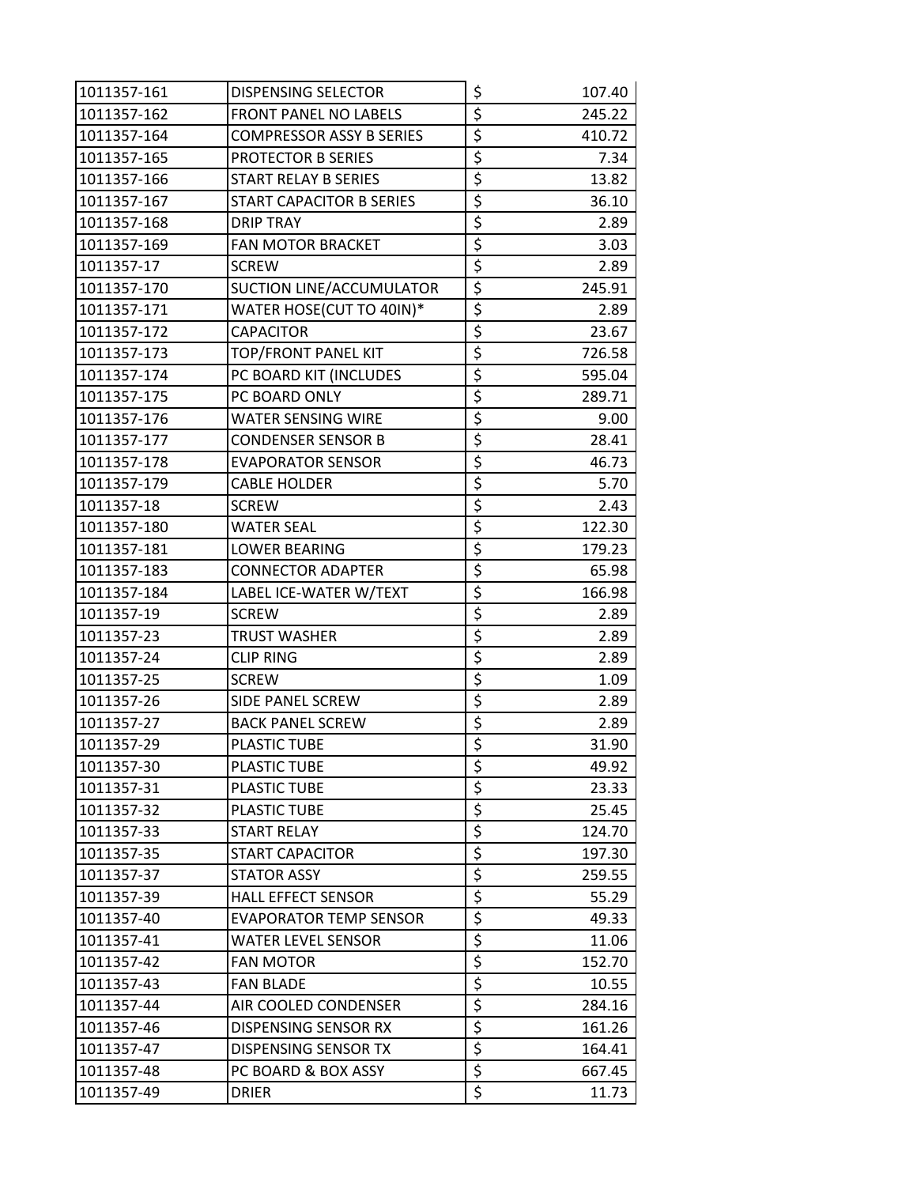| | | | |
|---|---|---|---|
| 1011357-161 | DISPENSING SELECTOR | $ | 107.40 |
| 1011357-162 | FRONT PANEL NO LABELS | $ | 245.22 |
| 1011357-164 | COMPRESSOR ASSY B SERIES | $ | 410.72 |
| 1011357-165 | PROTECTOR B SERIES | $ | 7.34 |
| 1011357-166 | START RELAY B SERIES | $ | 13.82 |
| 1011357-167 | START CAPACITOR B SERIES | $ | 36.10 |
| 1011357-168 | DRIP TRAY | $ | 2.89 |
| 1011357-169 | FAN MOTOR BRACKET | $ | 3.03 |
| 1011357-17 | SCREW | $ | 2.89 |
| 1011357-170 | SUCTION LINE/ACCUMULATOR | $ | 245.91 |
| 1011357-171 | WATER HOSE(CUT TO 40IN)* | $ | 2.89 |
| 1011357-172 | CAPACITOR | $ | 23.67 |
| 1011357-173 | TOP/FRONT PANEL KIT | $ | 726.58 |
| 1011357-174 | PC BOARD KIT (INCLUDES | $ | 595.04 |
| 1011357-175 | PC BOARD ONLY | $ | 289.71 |
| 1011357-176 | WATER SENSING WIRE | $ | 9.00 |
| 1011357-177 | CONDENSER SENSOR B | $ | 28.41 |
| 1011357-178 | EVAPORATOR SENSOR | $ | 46.73 |
| 1011357-179 | CABLE HOLDER | $ | 5.70 |
| 1011357-18 | SCREW | $ | 2.43 |
| 1011357-180 | WATER SEAL | $ | 122.30 |
| 1011357-181 | LOWER BEARING | $ | 179.23 |
| 1011357-183 | CONNECTOR ADAPTER | $ | 65.98 |
| 1011357-184 | LABEL ICE-WATER W/TEXT | $ | 166.98 |
| 1011357-19 | SCREW | $ | 2.89 |
| 1011357-23 | TRUST WASHER | $ | 2.89 |
| 1011357-24 | CLIP RING | $ | 2.89 |
| 1011357-25 | SCREW | $ | 1.09 |
| 1011357-26 | SIDE PANEL SCREW | $ | 2.89 |
| 1011357-27 | BACK PANEL SCREW | $ | 2.89 |
| 1011357-29 | PLASTIC TUBE | $ | 31.90 |
| 1011357-30 | PLASTIC TUBE | $ | 49.92 |
| 1011357-31 | PLASTIC TUBE | $ | 23.33 |
| 1011357-32 | PLASTIC TUBE | $ | 25.45 |
| 1011357-33 | START RELAY | $ | 124.70 |
| 1011357-35 | START CAPACITOR | $ | 197.30 |
| 1011357-37 | STATOR ASSY | $ | 259.55 |
| 1011357-39 | HALL EFFECT SENSOR | $ | 55.29 |
| 1011357-40 | EVAPORATOR TEMP SENSOR | $ | 49.33 |
| 1011357-41 | WATER LEVEL SENSOR | $ | 11.06 |
| 1011357-42 | FAN MOTOR | $ | 152.70 |
| 1011357-43 | FAN BLADE | $ | 10.55 |
| 1011357-44 | AIR COOLED CONDENSER | $ | 284.16 |
| 1011357-46 | DISPENSING SENSOR RX | $ | 161.26 |
| 1011357-47 | DISPENSING SENSOR TX | $ | 164.41 |
| 1011357-48 | PC BOARD & BOX ASSY | $ | 667.45 |
| 1011357-49 | DRIER | $ | 11.73 |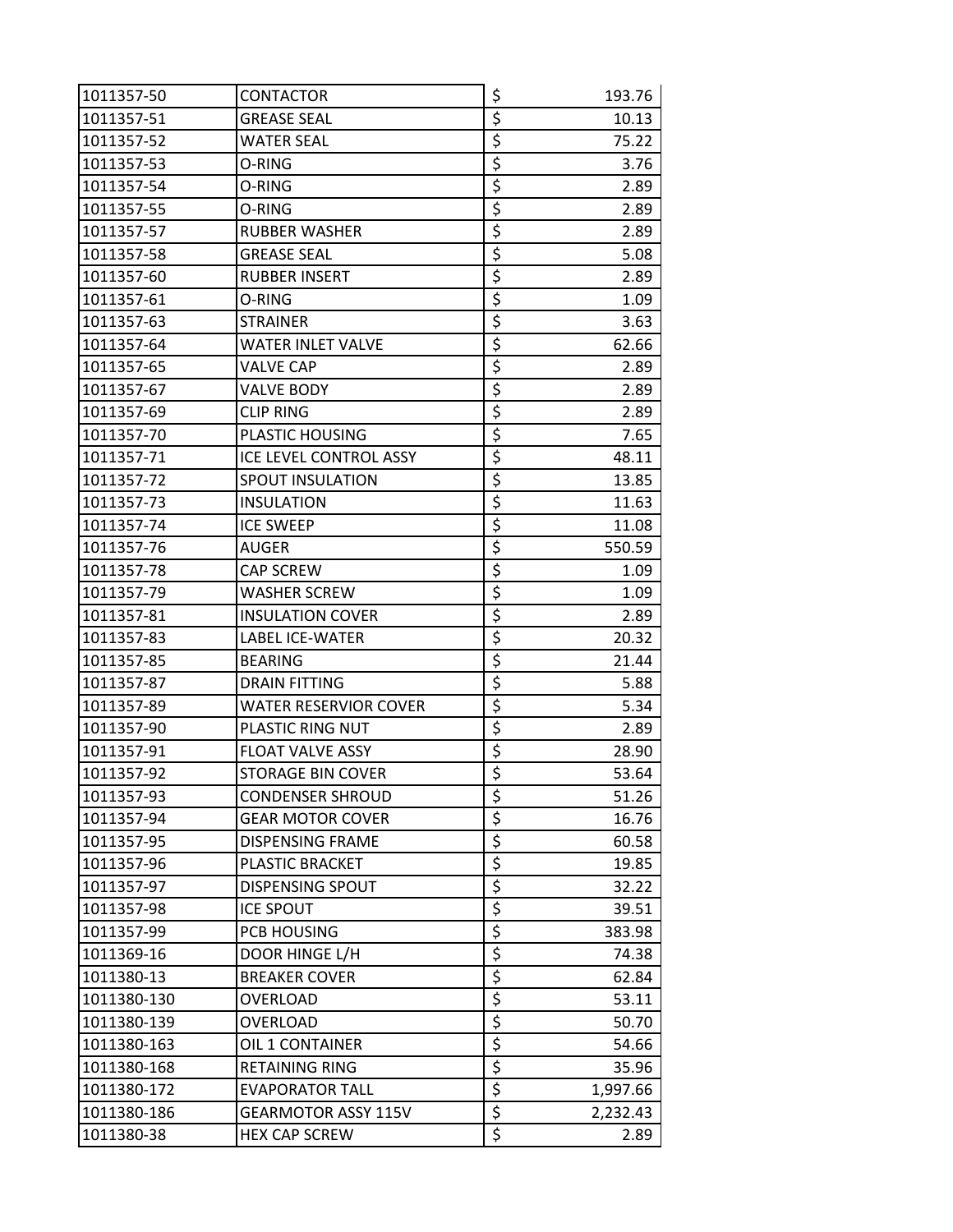| | | | |
|---|---|---|---|
| 1011357-50 | CONTACTOR | $ | 193.76 |
| 1011357-51 | GREASE SEAL | $ | 10.13 |
| 1011357-52 | WATER SEAL | $ | 75.22 |
| 1011357-53 | O-RING | $ | 3.76 |
| 1011357-54 | O-RING | $ | 2.89 |
| 1011357-55 | O-RING | $ | 2.89 |
| 1011357-57 | RUBBER WASHER | $ | 2.89 |
| 1011357-58 | GREASE SEAL | $ | 5.08 |
| 1011357-60 | RUBBER INSERT | $ | 2.89 |
| 1011357-61 | O-RING | $ | 1.09 |
| 1011357-63 | STRAINER | $ | 3.63 |
| 1011357-64 | WATER INLET VALVE | $ | 62.66 |
| 1011357-65 | VALVE CAP | $ | 2.89 |
| 1011357-67 | VALVE BODY | $ | 2.89 |
| 1011357-69 | CLIP RING | $ | 2.89 |
| 1011357-70 | PLASTIC HOUSING | $ | 7.65 |
| 1011357-71 | ICE LEVEL CONTROL ASSY | $ | 48.11 |
| 1011357-72 | SPOUT INSULATION | $ | 13.85 |
| 1011357-73 | INSULATION | $ | 11.63 |
| 1011357-74 | ICE SWEEP | $ | 11.08 |
| 1011357-76 | AUGER | $ | 550.59 |
| 1011357-78 | CAP SCREW | $ | 1.09 |
| 1011357-79 | WASHER SCREW | $ | 1.09 |
| 1011357-81 | INSULATION COVER | $ | 2.89 |
| 1011357-83 | LABEL ICE-WATER | $ | 20.32 |
| 1011357-85 | BEARING | $ | 21.44 |
| 1011357-87 | DRAIN FITTING | $ | 5.88 |
| 1011357-89 | WATER RESERVIOR COVER | $ | 5.34 |
| 1011357-90 | PLASTIC RING NUT | $ | 2.89 |
| 1011357-91 | FLOAT VALVE ASSY | $ | 28.90 |
| 1011357-92 | STORAGE BIN COVER | $ | 53.64 |
| 1011357-93 | CONDENSER SHROUD | $ | 51.26 |
| 1011357-94 | GEAR MOTOR COVER | $ | 16.76 |
| 1011357-95 | DISPENSING FRAME | $ | 60.58 |
| 1011357-96 | PLASTIC BRACKET | $ | 19.85 |
| 1011357-97 | DISPENSING SPOUT | $ | 32.22 |
| 1011357-98 | ICE SPOUT | $ | 39.51 |
| 1011357-99 | PCB HOUSING | $ | 383.98 |
| 1011369-16 | DOOR HINGE L/H | $ | 74.38 |
| 1011380-13 | BREAKER COVER | $ | 62.84 |
| 1011380-130 | OVERLOAD | $ | 53.11 |
| 1011380-139 | OVERLOAD | $ | 50.70 |
| 1011380-163 | OIL 1 CONTAINER | $ | 54.66 |
| 1011380-168 | RETAINING RING | $ | 35.96 |
| 1011380-172 | EVAPORATOR TALL | $ | 1,997.66 |
| 1011380-186 | GEARMOTOR ASSY 115V | $ | 2,232.43 |
| 1011380-38 | HEX CAP SCREW | $ | 2.89 |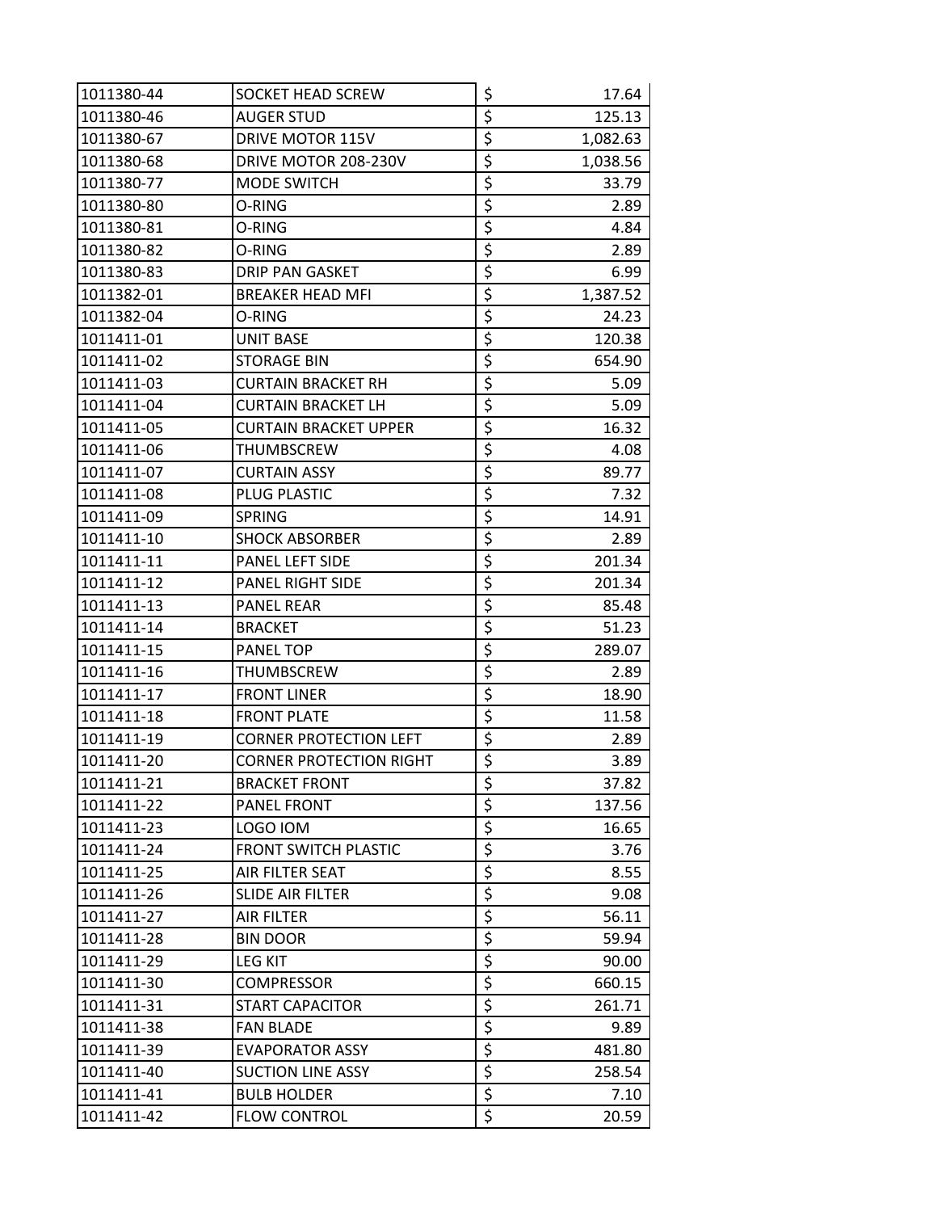| | | | |
|---|---|---|---|
| 1011380-44 | SOCKET HEAD SCREW | $ | 17.64 |
| 1011380-46 | AUGER STUD | $ | 125.13 |
| 1011380-67 | DRIVE MOTOR 115V | $ | 1,082.63 |
| 1011380-68 | DRIVE MOTOR 208-230V | $ | 1,038.56 |
| 1011380-77 | MODE SWITCH | $ | 33.79 |
| 1011380-80 | O-RING | $ | 2.89 |
| 1011380-81 | O-RING | $ | 4.84 |
| 1011380-82 | O-RING | $ | 2.89 |
| 1011380-83 | DRIP PAN GASKET | $ | 6.99 |
| 1011382-01 | BREAKER HEAD MFI | $ | 1,387.52 |
| 1011382-04 | O-RING | $ | 24.23 |
| 1011411-01 | UNIT BASE | $ | 120.38 |
| 1011411-02 | STORAGE BIN | $ | 654.90 |
| 1011411-03 | CURTAIN BRACKET RH | $ | 5.09 |
| 1011411-04 | CURTAIN BRACKET LH | $ | 5.09 |
| 1011411-05 | CURTAIN BRACKET UPPER | $ | 16.32 |
| 1011411-06 | THUMBSCREW | $ | 4.08 |
| 1011411-07 | CURTAIN ASSY | $ | 89.77 |
| 1011411-08 | PLUG PLASTIC | $ | 7.32 |
| 1011411-09 | SPRING | $ | 14.91 |
| 1011411-10 | SHOCK ABSORBER | $ | 2.89 |
| 1011411-11 | PANEL LEFT SIDE | $ | 201.34 |
| 1011411-12 | PANEL RIGHT SIDE | $ | 201.34 |
| 1011411-13 | PANEL REAR | $ | 85.48 |
| 1011411-14 | BRACKET | $ | 51.23 |
| 1011411-15 | PANEL TOP | $ | 289.07 |
| 1011411-16 | THUMBSCREW | $ | 2.89 |
| 1011411-17 | FRONT LINER | $ | 18.90 |
| 1011411-18 | FRONT PLATE | $ | 11.58 |
| 1011411-19 | CORNER PROTECTION LEFT | $ | 2.89 |
| 1011411-20 | CORNER PROTECTION RIGHT | $ | 3.89 |
| 1011411-21 | BRACKET FRONT | $ | 37.82 |
| 1011411-22 | PANEL FRONT | $ | 137.56 |
| 1011411-23 | LOGO IOM | $ | 16.65 |
| 1011411-24 | FRONT SWITCH PLASTIC | $ | 3.76 |
| 1011411-25 | AIR FILTER SEAT | $ | 8.55 |
| 1011411-26 | SLIDE AIR FILTER | $ | 9.08 |
| 1011411-27 | AIR FILTER | $ | 56.11 |
| 1011411-28 | BIN DOOR | $ | 59.94 |
| 1011411-29 | LEG KIT | $ | 90.00 |
| 1011411-30 | COMPRESSOR | $ | 660.15 |
| 1011411-31 | START CAPACITOR | $ | 261.71 |
| 1011411-38 | FAN BLADE | $ | 9.89 |
| 1011411-39 | EVAPORATOR ASSY | $ | 481.80 |
| 1011411-40 | SUCTION LINE ASSY | $ | 258.54 |
| 1011411-41 | BULB HOLDER | $ | 7.10 |
| 1011411-42 | FLOW CONTROL | $ | 20.59 |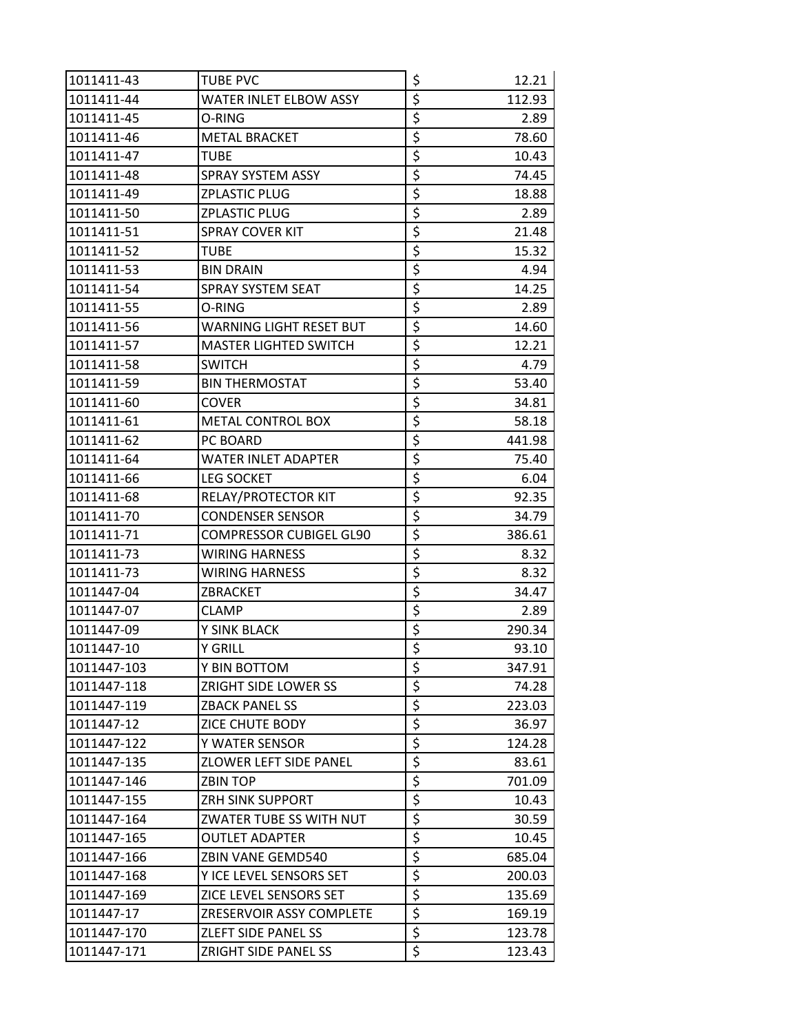| | | | |
|---|---|---|---|
| 1011411-43 | TUBE PVC | $ | 12.21 |
| 1011411-44 | WATER INLET ELBOW ASSY | $ | 112.93 |
| 1011411-45 | O-RING | $ | 2.89 |
| 1011411-46 | METAL BRACKET | $ | 78.60 |
| 1011411-47 | TUBE | $ | 10.43 |
| 1011411-48 | SPRAY SYSTEM ASSY | $ | 74.45 |
| 1011411-49 | ZPLASTIC PLUG | $ | 18.88 |
| 1011411-50 | ZPLASTIC PLUG | $ | 2.89 |
| 1011411-51 | SPRAY COVER KIT | $ | 21.48 |
| 1011411-52 | TUBE | $ | 15.32 |
| 1011411-53 | BIN DRAIN | $ | 4.94 |
| 1011411-54 | SPRAY SYSTEM SEAT | $ | 14.25 |
| 1011411-55 | O-RING | $ | 2.89 |
| 1011411-56 | WARNING LIGHT RESET BUT | $ | 14.60 |
| 1011411-57 | MASTER LIGHTED SWITCH | $ | 12.21 |
| 1011411-58 | SWITCH | $ | 4.79 |
| 1011411-59 | BIN THERMOSTAT | $ | 53.40 |
| 1011411-60 | COVER | $ | 34.81 |
| 1011411-61 | METAL CONTROL BOX | $ | 58.18 |
| 1011411-62 | PC BOARD | $ | 441.98 |
| 1011411-64 | WATER INLET ADAPTER | $ | 75.40 |
| 1011411-66 | LEG SOCKET | $ | 6.04 |
| 1011411-68 | RELAY/PROTECTOR KIT | $ | 92.35 |
| 1011411-70 | CONDENSER SENSOR | $ | 34.79 |
| 1011411-71 | COMPRESSOR CUBIGEL GL90 | $ | 386.61 |
| 1011411-73 | WIRING HARNESS | $ | 8.32 |
| 1011411-73 | WIRING HARNESS | $ | 8.32 |
| 1011447-04 | ZBRACKET | $ | 34.47 |
| 1011447-07 | CLAMP | $ | 2.89 |
| 1011447-09 | Y SINK BLACK | $ | 290.34 |
| 1011447-10 | Y GRILL | $ | 93.10 |
| 1011447-103 | Y BIN BOTTOM | $ | 347.91 |
| 1011447-118 | ZRIGHT SIDE LOWER SS | $ | 74.28 |
| 1011447-119 | ZBACK PANEL SS | $ | 223.03 |
| 1011447-12 | ZICE CHUTE BODY | $ | 36.97 |
| 1011447-122 | Y WATER SENSOR | $ | 124.28 |
| 1011447-135 | ZLOWER LEFT SIDE PANEL | $ | 83.61 |
| 1011447-146 | ZBIN TOP | $ | 701.09 |
| 1011447-155 | ZRH SINK SUPPORT | $ | 10.43 |
| 1011447-164 | ZWATER TUBE SS WITH NUT | $ | 30.59 |
| 1011447-165 | OUTLET ADAPTER | $ | 10.45 |
| 1011447-166 | ZBIN VANE GEMD540 | $ | 685.04 |
| 1011447-168 | Y ICE LEVEL SENSORS SET | $ | 200.03 |
| 1011447-169 | ZICE LEVEL SENSORS SET | $ | 135.69 |
| 1011447-17 | ZRESERVOIR ASSY COMPLETE | $ | 169.19 |
| 1011447-170 | ZLEFT SIDE PANEL SS | $ | 123.78 |
| 1011447-171 | ZRIGHT SIDE PANEL SS | $ | 123.43 |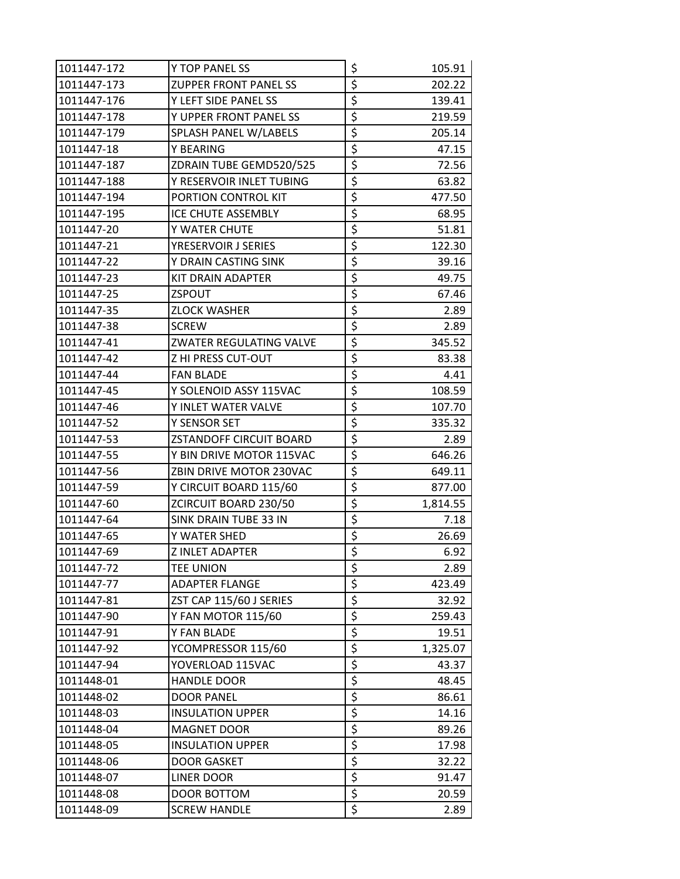| 1011447-172 | Y TOP PANEL SS | $ | 105.91 |
|---|---|---|---|
| 1011447-173 | ZUPPER FRONT PANEL SS | $ | 202.22 |
| 1011447-176 | Y LEFT SIDE PANEL SS | $ | 139.41 |
| 1011447-178 | Y UPPER FRONT PANEL SS | $ | 219.59 |
| 1011447-179 | SPLASH PANEL W/LABELS | $ | 205.14 |
| 1011447-18 | Y BEARING | $ | 47.15 |
| 1011447-187 | ZDRAIN TUBE GEMD520/525 | $ | 72.56 |
| 1011447-188 | Y RESERVOIR INLET TUBING | $ | 63.82 |
| 1011447-194 | PORTION CONTROL KIT | $ | 477.50 |
| 1011447-195 | ICE CHUTE ASSEMBLY | $ | 68.95 |
| 1011447-20 | Y WATER CHUTE | $ | 51.81 |
| 1011447-21 | YRESERVOIR J SERIES | $ | 122.30 |
| 1011447-22 | Y DRAIN CASTING SINK | $ | 39.16 |
| 1011447-23 | KIT DRAIN ADAPTER | $ | 49.75 |
| 1011447-25 | ZSPOUT | $ | 67.46 |
| 1011447-35 | ZLOCK WASHER | $ | 2.89 |
| 1011447-38 | SCREW | $ | 2.89 |
| 1011447-41 | ZWATER REGULATING VALVE | $ | 345.52 |
| 1011447-42 | Z HI PRESS CUT-OUT | $ | 83.38 |
| 1011447-44 | FAN BLADE | $ | 4.41 |
| 1011447-45 | Y SOLENOID ASSY 115VAC | $ | 108.59 |
| 1011447-46 | Y INLET WATER VALVE | $ | 107.70 |
| 1011447-52 | Y SENSOR SET | $ | 335.32 |
| 1011447-53 | ZSTANDOFF CIRCUIT BOARD | $ | 2.89 |
| 1011447-55 | Y BIN DRIVE MOTOR 115VAC | $ | 646.26 |
| 1011447-56 | ZBIN DRIVE MOTOR 230VAC | $ | 649.11 |
| 1011447-59 | Y CIRCUIT BOARD 115/60 | $ | 877.00 |
| 1011447-60 | ZCIRCUIT BOARD 230/50 | $ | 1,814.55 |
| 1011447-64 | SINK DRAIN TUBE 33 IN | $ | 7.18 |
| 1011447-65 | Y WATER SHED | $ | 26.69 |
| 1011447-69 | Z INLET ADAPTER | $ | 6.92 |
| 1011447-72 | TEE UNION | $ | 2.89 |
| 1011447-77 | ADAPTER FLANGE | $ | 423.49 |
| 1011447-81 | ZST CAP 115/60 J SERIES | $ | 32.92 |
| 1011447-90 | Y FAN MOTOR 115/60 | $ | 259.43 |
| 1011447-91 | Y FAN BLADE | $ | 19.51 |
| 1011447-92 | YCOMPRESSOR 115/60 | $ | 1,325.07 |
| 1011447-94 | YOVERLOAD 115VAC | $ | 43.37 |
| 1011448-01 | HANDLE DOOR | $ | 48.45 |
| 1011448-02 | DOOR PANEL | $ | 86.61 |
| 1011448-03 | INSULATION UPPER | $ | 14.16 |
| 1011448-04 | MAGNET DOOR | $ | 89.26 |
| 1011448-05 | INSULATION UPPER | $ | 17.98 |
| 1011448-06 | DOOR GASKET | $ | 32.22 |
| 1011448-07 | LINER DOOR | $ | 91.47 |
| 1011448-08 | DOOR BOTTOM | $ | 20.59 |
| 1011448-09 | SCREW HANDLE | $ | 2.89 |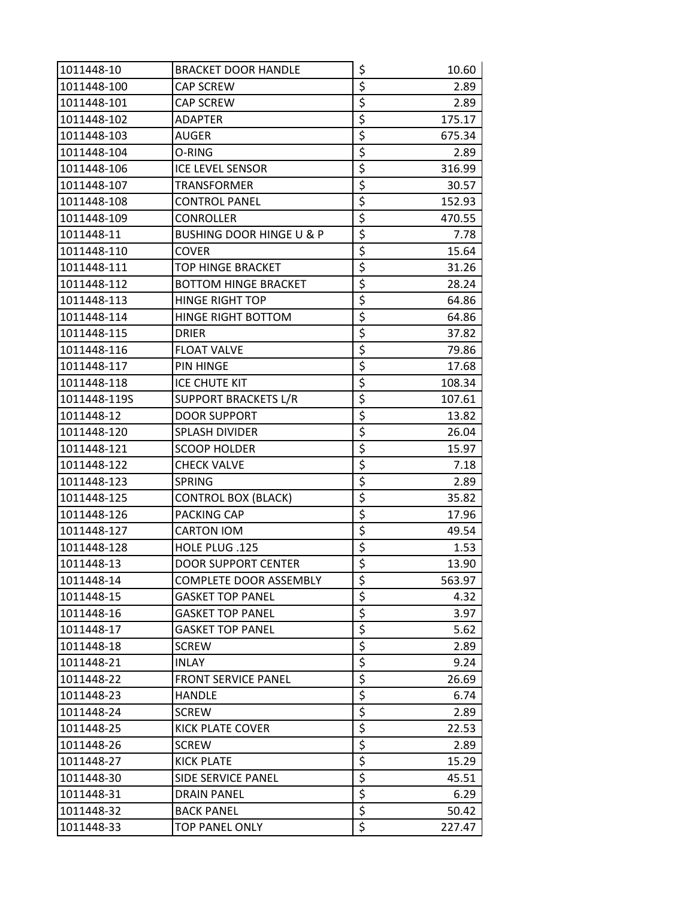| 1011448-10 | BRACKET DOOR HANDLE | $ | 10.60 |
|---|---|---|---|
| 1011448-100 | CAP SCREW | $ | 2.89 |
| 1011448-101 | CAP SCREW | $ | 2.89 |
| 1011448-102 | ADAPTER | $ | 175.17 |
| 1011448-103 | AUGER | $ | 675.34 |
| 1011448-104 | O-RING | $ | 2.89 |
| 1011448-106 | ICE LEVEL SENSOR | $ | 316.99 |
| 1011448-107 | TRANSFORMER | $ | 30.57 |
| 1011448-108 | CONTROL PANEL | $ | 152.93 |
| 1011448-109 | CONROLLER | $ | 470.55 |
| 1011448-11 | BUSHING DOOR HINGE U & P | $ | 7.78 |
| 1011448-110 | COVER | $ | 15.64 |
| 1011448-111 | TOP HINGE BRACKET | $ | 31.26 |
| 1011448-112 | BOTTOM HINGE BRACKET | $ | 28.24 |
| 1011448-113 | HINGE RIGHT TOP | $ | 64.86 |
| 1011448-114 | HINGE RIGHT BOTTOM | $ | 64.86 |
| 1011448-115 | DRIER | $ | 37.82 |
| 1011448-116 | FLOAT VALVE | $ | 79.86 |
| 1011448-117 | PIN HINGE | $ | 17.68 |
| 1011448-118 | ICE CHUTE KIT | $ | 108.34 |
| 1011448-119S | SUPPORT BRACKETS L/R | $ | 107.61 |
| 1011448-12 | DOOR SUPPORT | $ | 13.82 |
| 1011448-120 | SPLASH DIVIDER | $ | 26.04 |
| 1011448-121 | SCOOP HOLDER | $ | 15.97 |
| 1011448-122 | CHECK VALVE | $ | 7.18 |
| 1011448-123 | SPRING | $ | 2.89 |
| 1011448-125 | CONTROL BOX (BLACK) | $ | 35.82 |
| 1011448-126 | PACKING CAP | $ | 17.96 |
| 1011448-127 | CARTON IOM | $ | 49.54 |
| 1011448-128 | HOLE PLUG .125 | $ | 1.53 |
| 1011448-13 | DOOR SUPPORT CENTER | $ | 13.90 |
| 1011448-14 | COMPLETE DOOR ASSEMBLY | $ | 563.97 |
| 1011448-15 | GASKET TOP PANEL | $ | 4.32 |
| 1011448-16 | GASKET TOP PANEL | $ | 3.97 |
| 1011448-17 | GASKET TOP PANEL | $ | 5.62 |
| 1011448-18 | SCREW | $ | 2.89 |
| 1011448-21 | INLAY | $ | 9.24 |
| 1011448-22 | FRONT SERVICE PANEL | $ | 26.69 |
| 1011448-23 | HANDLE | $ | 6.74 |
| 1011448-24 | SCREW | $ | 2.89 |
| 1011448-25 | KICK PLATE COVER | $ | 22.53 |
| 1011448-26 | SCREW | $ | 2.89 |
| 1011448-27 | KICK PLATE | $ | 15.29 |
| 1011448-30 | SIDE SERVICE PANEL | $ | 45.51 |
| 1011448-31 | DRAIN PANEL | $ | 6.29 |
| 1011448-32 | BACK PANEL | $ | 50.42 |
| 1011448-33 | TOP PANEL ONLY | $ | 227.47 |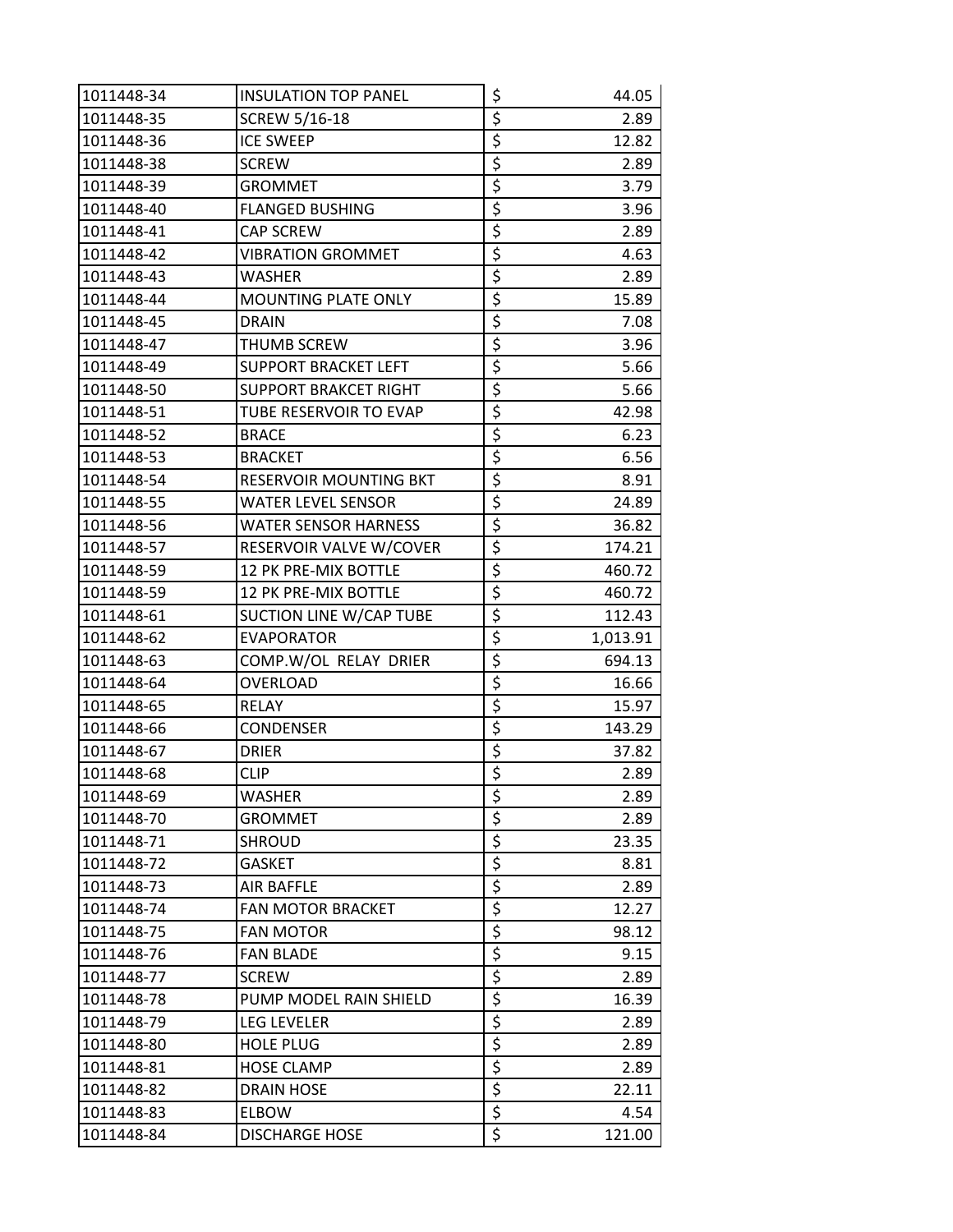| | | | |
|---|---|---|---|
| 1011448-34 | INSULATION TOP PANEL | $ | 44.05 |
| 1011448-35 | SCREW 5/16-18 | $ | 2.89 |
| 1011448-36 | ICE SWEEP | $ | 12.82 |
| 1011448-38 | SCREW | $ | 2.89 |
| 1011448-39 | GROMMET | $ | 3.79 |
| 1011448-40 | FLANGED BUSHING | $ | 3.96 |
| 1011448-41 | CAP SCREW | $ | 2.89 |
| 1011448-42 | VIBRATION GROMMET | $ | 4.63 |
| 1011448-43 | WASHER | $ | 2.89 |
| 1011448-44 | MOUNTING PLATE ONLY | $ | 15.89 |
| 1011448-45 | DRAIN | $ | 7.08 |
| 1011448-47 | THUMB SCREW | $ | 3.96 |
| 1011448-49 | SUPPORT BRACKET LEFT | $ | 5.66 |
| 1011448-50 | SUPPORT BRAKCET RIGHT | $ | 5.66 |
| 1011448-51 | TUBE RESERVOIR TO EVAP | $ | 42.98 |
| 1011448-52 | BRACE | $ | 6.23 |
| 1011448-53 | BRACKET | $ | 6.56 |
| 1011448-54 | RESERVOIR MOUNTING BKT | $ | 8.91 |
| 1011448-55 | WATER LEVEL SENSOR | $ | 24.89 |
| 1011448-56 | WATER SENSOR HARNESS | $ | 36.82 |
| 1011448-57 | RESERVOIR VALVE W/COVER | $ | 174.21 |
| 1011448-59 | 12 PK PRE-MIX BOTTLE | $ | 460.72 |
| 1011448-59 | 12 PK PRE-MIX BOTTLE | $ | 460.72 |
| 1011448-61 | SUCTION LINE W/CAP TUBE | $ | 112.43 |
| 1011448-62 | EVAPORATOR | $ | 1,013.91 |
| 1011448-63 | COMP.W/OL RELAY DRIER | $ | 694.13 |
| 1011448-64 | OVERLOAD | $ | 16.66 |
| 1011448-65 | RELAY | $ | 15.97 |
| 1011448-66 | CONDENSER | $ | 143.29 |
| 1011448-67 | DRIER | $ | 37.82 |
| 1011448-68 | CLIP | $ | 2.89 |
| 1011448-69 | WASHER | $ | 2.89 |
| 1011448-70 | GROMMET | $ | 2.89 |
| 1011448-71 | SHROUD | $ | 23.35 |
| 1011448-72 | GASKET | $ | 8.81 |
| 1011448-73 | AIR BAFFLE | $ | 2.89 |
| 1011448-74 | FAN MOTOR BRACKET | $ | 12.27 |
| 1011448-75 | FAN MOTOR | $ | 98.12 |
| 1011448-76 | FAN BLADE | $ | 9.15 |
| 1011448-77 | SCREW | $ | 2.89 |
| 1011448-78 | PUMP MODEL RAIN SHIELD | $ | 16.39 |
| 1011448-79 | LEG LEVELER | $ | 2.89 |
| 1011448-80 | HOLE PLUG | $ | 2.89 |
| 1011448-81 | HOSE CLAMP | $ | 2.89 |
| 1011448-82 | DRAIN HOSE | $ | 22.11 |
| 1011448-83 | ELBOW | $ | 4.54 |
| 1011448-84 | DISCHARGE HOSE | $ | 121.00 |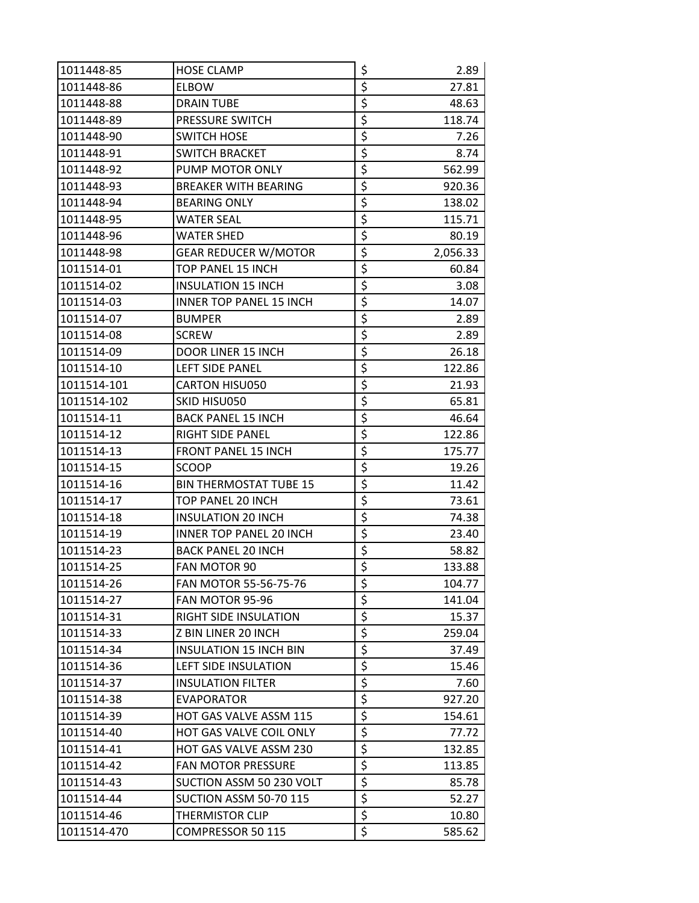| | | | |
|---|---|---|---|
| 1011448-85 | HOSE CLAMP | $ | 2.89 |
| 1011448-86 | ELBOW | $ | 27.81 |
| 1011448-88 | DRAIN TUBE | $ | 48.63 |
| 1011448-89 | PRESSURE SWITCH | $ | 118.74 |
| 1011448-90 | SWITCH HOSE | $ | 7.26 |
| 1011448-91 | SWITCH BRACKET | $ | 8.74 |
| 1011448-92 | PUMP MOTOR ONLY | $ | 562.99 |
| 1011448-93 | BREAKER WITH BEARING | $ | 920.36 |
| 1011448-94 | BEARING ONLY | $ | 138.02 |
| 1011448-95 | WATER SEAL | $ | 115.71 |
| 1011448-96 | WATER SHED | $ | 80.19 |
| 1011448-98 | GEAR REDUCER W/MOTOR | $ | 2,056.33 |
| 1011514-01 | TOP PANEL 15 INCH | $ | 60.84 |
| 1011514-02 | INSULATION 15 INCH | $ | 3.08 |
| 1011514-03 | INNER TOP PANEL 15 INCH | $ | 14.07 |
| 1011514-07 | BUMPER | $ | 2.89 |
| 1011514-08 | SCREW | $ | 2.89 |
| 1011514-09 | DOOR LINER 15 INCH | $ | 26.18 |
| 1011514-10 | LEFT SIDE PANEL | $ | 122.86 |
| 1011514-101 | CARTON HISU050 | $ | 21.93 |
| 1011514-102 | SKID HISU050 | $ | 65.81 |
| 1011514-11 | BACK PANEL 15 INCH | $ | 46.64 |
| 1011514-12 | RIGHT SIDE PANEL | $ | 122.86 |
| 1011514-13 | FRONT PANEL 15 INCH | $ | 175.77 |
| 1011514-15 | SCOOP | $ | 19.26 |
| 1011514-16 | BIN THERMOSTAT TUBE 15 | $ | 11.42 |
| 1011514-17 | TOP PANEL 20 INCH | $ | 73.61 |
| 1011514-18 | INSULATION 20 INCH | $ | 74.38 |
| 1011514-19 | INNER TOP PANEL 20 INCH | $ | 23.40 |
| 1011514-23 | BACK PANEL 20 INCH | $ | 58.82 |
| 1011514-25 | FAN MOTOR 90 | $ | 133.88 |
| 1011514-26 | FAN MOTOR 55-56-75-76 | $ | 104.77 |
| 1011514-27 | FAN MOTOR 95-96 | $ | 141.04 |
| 1011514-31 | RIGHT SIDE INSULATION | $ | 15.37 |
| 1011514-33 | Z BIN LINER 20 INCH | $ | 259.04 |
| 1011514-34 | INSULATION 15 INCH BIN | $ | 37.49 |
| 1011514-36 | LEFT SIDE INSULATION | $ | 15.46 |
| 1011514-37 | INSULATION FILTER | $ | 7.60 |
| 1011514-38 | EVAPORATOR | $ | 927.20 |
| 1011514-39 | HOT GAS VALVE ASSM 115 | $ | 154.61 |
| 1011514-40 | HOT GAS VALVE COIL ONLY | $ | 77.72 |
| 1011514-41 | HOT GAS VALVE ASSM 230 | $ | 132.85 |
| 1011514-42 | FAN MOTOR PRESSURE | $ | 113.85 |
| 1011514-43 | SUCTION ASSM 50 230 VOLT | $ | 85.78 |
| 1011514-44 | SUCTION ASSM 50-70 115 | $ | 52.27 |
| 1011514-46 | THERMISTOR CLIP | $ | 10.80 |
| 1011514-470 | COMPRESSOR 50 115 | $ | 585.62 |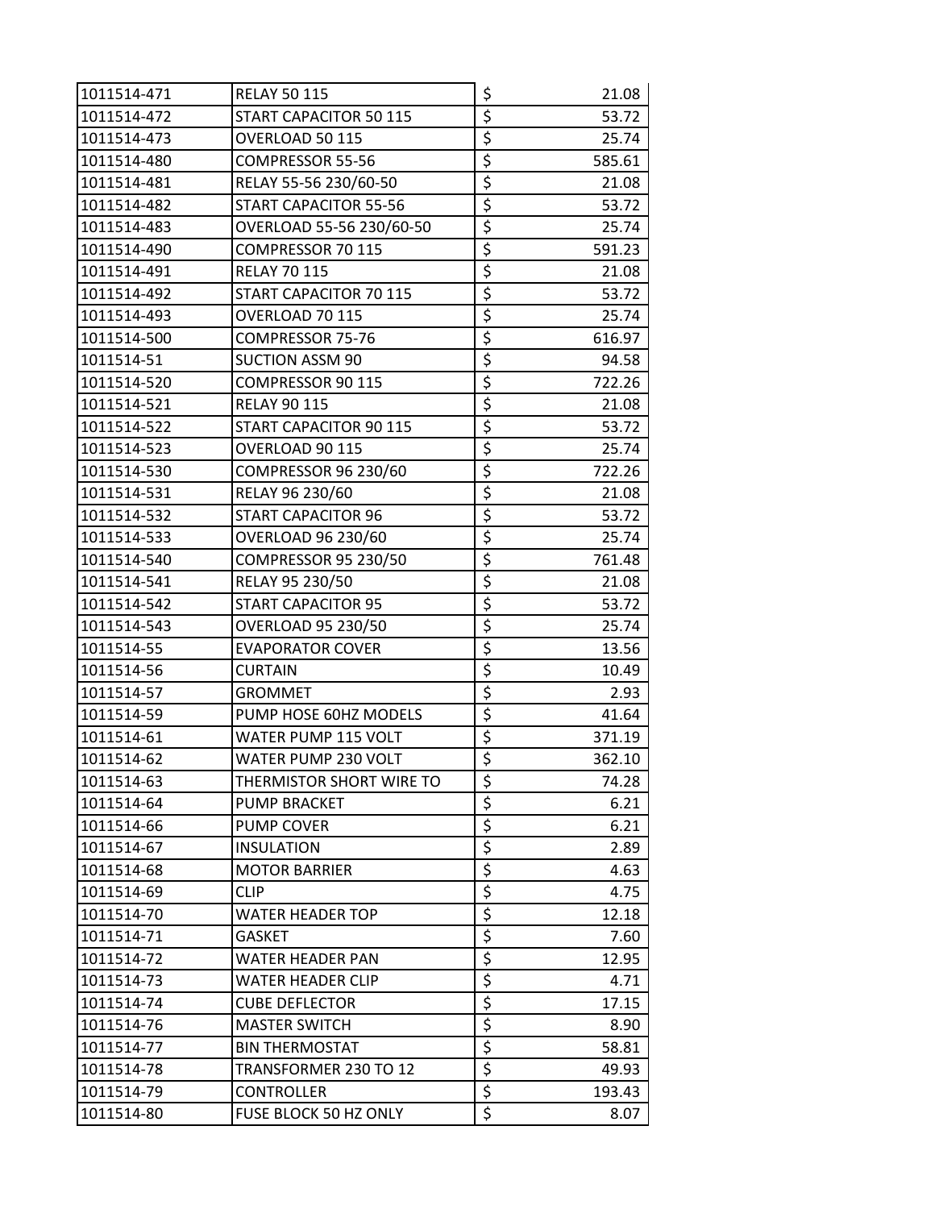| | | | |
|---|---|---|---|
| 1011514-471 | RELAY 50 115 | $ | 21.08 |
| 1011514-472 | START CAPACITOR 50 115 | $ | 53.72 |
| 1011514-473 | OVERLOAD 50 115 | $ | 25.74 |
| 1011514-480 | COMPRESSOR 55-56 | $ | 585.61 |
| 1011514-481 | RELAY 55-56 230/60-50 | $ | 21.08 |
| 1011514-482 | START CAPACITOR 55-56 | $ | 53.72 |
| 1011514-483 | OVERLOAD 55-56 230/60-50 | $ | 25.74 |
| 1011514-490 | COMPRESSOR 70 115 | $ | 591.23 |
| 1011514-491 | RELAY 70 115 | $ | 21.08 |
| 1011514-492 | START CAPACITOR 70 115 | $ | 53.72 |
| 1011514-493 | OVERLOAD 70 115 | $ | 25.74 |
| 1011514-500 | COMPRESSOR 75-76 | $ | 616.97 |
| 1011514-51 | SUCTION ASSM 90 | $ | 94.58 |
| 1011514-520 | COMPRESSOR 90 115 | $ | 722.26 |
| 1011514-521 | RELAY 90 115 | $ | 21.08 |
| 1011514-522 | START CAPACITOR 90 115 | $ | 53.72 |
| 1011514-523 | OVERLOAD 90 115 | $ | 25.74 |
| 1011514-530 | COMPRESSOR 96 230/60 | $ | 722.26 |
| 1011514-531 | RELAY 96 230/60 | $ | 21.08 |
| 1011514-532 | START CAPACITOR 96 | $ | 53.72 |
| 1011514-533 | OVERLOAD 96 230/60 | $ | 25.74 |
| 1011514-540 | COMPRESSOR 95 230/50 | $ | 761.48 |
| 1011514-541 | RELAY 95 230/50 | $ | 21.08 |
| 1011514-542 | START CAPACITOR 95 | $ | 53.72 |
| 1011514-543 | OVERLOAD 95 230/50 | $ | 25.74 |
| 1011514-55 | EVAPORATOR COVER | $ | 13.56 |
| 1011514-56 | CURTAIN | $ | 10.49 |
| 1011514-57 | GROMMET | $ | 2.93 |
| 1011514-59 | PUMP HOSE 60HZ MODELS | $ | 41.64 |
| 1011514-61 | WATER PUMP 115 VOLT | $ | 371.19 |
| 1011514-62 | WATER PUMP 230 VOLT | $ | 362.10 |
| 1011514-63 | THERMISTOR SHORT WIRE TO | $ | 74.28 |
| 1011514-64 | PUMP BRACKET | $ | 6.21 |
| 1011514-66 | PUMP COVER | $ | 6.21 |
| 1011514-67 | INSULATION | $ | 2.89 |
| 1011514-68 | MOTOR BARRIER | $ | 4.63 |
| 1011514-69 | CLIP | $ | 4.75 |
| 1011514-70 | WATER HEADER TOP | $ | 12.18 |
| 1011514-71 | GASKET | $ | 7.60 |
| 1011514-72 | WATER HEADER PAN | $ | 12.95 |
| 1011514-73 | WATER HEADER CLIP | $ | 4.71 |
| 1011514-74 | CUBE DEFLECTOR | $ | 17.15 |
| 1011514-76 | MASTER SWITCH | $ | 8.90 |
| 1011514-77 | BIN THERMOSTAT | $ | 58.81 |
| 1011514-78 | TRANSFORMER 230 TO 12 | $ | 49.93 |
| 1011514-79 | CONTROLLER | $ | 193.43 |
| 1011514-80 | FUSE BLOCK 50 HZ ONLY | $ | 8.07 |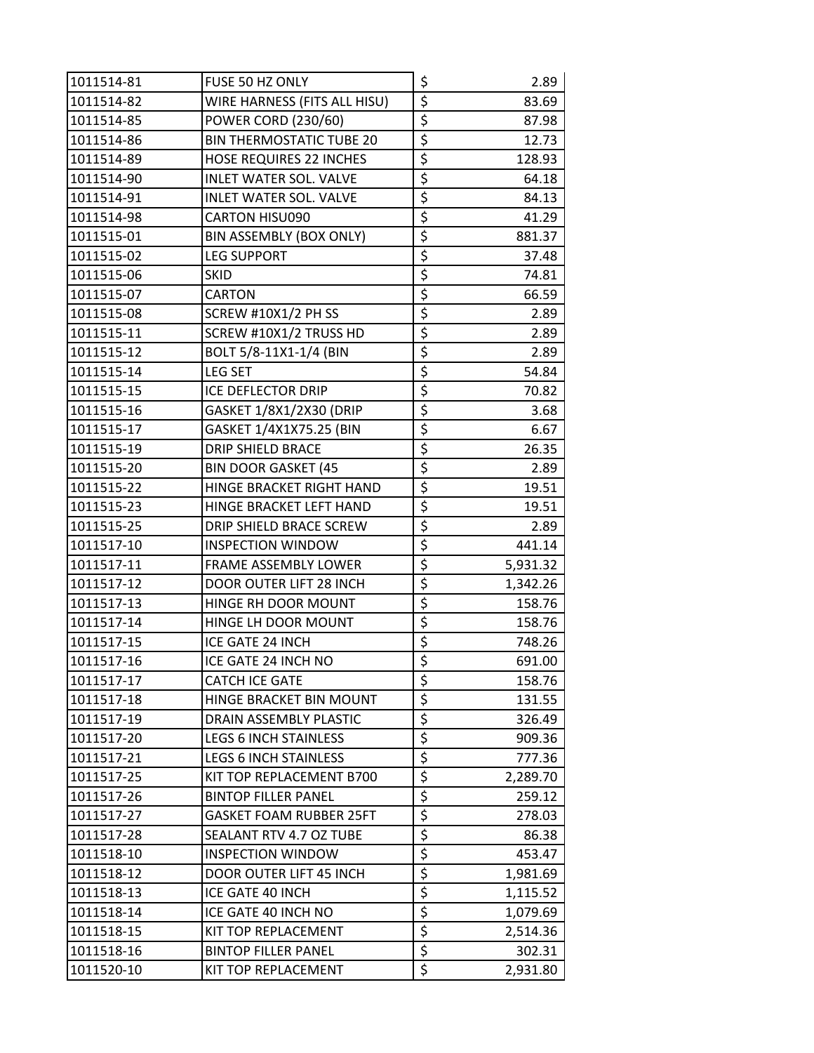| | | | |
|---|---|---|---|
| 1011514-81 | FUSE 50 HZ ONLY | $ | 2.89 |
| 1011514-82 | WIRE HARNESS (FITS ALL HISU) | $ | 83.69 |
| 1011514-85 | POWER CORD (230/60) | $ | 87.98 |
| 1011514-86 | BIN THERMOSTATIC TUBE 20 | $ | 12.73 |
| 1011514-89 | HOSE REQUIRES 22 INCHES | $ | 128.93 |
| 1011514-90 | INLET WATER SOL. VALVE | $ | 64.18 |
| 1011514-91 | INLET WATER SOL. VALVE | $ | 84.13 |
| 1011514-98 | CARTON HISU090 | $ | 41.29 |
| 1011515-01 | BIN ASSEMBLY (BOX ONLY) | $ | 881.37 |
| 1011515-02 | LEG SUPPORT | $ | 37.48 |
| 1011515-06 | SKID | $ | 74.81 |
| 1011515-07 | CARTON | $ | 66.59 |
| 1011515-08 | SCREW #10X1/2 PH SS | $ | 2.89 |
| 1011515-11 | SCREW #10X1/2 TRUSS HD | $ | 2.89 |
| 1011515-12 | BOLT 5/8-11X1-1/4 (BIN | $ | 2.89 |
| 1011515-14 | LEG SET | $ | 54.84 |
| 1011515-15 | ICE DEFLECTOR DRIP | $ | 70.82 |
| 1011515-16 | GASKET 1/8X1/2X30 (DRIP | $ | 3.68 |
| 1011515-17 | GASKET 1/4X1X75.25 (BIN | $ | 6.67 |
| 1011515-19 | DRIP SHIELD BRACE | $ | 26.35 |
| 1011515-20 | BIN DOOR GASKET (45 | $ | 2.89 |
| 1011515-22 | HINGE BRACKET RIGHT HAND | $ | 19.51 |
| 1011515-23 | HINGE BRACKET LEFT HAND | $ | 19.51 |
| 1011515-25 | DRIP SHIELD BRACE SCREW | $ | 2.89 |
| 1011517-10 | INSPECTION WINDOW | $ | 441.14 |
| 1011517-11 | FRAME ASSEMBLY LOWER | $ | 5,931.32 |
| 1011517-12 | DOOR OUTER LIFT 28 INCH | $ | 1,342.26 |
| 1011517-13 | HINGE RH DOOR MOUNT | $ | 158.76 |
| 1011517-14 | HINGE LH DOOR MOUNT | $ | 158.76 |
| 1011517-15 | ICE GATE 24 INCH | $ | 748.26 |
| 1011517-16 | ICE GATE 24 INCH NO | $ | 691.00 |
| 1011517-17 | CATCH ICE GATE | $ | 158.76 |
| 1011517-18 | HINGE BRACKET BIN MOUNT | $ | 131.55 |
| 1011517-19 | DRAIN ASSEMBLY PLASTIC | $ | 326.49 |
| 1011517-20 | LEGS 6 INCH STAINLESS | $ | 909.36 |
| 1011517-21 | LEGS 6 INCH STAINLESS | $ | 777.36 |
| 1011517-25 | KIT TOP REPLACEMENT B700 | $ | 2,289.70 |
| 1011517-26 | BINTOP FILLER PANEL | $ | 259.12 |
| 1011517-27 | GASKET FOAM RUBBER 25FT | $ | 278.03 |
| 1011517-28 | SEALANT RTV 4.7 OZ TUBE | $ | 86.38 |
| 1011518-10 | INSPECTION WINDOW | $ | 453.47 |
| 1011518-12 | DOOR OUTER LIFT 45 INCH | $ | 1,981.69 |
| 1011518-13 | ICE GATE 40 INCH | $ | 1,115.52 |
| 1011518-14 | ICE GATE 40 INCH NO | $ | 1,079.69 |
| 1011518-15 | KIT TOP REPLACEMENT | $ | 2,514.36 |
| 1011518-16 | BINTOP FILLER PANEL | $ | 302.31 |
| 1011520-10 | KIT TOP REPLACEMENT | $ | 2,931.80 |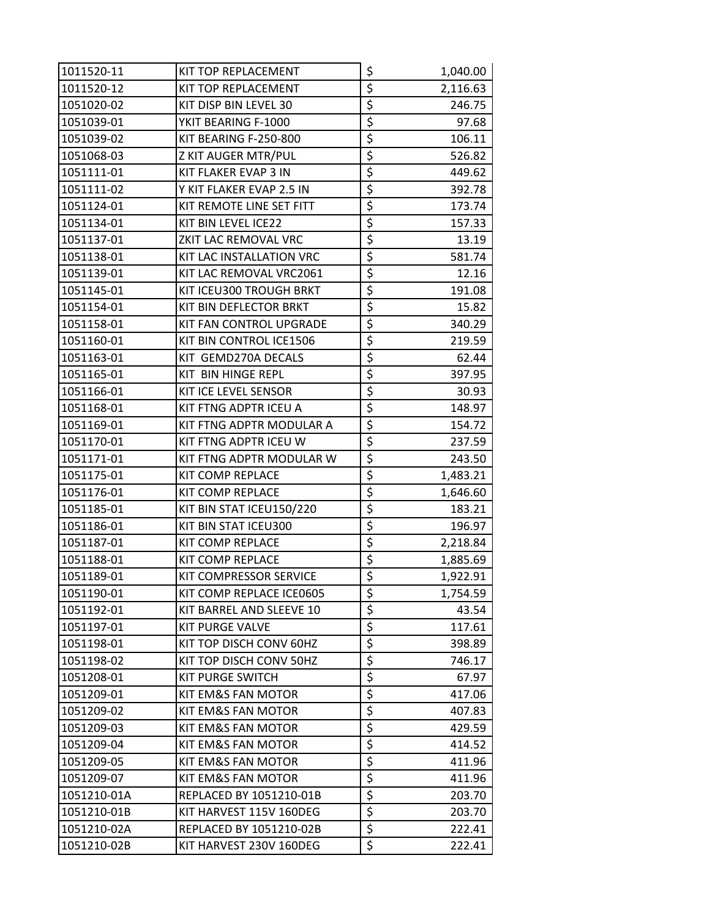| | | | |
|---|---|---|---|
| 1011520-11 | KIT TOP REPLACEMENT | $ | 1,040.00 |
| 1011520-12 | KIT TOP REPLACEMENT | $ | 2,116.63 |
| 1051020-02 | KIT DISP BIN LEVEL 30 | $ | 246.75 |
| 1051039-01 | YKIT BEARING F-1000 | $ | 97.68 |
| 1051039-02 | KIT BEARING F-250-800 | $ | 106.11 |
| 1051068-03 | Z KIT AUGER MTR/PUL | $ | 526.82 |
| 1051111-01 | KIT FLAKER EVAP 3 IN | $ | 449.62 |
| 1051111-02 | Y KIT FLAKER EVAP 2.5 IN | $ | 392.78 |
| 1051124-01 | KIT REMOTE LINE SET FITT | $ | 173.74 |
| 1051134-01 | KIT BIN LEVEL ICE22 | $ | 157.33 |
| 1051137-01 | ZKIT LAC REMOVAL VRC | $ | 13.19 |
| 1051138-01 | KIT LAC INSTALLATION VRC | $ | 581.74 |
| 1051139-01 | KIT LAC REMOVAL VRC2061 | $ | 12.16 |
| 1051145-01 | KIT ICEU300 TROUGH BRKT | $ | 191.08 |
| 1051154-01 | KIT BIN DEFLECTOR BRKT | $ | 15.82 |
| 1051158-01 | KIT FAN CONTROL UPGRADE | $ | 340.29 |
| 1051160-01 | KIT BIN CONTROL ICE1506 | $ | 219.59 |
| 1051163-01 | KIT GEMD270A DECALS | $ | 62.44 |
| 1051165-01 | KIT BIN HINGE REPL | $ | 397.95 |
| 1051166-01 | KIT ICE LEVEL SENSOR | $ | 30.93 |
| 1051168-01 | KIT FTNG ADPTR ICEU A | $ | 148.97 |
| 1051169-01 | KIT FTNG ADPTR MODULAR A | $ | 154.72 |
| 1051170-01 | KIT FTNG ADPTR ICEU W | $ | 237.59 |
| 1051171-01 | KIT FTNG ADPTR MODULAR W | $ | 243.50 |
| 1051175-01 | KIT COMP REPLACE | $ | 1,483.21 |
| 1051176-01 | KIT COMP REPLACE | $ | 1,646.60 |
| 1051185-01 | KIT BIN STAT ICEU150/220 | $ | 183.21 |
| 1051186-01 | KIT BIN STAT ICEU300 | $ | 196.97 |
| 1051187-01 | KIT COMP REPLACE | $ | 2,218.84 |
| 1051188-01 | KIT COMP REPLACE | $ | 1,885.69 |
| 1051189-01 | KIT COMPRESSOR SERVICE | $ | 1,922.91 |
| 1051190-01 | KIT COMP REPLACE ICE0605 | $ | 1,754.59 |
| 1051192-01 | KIT BARREL AND SLEEVE 10 | $ | 43.54 |
| 1051197-01 | KIT PURGE VALVE | $ | 117.61 |
| 1051198-01 | KIT TOP DISCH CONV 60HZ | $ | 398.89 |
| 1051198-02 | KIT TOP DISCH CONV 50HZ | $ | 746.17 |
| 1051208-01 | KIT PURGE SWITCH | $ | 67.97 |
| 1051209-01 | KIT EM&S FAN MOTOR | $ | 417.06 |
| 1051209-02 | KIT EM&S FAN MOTOR | $ | 407.83 |
| 1051209-03 | KIT EM&S FAN MOTOR | $ | 429.59 |
| 1051209-04 | KIT EM&S FAN MOTOR | $ | 414.52 |
| 1051209-05 | KIT EM&S FAN MOTOR | $ | 411.96 |
| 1051209-07 | KIT EM&S FAN MOTOR | $ | 411.96 |
| 1051210-01A | REPLACED BY 1051210-01B | $ | 203.70 |
| 1051210-01B | KIT HARVEST 115V 160DEG | $ | 203.70 |
| 1051210-02A | REPLACED BY 1051210-02B | $ | 222.41 |
| 1051210-02B | KIT HARVEST 230V 160DEG | $ | 222.41 |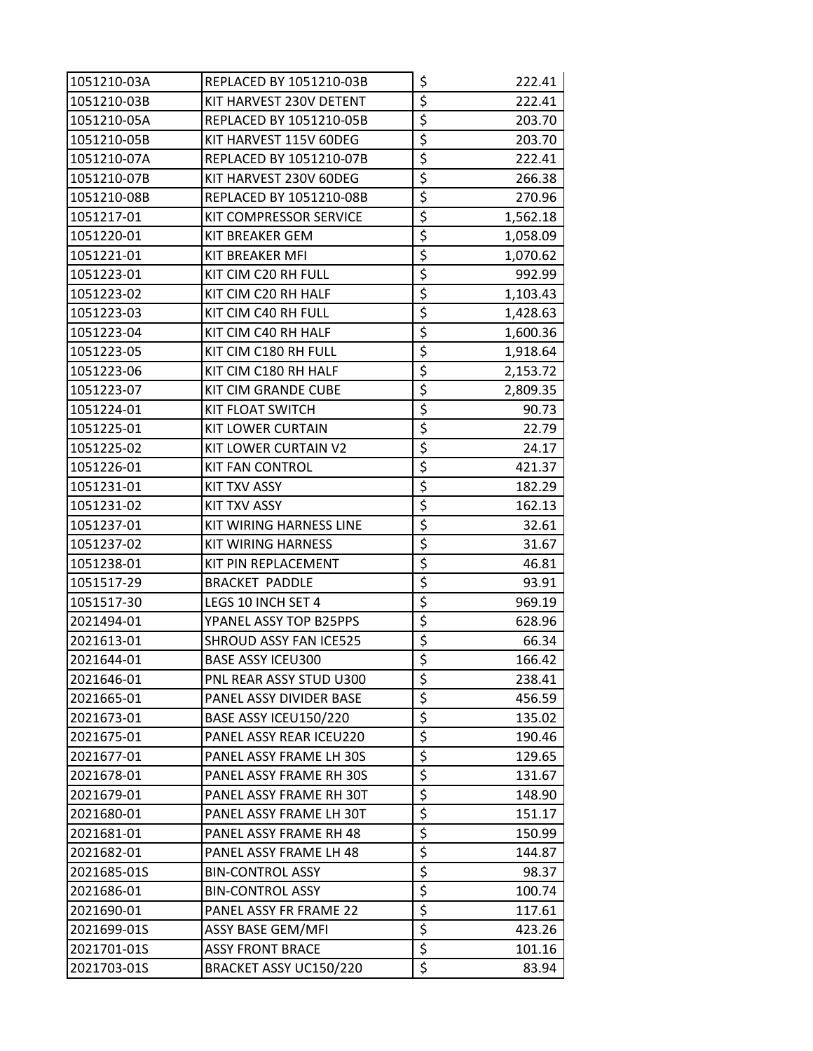| | | | |
|---|---|---|---|
| 1051210-03A | REPLACED BY 1051210-03B | $ | 222.41 |
| 1051210-03B | KIT HARVEST 230V DETENT | $ | 222.41 |
| 1051210-05A | REPLACED BY 1051210-05B | $ | 203.70 |
| 1051210-05B | KIT HARVEST 115V 60DEG | $ | 203.70 |
| 1051210-07A | REPLACED BY 1051210-07B | $ | 222.41 |
| 1051210-07B | KIT HARVEST 230V 60DEG | $ | 266.38 |
| 1051210-08B | REPLACED BY 1051210-08B | $ | 270.96 |
| 1051217-01 | KIT COMPRESSOR SERVICE | $ | 1,562.18 |
| 1051220-01 | KIT BREAKER GEM | $ | 1,058.09 |
| 1051221-01 | KIT BREAKER MFI | $ | 1,070.62 |
| 1051223-01 | KIT CIM C20 RH FULL | $ | 992.99 |
| 1051223-02 | KIT CIM C20 RH HALF | $ | 1,103.43 |
| 1051223-03 | KIT CIM C40 RH FULL | $ | 1,428.63 |
| 1051223-04 | KIT CIM C40 RH HALF | $ | 1,600.36 |
| 1051223-05 | KIT CIM C180 RH FULL | $ | 1,918.64 |
| 1051223-06 | KIT CIM C180 RH HALF | $ | 2,153.72 |
| 1051223-07 | KIT CIM GRANDE CUBE | $ | 2,809.35 |
| 1051224-01 | KIT FLOAT SWITCH | $ | 90.73 |
| 1051225-01 | KIT LOWER CURTAIN | $ | 22.79 |
| 1051225-02 | KIT LOWER CURTAIN V2 | $ | 24.17 |
| 1051226-01 | KIT FAN CONTROL | $ | 421.37 |
| 1051231-01 | KIT TXV ASSY | $ | 182.29 |
| 1051231-02 | KIT TXV ASSY | $ | 162.13 |
| 1051237-01 | KIT WIRING HARNESS LINE | $ | 32.61 |
| 1051237-02 | KIT WIRING HARNESS | $ | 31.67 |
| 1051238-01 | KIT PIN REPLACEMENT | $ | 46.81 |
| 1051517-29 | BRACKET PADDLE | $ | 93.91 |
| 1051517-30 | LEGS 10 INCH SET 4 | $ | 969.19 |
| 2021494-01 | YPANEL ASSY TOP B25PPS | $ | 628.96 |
| 2021613-01 | SHROUD ASSY FAN ICE525 | $ | 66.34 |
| 2021644-01 | BASE ASSY ICEU300 | $ | 166.42 |
| 2021646-01 | PNL REAR ASSY STUD U300 | $ | 238.41 |
| 2021665-01 | PANEL ASSY DIVIDER BASE | $ | 456.59 |
| 2021673-01 | BASE ASSY ICEU150/220 | $ | 135.02 |
| 2021675-01 | PANEL ASSY REAR ICEU220 | $ | 190.46 |
| 2021677-01 | PANEL ASSY FRAME LH 30S | $ | 129.65 |
| 2021678-01 | PANEL ASSY FRAME RH 30S | $ | 131.67 |
| 2021679-01 | PANEL ASSY FRAME RH 30T | $ | 148.90 |
| 2021680-01 | PANEL ASSY FRAME LH 30T | $ | 151.17 |
| 2021681-01 | PANEL ASSY FRAME RH 48 | $ | 150.99 |
| 2021682-01 | PANEL ASSY FRAME LH 48 | $ | 144.87 |
| 2021685-01S | BIN-CONTROL ASSY | $ | 98.37 |
| 2021686-01 | BIN-CONTROL ASSY | $ | 100.74 |
| 2021690-01 | PANEL ASSY FR FRAME 22 | $ | 117.61 |
| 2021699-01S | ASSY BASE GEM/MFI | $ | 423.26 |
| 2021701-01S | ASSY FRONT BRACE | $ | 101.16 |
| 2021703-01S | BRACKET ASSY UC150/220 | $ | 83.94 |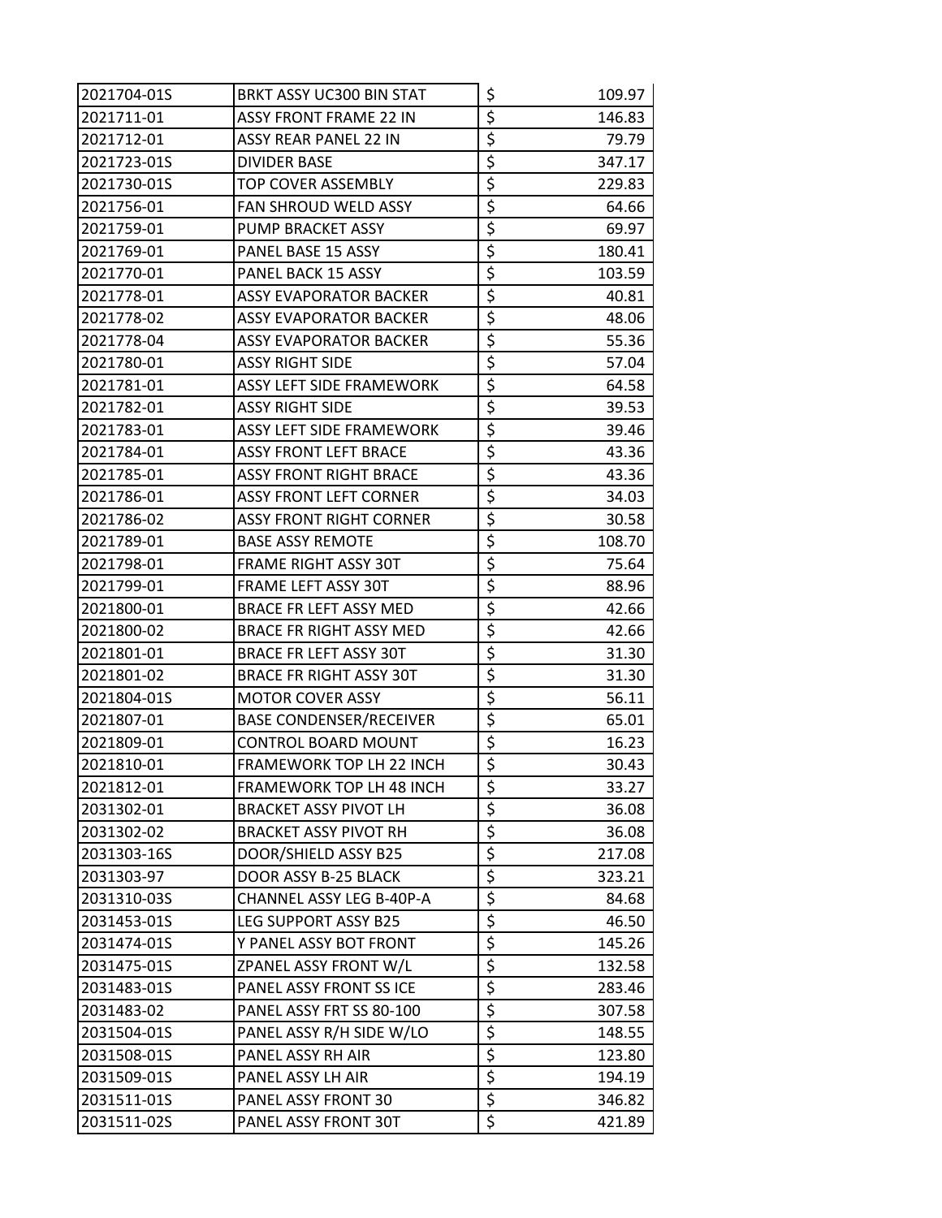| | | | |
|---|---|---|---|
| 2021704-01S | BRKT ASSY UC300 BIN STAT | $ | 109.97 |
| 2021711-01 | ASSY FRONT FRAME 22 IN | $ | 146.83 |
| 2021712-01 | ASSY REAR PANEL 22 IN | $ | 79.79 |
| 2021723-01S | DIVIDER BASE | $ | 347.17 |
| 2021730-01S | TOP COVER ASSEMBLY | $ | 229.83 |
| 2021756-01 | FAN SHROUD WELD ASSY | $ | 64.66 |
| 2021759-01 | PUMP BRACKET ASSY | $ | 69.97 |
| 2021769-01 | PANEL BASE 15 ASSY | $ | 180.41 |
| 2021770-01 | PANEL BACK 15 ASSY | $ | 103.59 |
| 2021778-01 | ASSY EVAPORATOR BACKER | $ | 40.81 |
| 2021778-02 | ASSY EVAPORATOR BACKER | $ | 48.06 |
| 2021778-04 | ASSY EVAPORATOR BACKER | $ | 55.36 |
| 2021780-01 | ASSY RIGHT SIDE | $ | 57.04 |
| 2021781-01 | ASSY LEFT SIDE FRAMEWORK | $ | 64.58 |
| 2021782-01 | ASSY RIGHT SIDE | $ | 39.53 |
| 2021783-01 | ASSY LEFT SIDE FRAMEWORK | $ | 39.46 |
| 2021784-01 | ASSY FRONT LEFT BRACE | $ | 43.36 |
| 2021785-01 | ASSY FRONT RIGHT BRACE | $ | 43.36 |
| 2021786-01 | ASSY FRONT LEFT CORNER | $ | 34.03 |
| 2021786-02 | ASSY FRONT RIGHT CORNER | $ | 30.58 |
| 2021789-01 | BASE ASSY REMOTE | $ | 108.70 |
| 2021798-01 | FRAME RIGHT ASSY 30T | $ | 75.64 |
| 2021799-01 | FRAME LEFT ASSY 30T | $ | 88.96 |
| 2021800-01 | BRACE FR LEFT ASSY MED | $ | 42.66 |
| 2021800-02 | BRACE FR RIGHT ASSY MED | $ | 42.66 |
| 2021801-01 | BRACE FR LEFT ASSY 30T | $ | 31.30 |
| 2021801-02 | BRACE FR RIGHT ASSY 30T | $ | 31.30 |
| 2021804-01S | MOTOR COVER ASSY | $ | 56.11 |
| 2021807-01 | BASE CONDENSER/RECEIVER | $ | 65.01 |
| 2021809-01 | CONTROL BOARD MOUNT | $ | 16.23 |
| 2021810-01 | FRAMEWORK TOP LH 22 INCH | $ | 30.43 |
| 2021812-01 | FRAMEWORK TOP LH 48 INCH | $ | 33.27 |
| 2031302-01 | BRACKET ASSY PIVOT LH | $ | 36.08 |
| 2031302-02 | BRACKET ASSY PIVOT RH | $ | 36.08 |
| 2031303-16S | DOOR/SHIELD ASSY B25 | $ | 217.08 |
| 2031303-97 | DOOR ASSY B-25 BLACK | $ | 323.21 |
| 2031310-03S | CHANNEL ASSY LEG B-40P-A | $ | 84.68 |
| 2031453-01S | LEG SUPPORT ASSY B25 | $ | 46.50 |
| 2031474-01S | Y PANEL ASSY BOT FRONT | $ | 145.26 |
| 2031475-01S | ZPANEL ASSY FRONT W/L | $ | 132.58 |
| 2031483-01S | PANEL ASSY FRONT SS ICE | $ | 283.46 |
| 2031483-02 | PANEL ASSY FRT SS 80-100 | $ | 307.58 |
| 2031504-01S | PANEL ASSY R/H SIDE W/LO | $ | 148.55 |
| 2031508-01S | PANEL ASSY RH AIR | $ | 123.80 |
| 2031509-01S | PANEL ASSY LH AIR | $ | 194.19 |
| 2031511-01S | PANEL ASSY FRONT 30 | $ | 346.82 |
| 2031511-02S | PANEL ASSY FRONT 30T | $ | 421.89 |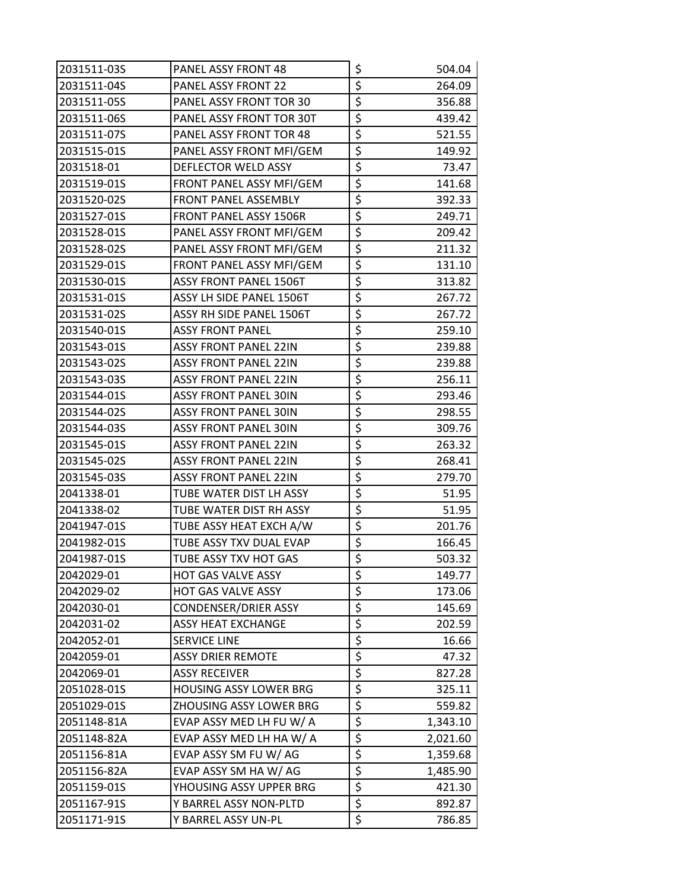| | | | |
|---|---|---|---|
| 2031511-03S | PANEL ASSY FRONT 48 | $ | 504.04 |
| 2031511-04S | PANEL ASSY FRONT 22 | $ | 264.09 |
| 2031511-05S | PANEL ASSY FRONT TOR 30 | $ | 356.88 |
| 2031511-06S | PANEL ASSY FRONT TOR 30T | $ | 439.42 |
| 2031511-07S | PANEL ASSY FRONT TOR 48 | $ | 521.55 |
| 2031515-01S | PANEL ASSY FRONT MFI/GEM | $ | 149.92 |
| 2031518-01 | DEFLECTOR WELD ASSY | $ | 73.47 |
| 2031519-01S | FRONT PANEL ASSY MFI/GEM | $ | 141.68 |
| 2031520-02S | FRONT PANEL ASSEMBLY | $ | 392.33 |
| 2031527-01S | FRONT PANEL ASSY 1506R | $ | 249.71 |
| 2031528-01S | PANEL ASSY FRONT MFI/GEM | $ | 209.42 |
| 2031528-02S | PANEL ASSY FRONT MFI/GEM | $ | 211.32 |
| 2031529-01S | FRONT PANEL ASSY MFI/GEM | $ | 131.10 |
| 2031530-01S | ASSY FRONT PANEL 1506T | $ | 313.82 |
| 2031531-01S | ASSY LH SIDE PANEL 1506T | $ | 267.72 |
| 2031531-02S | ASSY RH SIDE PANEL 1506T | $ | 267.72 |
| 2031540-01S | ASSY FRONT PANEL | $ | 259.10 |
| 2031543-01S | ASSY FRONT PANEL 22IN | $ | 239.88 |
| 2031543-02S | ASSY FRONT PANEL 22IN | $ | 239.88 |
| 2031543-03S | ASSY FRONT PANEL 22IN | $ | 256.11 |
| 2031544-01S | ASSY FRONT PANEL 30IN | $ | 293.46 |
| 2031544-02S | ASSY FRONT PANEL 30IN | $ | 298.55 |
| 2031544-03S | ASSY FRONT PANEL 30IN | $ | 309.76 |
| 2031545-01S | ASSY FRONT PANEL 22IN | $ | 263.32 |
| 2031545-02S | ASSY FRONT PANEL 22IN | $ | 268.41 |
| 2031545-03S | ASSY FRONT PANEL 22IN | $ | 279.70 |
| 2041338-01 | TUBE WATER DIST LH ASSY | $ | 51.95 |
| 2041338-02 | TUBE WATER DIST RH ASSY | $ | 51.95 |
| 2041947-01S | TUBE ASSY HEAT EXCH A/W | $ | 201.76 |
| 2041982-01S | TUBE ASSY TXV DUAL EVAP | $ | 166.45 |
| 2041987-01S | TUBE ASSY TXV HOT GAS | $ | 503.32 |
| 2042029-01 | HOT GAS VALVE ASSY | $ | 149.77 |
| 2042029-02 | HOT GAS VALVE ASSY | $ | 173.06 |
| 2042030-01 | CONDENSER/DRIER ASSY | $ | 145.69 |
| 2042031-02 | ASSY HEAT EXCHANGE | $ | 202.59 |
| 2042052-01 | SERVICE LINE | $ | 16.66 |
| 2042059-01 | ASSY DRIER REMOTE | $ | 47.32 |
| 2042069-01 | ASSY RECEIVER | $ | 827.28 |
| 2051028-01S | HOUSING ASSY LOWER BRG | $ | 325.11 |
| 2051029-01S | ZHOUSING ASSY LOWER BRG | $ | 559.82 |
| 2051148-81A | EVAP ASSY MED LH FU W/ A | $ | 1,343.10 |
| 2051148-82A | EVAP ASSY MED LH HA W/ A | $ | 2,021.60 |
| 2051156-81A | EVAP ASSY SM FU W/ AG | $ | 1,359.68 |
| 2051156-82A | EVAP ASSY SM HA W/ AG | $ | 1,485.90 |
| 2051159-01S | YHOUSING ASSY UPPER BRG | $ | 421.30 |
| 2051167-91S | Y BARREL ASSY NON-PLTD | $ | 892.87 |
| 2051171-91S | Y BARREL ASSY UN-PL | $ | 786.85 |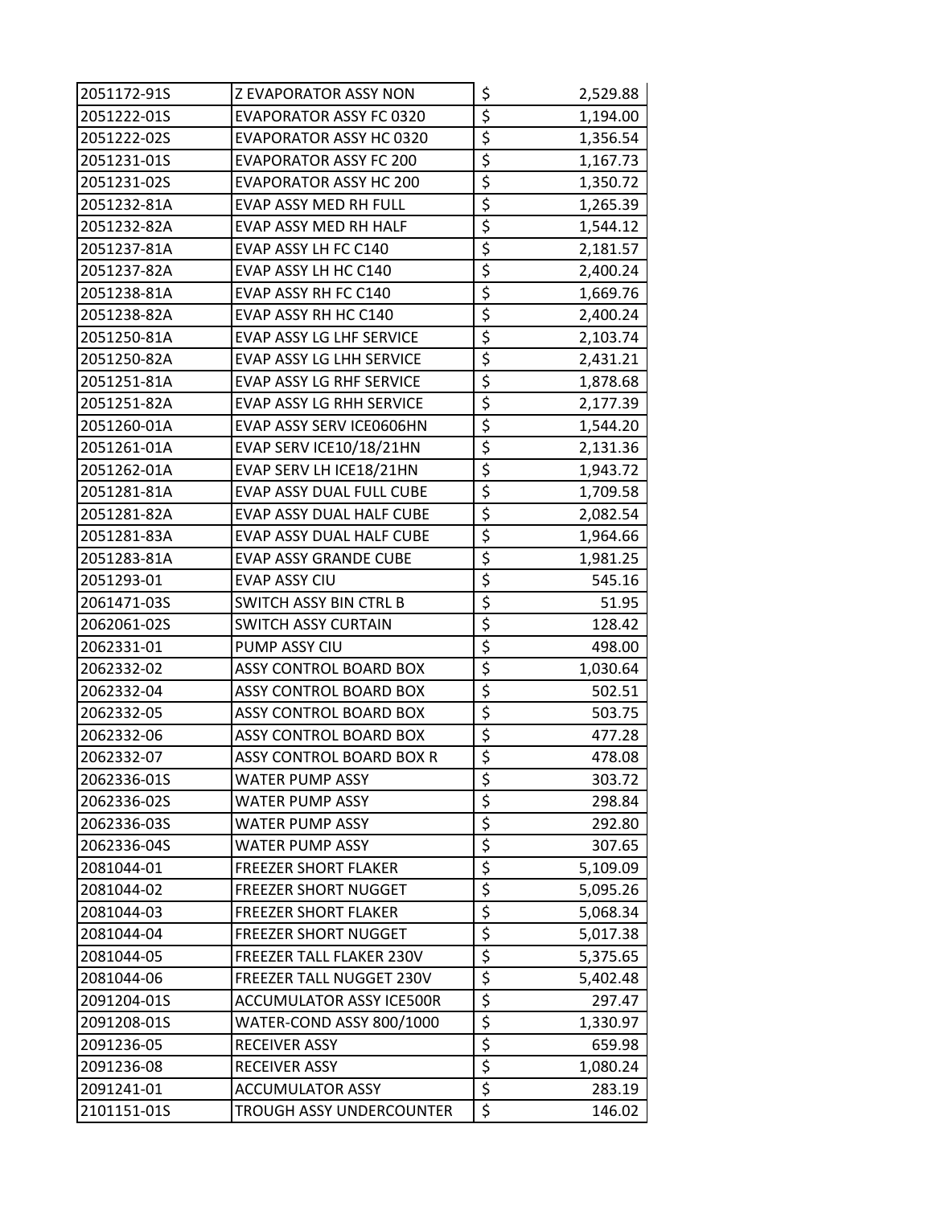| | | | |
|---|---|---|---|
| 2051172-91S | Z EVAPORATOR ASSY NON | $ | 2,529.88 |
| 2051222-01S | EVAPORATOR ASSY FC 0320 | $ | 1,194.00 |
| 2051222-02S | EVAPORATOR ASSY HC 0320 | $ | 1,356.54 |
| 2051231-01S | EVAPORATOR ASSY FC 200 | $ | 1,167.73 |
| 2051231-02S | EVAPORATOR ASSY HC 200 | $ | 1,350.72 |
| 2051232-81A | EVAP ASSY MED RH FULL | $ | 1,265.39 |
| 2051232-82A | EVAP ASSY MED RH HALF | $ | 1,544.12 |
| 2051237-81A | EVAP ASSY LH FC C140 | $ | 2,181.57 |
| 2051237-82A | EVAP ASSY LH HC C140 | $ | 2,400.24 |
| 2051238-81A | EVAP ASSY RH FC C140 | $ | 1,669.76 |
| 2051238-82A | EVAP ASSY RH HC C140 | $ | 2,400.24 |
| 2051250-81A | EVAP ASSY LG LHF SERVICE | $ | 2,103.74 |
| 2051250-82A | EVAP ASSY LG LHH SERVICE | $ | 2,431.21 |
| 2051251-81A | EVAP ASSY LG RHF SERVICE | $ | 1,878.68 |
| 2051251-82A | EVAP ASSY LG RHH SERVICE | $ | 2,177.39 |
| 2051260-01A | EVAP ASSY SERV ICE0606HN | $ | 1,544.20 |
| 2051261-01A | EVAP SERV ICE10/18/21HN | $ | 2,131.36 |
| 2051262-01A | EVAP SERV LH ICE18/21HN | $ | 1,943.72 |
| 2051281-81A | EVAP ASSY DUAL FULL CUBE | $ | 1,709.58 |
| 2051281-82A | EVAP ASSY DUAL HALF CUBE | $ | 2,082.54 |
| 2051281-83A | EVAP ASSY DUAL HALF CUBE | $ | 1,964.66 |
| 2051283-81A | EVAP ASSY GRANDE CUBE | $ | 1,981.25 |
| 2051293-01 | EVAP ASSY CIU | $ | 545.16 |
| 2061471-03S | SWITCH ASSY BIN CTRL B | $ | 51.95 |
| 2062061-02S | SWITCH ASSY CURTAIN | $ | 128.42 |
| 2062331-01 | PUMP ASSY CIU | $ | 498.00 |
| 2062332-02 | ASSY CONTROL BOARD BOX | $ | 1,030.64 |
| 2062332-04 | ASSY CONTROL BOARD BOX | $ | 502.51 |
| 2062332-05 | ASSY CONTROL BOARD BOX | $ | 503.75 |
| 2062332-06 | ASSY CONTROL BOARD BOX | $ | 477.28 |
| 2062332-07 | ASSY CONTROL BOARD BOX R | $ | 478.08 |
| 2062336-01S | WATER PUMP ASSY | $ | 303.72 |
| 2062336-02S | WATER PUMP ASSY | $ | 298.84 |
| 2062336-03S | WATER PUMP ASSY | $ | 292.80 |
| 2062336-04S | WATER PUMP ASSY | $ | 307.65 |
| 2081044-01 | FREEZER SHORT FLAKER | $ | 5,109.09 |
| 2081044-02 | FREEZER SHORT NUGGET | $ | 5,095.26 |
| 2081044-03 | FREEZER SHORT FLAKER | $ | 5,068.34 |
| 2081044-04 | FREEZER SHORT NUGGET | $ | 5,017.38 |
| 2081044-05 | FREEZER TALL FLAKER 230V | $ | 5,375.65 |
| 2081044-06 | FREEZER TALL NUGGET 230V | $ | 5,402.48 |
| 2091204-01S | ACCUMULATOR ASSY ICE500R | $ | 297.47 |
| 2091208-01S | WATER-COND ASSY 800/1000 | $ | 1,330.97 |
| 2091236-05 | RECEIVER ASSY | $ | 659.98 |
| 2091236-08 | RECEIVER ASSY | $ | 1,080.24 |
| 2091241-01 | ACCUMULATOR ASSY | $ | 283.19 |
| 2101151-01S | TROUGH ASSY UNDERCOUNTER | $ | 146.02 |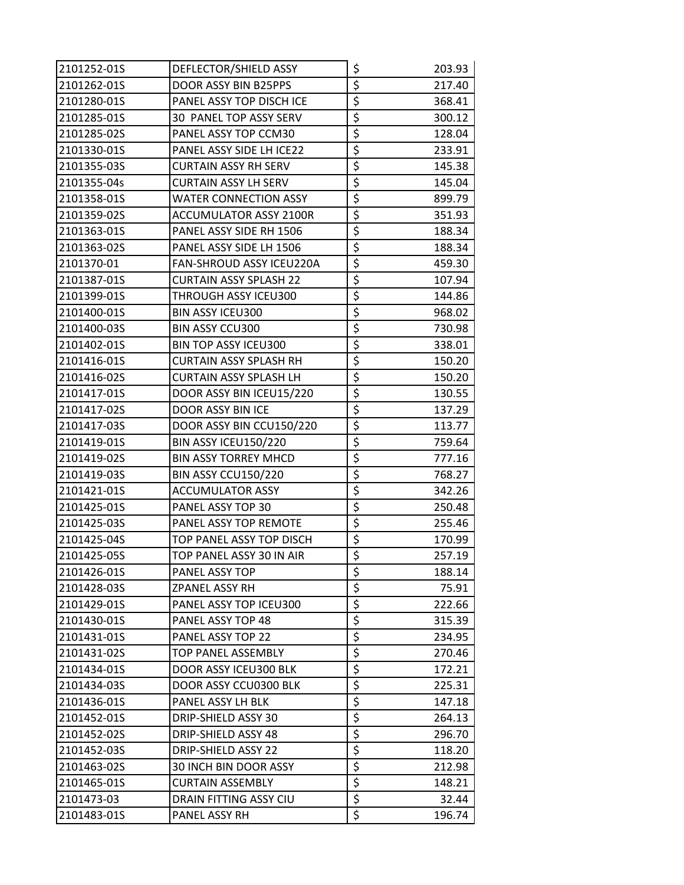| | | | |
|---|---|---|---|
| 2101252-01S | DEFLECTOR/SHIELD ASSY | $ | 203.93 |
| 2101262-01S | DOOR ASSY BIN B25PPS | $ | 217.40 |
| 2101280-01S | PANEL ASSY TOP DISCH ICE | $ | 368.41 |
| 2101285-01S | 30 PANEL TOP ASSY SERV | $ | 300.12 |
| 2101285-02S | PANEL ASSY TOP CCM30 | $ | 128.04 |
| 2101330-01S | PANEL ASSY SIDE LH ICE22 | $ | 233.91 |
| 2101355-03S | CURTAIN ASSY RH SERV | $ | 145.38 |
| 2101355-04s | CURTAIN ASSY LH SERV | $ | 145.04 |
| 2101358-01S | WATER CONNECTION ASSY | $ | 899.79 |
| 2101359-02S | ACCUMULATOR ASSY 2100R | $ | 351.93 |
| 2101363-01S | PANEL ASSY SIDE RH 1506 | $ | 188.34 |
| 2101363-02S | PANEL ASSY SIDE LH 1506 | $ | 188.34 |
| 2101370-01 | FAN-SHROUD ASSY ICEU220A | $ | 459.30 |
| 2101387-01S | CURTAIN ASSY SPLASH 22 | $ | 107.94 |
| 2101399-01S | THROUGH ASSY ICEU300 | $ | 144.86 |
| 2101400-01S | BIN ASSY ICEU300 | $ | 968.02 |
| 2101400-03S | BIN ASSY CCU300 | $ | 730.98 |
| 2101402-01S | BIN TOP ASSY ICEU300 | $ | 338.01 |
| 2101416-01S | CURTAIN ASSY SPLASH RH | $ | 150.20 |
| 2101416-02S | CURTAIN ASSY SPLASH LH | $ | 150.20 |
| 2101417-01S | DOOR ASSY BIN ICEU15/220 | $ | 130.55 |
| 2101417-02S | DOOR ASSY BIN ICE | $ | 137.29 |
| 2101417-03S | DOOR ASSY BIN CCU150/220 | $ | 113.77 |
| 2101419-01S | BIN ASSY ICEU150/220 | $ | 759.64 |
| 2101419-02S | BIN ASSY TORREY MHCD | $ | 777.16 |
| 2101419-03S | BIN ASSY CCU150/220 | $ | 768.27 |
| 2101421-01S | ACCUMULATOR ASSY | $ | 342.26 |
| 2101425-01S | PANEL ASSY TOP 30 | $ | 250.48 |
| 2101425-03S | PANEL ASSY TOP REMOTE | $ | 255.46 |
| 2101425-04S | TOP PANEL ASSY TOP DISCH | $ | 170.99 |
| 2101425-05S | TOP PANEL ASSY 30 IN AIR | $ | 257.19 |
| 2101426-01S | PANEL ASSY TOP | $ | 188.14 |
| 2101428-03S | ZPANEL ASSY RH | $ | 75.91 |
| 2101429-01S | PANEL ASSY TOP ICEU300 | $ | 222.66 |
| 2101430-01S | PANEL ASSY TOP 48 | $ | 315.39 |
| 2101431-01S | PANEL ASSY TOP 22 | $ | 234.95 |
| 2101431-02S | TOP PANEL ASSEMBLY | $ | 270.46 |
| 2101434-01S | DOOR ASSY ICEU300 BLK | $ | 172.21 |
| 2101434-03S | DOOR ASSY CCU0300 BLK | $ | 225.31 |
| 2101436-01S | PANEL ASSY LH BLK | $ | 147.18 |
| 2101452-01S | DRIP-SHIELD ASSY 30 | $ | 264.13 |
| 2101452-02S | DRIP-SHIELD ASSY 48 | $ | 296.70 |
| 2101452-03S | DRIP-SHIELD ASSY 22 | $ | 118.20 |
| 2101463-02S | 30 INCH BIN DOOR ASSY | $ | 212.98 |
| 2101465-01S | CURTAIN ASSEMBLY | $ | 148.21 |
| 2101473-03 | DRAIN FITTING ASSY CIU | $ | 32.44 |
| 2101483-01S | PANEL ASSY RH | $ | 196.74 |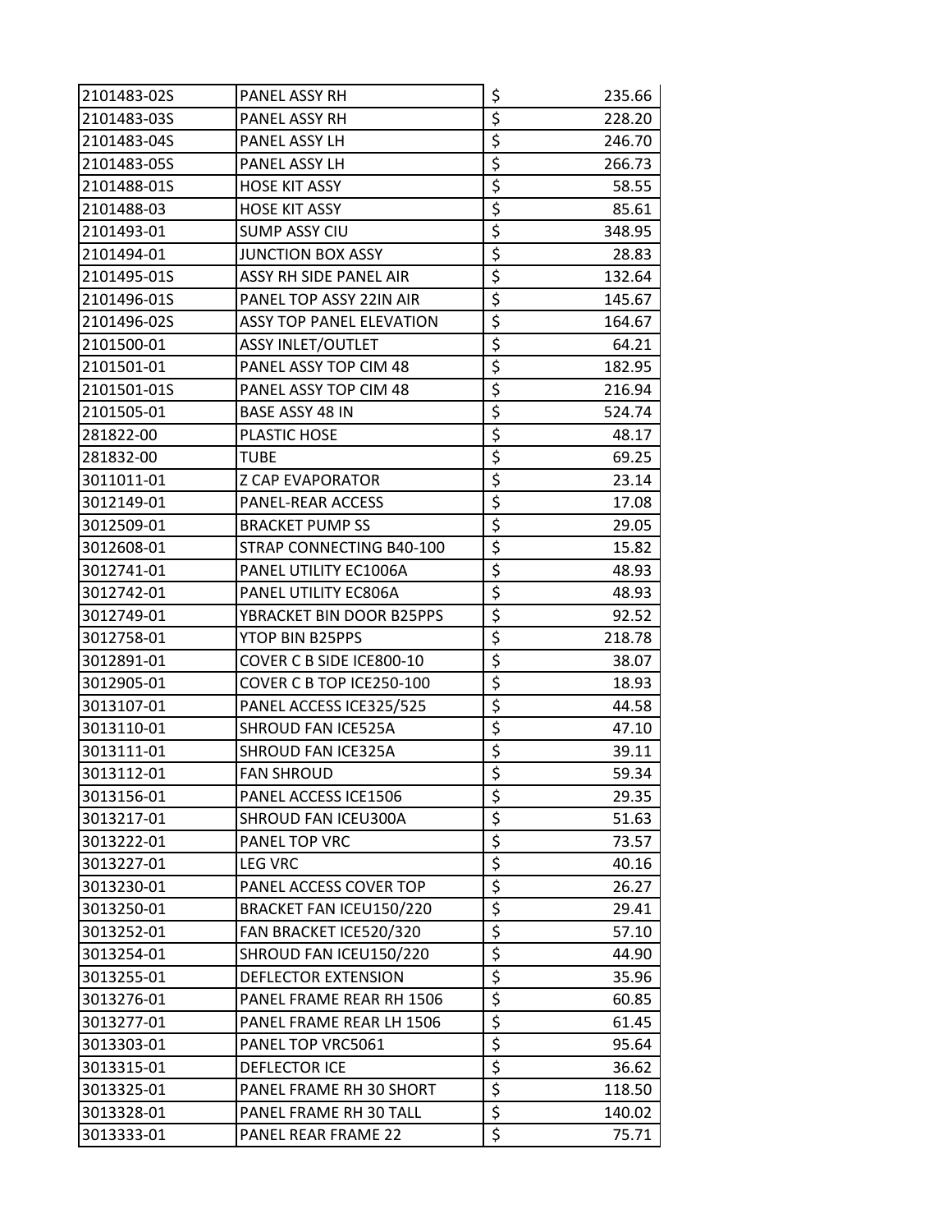| 2101483-02S | PANEL ASSY RH | $ | 235.66 |
|---|---|---|---|
| 2101483-03S | PANEL ASSY RH | $ | 228.20 |
| 2101483-04S | PANEL ASSY LH | $ | 246.70 |
| 2101483-05S | PANEL ASSY LH | $ | 266.73 |
| 2101488-01S | HOSE KIT ASSY | $ | 58.55 |
| 2101488-03 | HOSE KIT ASSY | $ | 85.61 |
| 2101493-01 | SUMP ASSY CIU | $ | 348.95 |
| 2101494-01 | JUNCTION BOX ASSY | $ | 28.83 |
| 2101495-01S | ASSY RH SIDE PANEL AIR | $ | 132.64 |
| 2101496-01S | PANEL TOP ASSY 22IN AIR | $ | 145.67 |
| 2101496-02S | ASSY TOP PANEL ELEVATION | $ | 164.67 |
| 2101500-01 | ASSY INLET/OUTLET | $ | 64.21 |
| 2101501-01 | PANEL ASSY TOP CIM 48 | $ | 182.95 |
| 2101501-01S | PANEL ASSY TOP CIM 48 | $ | 216.94 |
| 2101505-01 | BASE ASSY 48 IN | $ | 524.74 |
| 281822-00 | PLASTIC HOSE | $ | 48.17 |
| 281832-00 | TUBE | $ | 69.25 |
| 3011011-01 | Z CAP EVAPORATOR | $ | 23.14 |
| 3012149-01 | PANEL-REAR ACCESS | $ | 17.08 |
| 3012509-01 | BRACKET PUMP SS | $ | 29.05 |
| 3012608-01 | STRAP CONNECTING B40-100 | $ | 15.82 |
| 3012741-01 | PANEL UTILITY EC1006A | $ | 48.93 |
| 3012742-01 | PANEL UTILITY EC806A | $ | 48.93 |
| 3012749-01 | YBRACKET BIN DOOR B25PPS | $ | 92.52 |
| 3012758-01 | YTOP BIN B25PPS | $ | 218.78 |
| 3012891-01 | COVER C B SIDE ICE800-10 | $ | 38.07 |
| 3012905-01 | COVER C B TOP ICE250-100 | $ | 18.93 |
| 3013107-01 | PANEL ACCESS ICE325/525 | $ | 44.58 |
| 3013110-01 | SHROUD FAN ICE525A | $ | 47.10 |
| 3013111-01 | SHROUD FAN ICE325A | $ | 39.11 |
| 3013112-01 | FAN SHROUD | $ | 59.34 |
| 3013156-01 | PANEL ACCESS ICE1506 | $ | 29.35 |
| 3013217-01 | SHROUD FAN ICEU300A | $ | 51.63 |
| 3013222-01 | PANEL TOP VRC | $ | 73.57 |
| 3013227-01 | LEG VRC | $ | 40.16 |
| 3013230-01 | PANEL ACCESS COVER TOP | $ | 26.27 |
| 3013250-01 | BRACKET FAN ICEU150/220 | $ | 29.41 |
| 3013252-01 | FAN BRACKET ICE520/320 | $ | 57.10 |
| 3013254-01 | SHROUD FAN ICEU150/220 | $ | 44.90 |
| 3013255-01 | DEFLECTOR EXTENSION | $ | 35.96 |
| 3013276-01 | PANEL FRAME REAR RH 1506 | $ | 60.85 |
| 3013277-01 | PANEL FRAME REAR LH 1506 | $ | 61.45 |
| 3013303-01 | PANEL TOP VRC5061 | $ | 95.64 |
| 3013315-01 | DEFLECTOR ICE | $ | 36.62 |
| 3013325-01 | PANEL FRAME RH 30 SHORT | $ | 118.50 |
| 3013328-01 | PANEL FRAME RH 30 TALL | $ | 140.02 |
| 3013333-01 | PANEL REAR FRAME 22 | $ | 75.71 |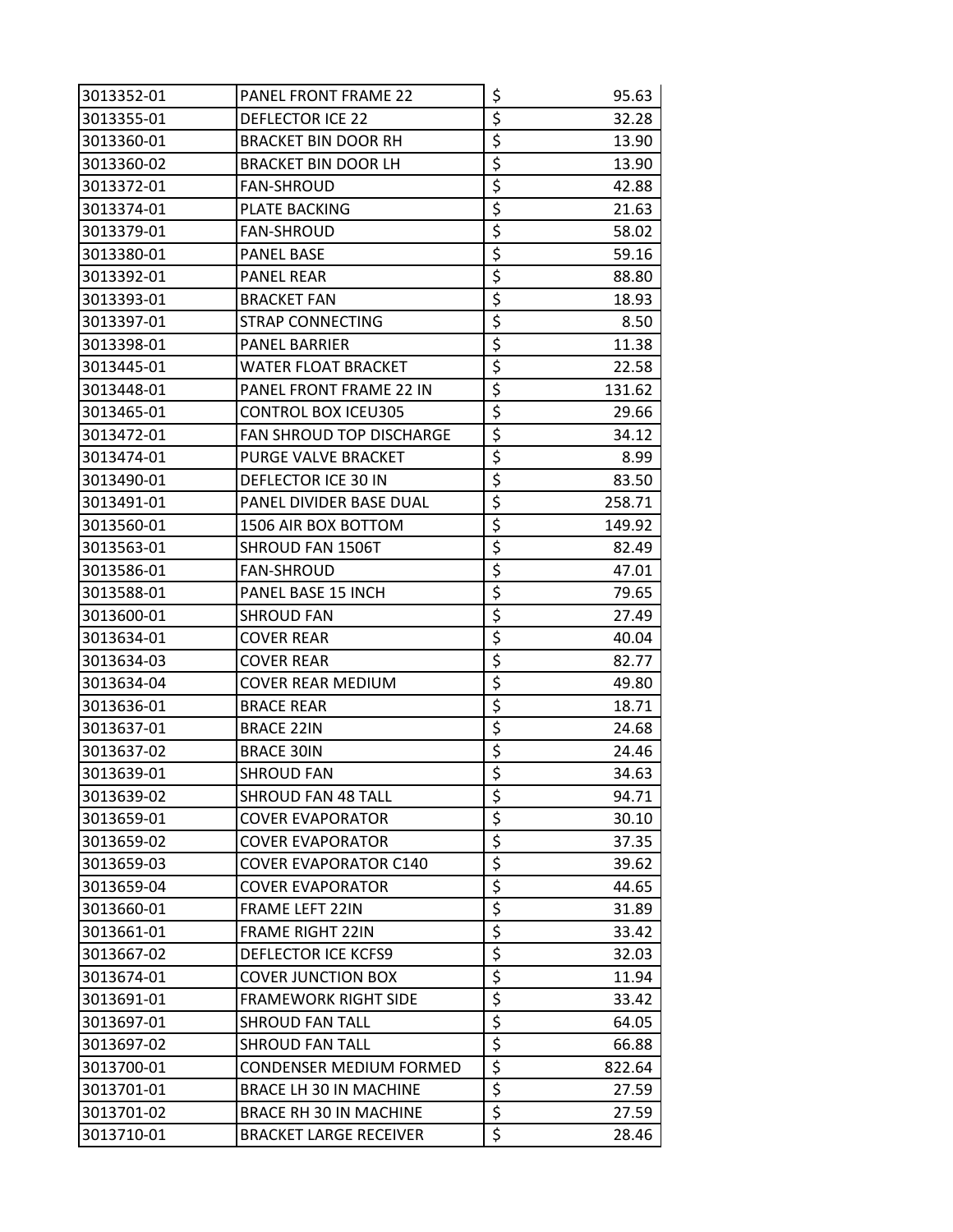| 3013352-01 | PANEL FRONT FRAME 22 | $ | 95.63 |
|---|---|---|---|
| 3013355-01 | DEFLECTOR ICE 22 | $ | 32.28 |
| 3013360-01 | BRACKET BIN DOOR RH | $ | 13.90 |
| 3013360-02 | BRACKET BIN DOOR LH | $ | 13.90 |
| 3013372-01 | FAN-SHROUD | $ | 42.88 |
| 3013374-01 | PLATE BACKING | $ | 21.63 |
| 3013379-01 | FAN-SHROUD | $ | 58.02 |
| 3013380-01 | PANEL BASE | $ | 59.16 |
| 3013392-01 | PANEL REAR | $ | 88.80 |
| 3013393-01 | BRACKET FAN | $ | 18.93 |
| 3013397-01 | STRAP CONNECTING | $ | 8.50 |
| 3013398-01 | PANEL BARRIER | $ | 11.38 |
| 3013445-01 | WATER FLOAT BRACKET | $ | 22.58 |
| 3013448-01 | PANEL FRONT FRAME 22 IN | $ | 131.62 |
| 3013465-01 | CONTROL BOX ICEU305 | $ | 29.66 |
| 3013472-01 | FAN SHROUD TOP DISCHARGE | $ | 34.12 |
| 3013474-01 | PURGE VALVE BRACKET | $ | 8.99 |
| 3013490-01 | DEFLECTOR ICE 30 IN | $ | 83.50 |
| 3013491-01 | PANEL DIVIDER BASE DUAL | $ | 258.71 |
| 3013560-01 | 1506 AIR BOX BOTTOM | $ | 149.92 |
| 3013563-01 | SHROUD FAN 1506T | $ | 82.49 |
| 3013586-01 | FAN-SHROUD | $ | 47.01 |
| 3013588-01 | PANEL BASE 15 INCH | $ | 79.65 |
| 3013600-01 | SHROUD FAN | $ | 27.49 |
| 3013634-01 | COVER REAR | $ | 40.04 |
| 3013634-03 | COVER REAR | $ | 82.77 |
| 3013634-04 | COVER REAR MEDIUM | $ | 49.80 |
| 3013636-01 | BRACE REAR | $ | 18.71 |
| 3013637-01 | BRACE 22IN | $ | 24.68 |
| 3013637-02 | BRACE 30IN | $ | 24.46 |
| 3013639-01 | SHROUD FAN | $ | 34.63 |
| 3013639-02 | SHROUD FAN 48 TALL | $ | 94.71 |
| 3013659-01 | COVER EVAPORATOR | $ | 30.10 |
| 3013659-02 | COVER EVAPORATOR | $ | 37.35 |
| 3013659-03 | COVER EVAPORATOR C140 | $ | 39.62 |
| 3013659-04 | COVER EVAPORATOR | $ | 44.65 |
| 3013660-01 | FRAME LEFT 22IN | $ | 31.89 |
| 3013661-01 | FRAME RIGHT 22IN | $ | 33.42 |
| 3013667-02 | DEFLECTOR ICE KCFS9 | $ | 32.03 |
| 3013674-01 | COVER JUNCTION BOX | $ | 11.94 |
| 3013691-01 | FRAMEWORK RIGHT SIDE | $ | 33.42 |
| 3013697-01 | SHROUD FAN TALL | $ | 64.05 |
| 3013697-02 | SHROUD FAN TALL | $ | 66.88 |
| 3013700-01 | CONDENSER MEDIUM FORMED | $ | 822.64 |
| 3013701-01 | BRACE LH 30 IN MACHINE | $ | 27.59 |
| 3013701-02 | BRACE RH 30 IN MACHINE | $ | 27.59 |
| 3013710-01 | BRACKET LARGE RECEIVER | $ | 28.46 |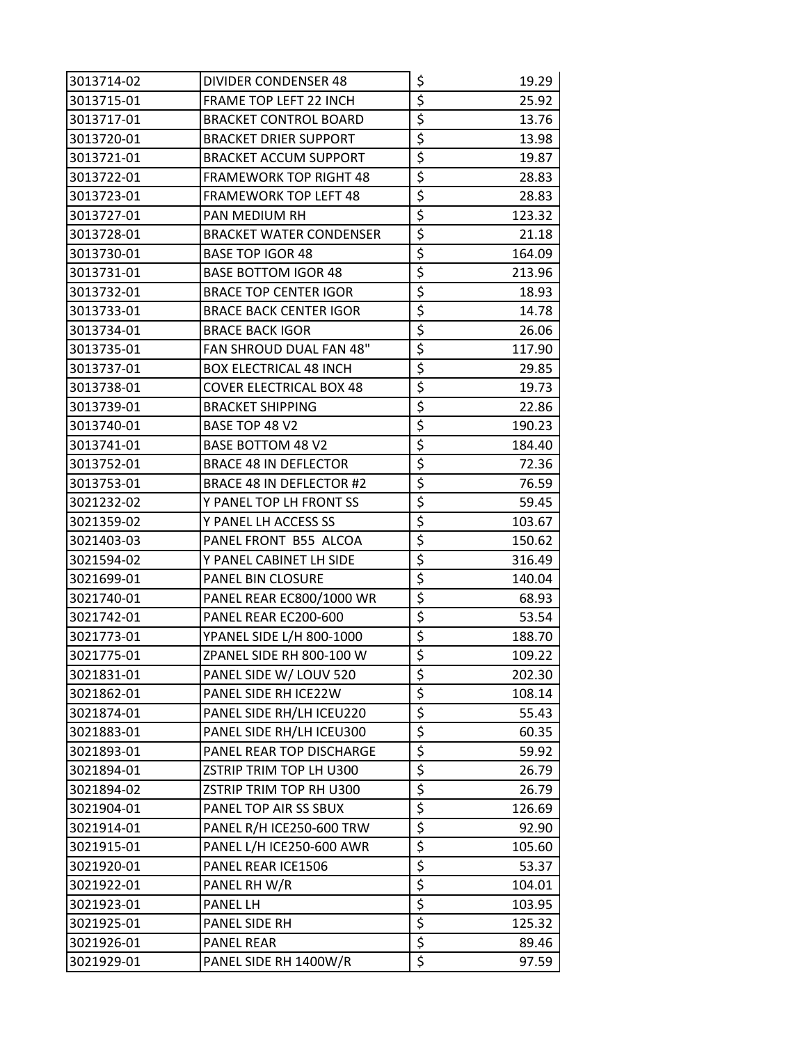| | | | |
|---|---|---|---|
| 3013714-02 | DIVIDER CONDENSER 48 | $ | 19.29 |
| 3013715-01 | FRAME TOP LEFT 22 INCH | $ | 25.92 |
| 3013717-01 | BRACKET CONTROL BOARD | $ | 13.76 |
| 3013720-01 | BRACKET DRIER SUPPORT | $ | 13.98 |
| 3013721-01 | BRACKET ACCUM SUPPORT | $ | 19.87 |
| 3013722-01 | FRAMEWORK TOP RIGHT 48 | $ | 28.83 |
| 3013723-01 | FRAMEWORK TOP LEFT 48 | $ | 28.83 |
| 3013727-01 | PAN MEDIUM RH | $ | 123.32 |
| 3013728-01 | BRACKET WATER CONDENSER | $ | 21.18 |
| 3013730-01 | BASE TOP IGOR 48 | $ | 164.09 |
| 3013731-01 | BASE BOTTOM IGOR 48 | $ | 213.96 |
| 3013732-01 | BRACE TOP CENTER IGOR | $ | 18.93 |
| 3013733-01 | BRACE BACK CENTER IGOR | $ | 14.78 |
| 3013734-01 | BRACE BACK IGOR | $ | 26.06 |
| 3013735-01 | FAN SHROUD DUAL FAN 48" | $ | 117.90 |
| 3013737-01 | BOX ELECTRICAL 48 INCH | $ | 29.85 |
| 3013738-01 | COVER ELECTRICAL BOX 48 | $ | 19.73 |
| 3013739-01 | BRACKET SHIPPING | $ | 22.86 |
| 3013740-01 | BASE TOP 48 V2 | $ | 190.23 |
| 3013741-01 | BASE BOTTOM 48 V2 | $ | 184.40 |
| 3013752-01 | BRACE 48 IN DEFLECTOR | $ | 72.36 |
| 3013753-01 | BRACE 48 IN DEFLECTOR #2 | $ | 76.59 |
| 3021232-02 | Y PANEL TOP LH FRONT SS | $ | 59.45 |
| 3021359-02 | Y PANEL LH ACCESS SS | $ | 103.67 |
| 3021403-03 | PANEL FRONT B55 ALCOA | $ | 150.62 |
| 3021594-02 | Y PANEL CABINET LH SIDE | $ | 316.49 |
| 3021699-01 | PANEL BIN CLOSURE | $ | 140.04 |
| 3021740-01 | PANEL REAR EC800/1000 WR | $ | 68.93 |
| 3021742-01 | PANEL REAR EC200-600 | $ | 53.54 |
| 3021773-01 | YPANEL SIDE L/H 800-1000 | $ | 188.70 |
| 3021775-01 | ZPANEL SIDE RH 800-100 W | $ | 109.22 |
| 3021831-01 | PANEL SIDE W/ LOUV 520 | $ | 202.30 |
| 3021862-01 | PANEL SIDE RH ICE22W | $ | 108.14 |
| 3021874-01 | PANEL SIDE RH/LH ICEU220 | $ | 55.43 |
| 3021883-01 | PANEL SIDE RH/LH ICEU300 | $ | 60.35 |
| 3021893-01 | PANEL REAR TOP DISCHARGE | $ | 59.92 |
| 3021894-01 | ZSTRIP TRIM TOP LH U300 | $ | 26.79 |
| 3021894-02 | ZSTRIP TRIM TOP RH U300 | $ | 26.79 |
| 3021904-01 | PANEL TOP AIR SS SBUX | $ | 126.69 |
| 3021914-01 | PANEL R/H ICE250-600 TRW | $ | 92.90 |
| 3021915-01 | PANEL L/H ICE250-600 AWR | $ | 105.60 |
| 3021920-01 | PANEL REAR ICE1506 | $ | 53.37 |
| 3021922-01 | PANEL RH W/R | $ | 104.01 |
| 3021923-01 | PANEL LH | $ | 103.95 |
| 3021925-01 | PANEL SIDE RH | $ | 125.32 |
| 3021926-01 | PANEL REAR | $ | 89.46 |
| 3021929-01 | PANEL SIDE RH 1400W/R | $ | 97.59 |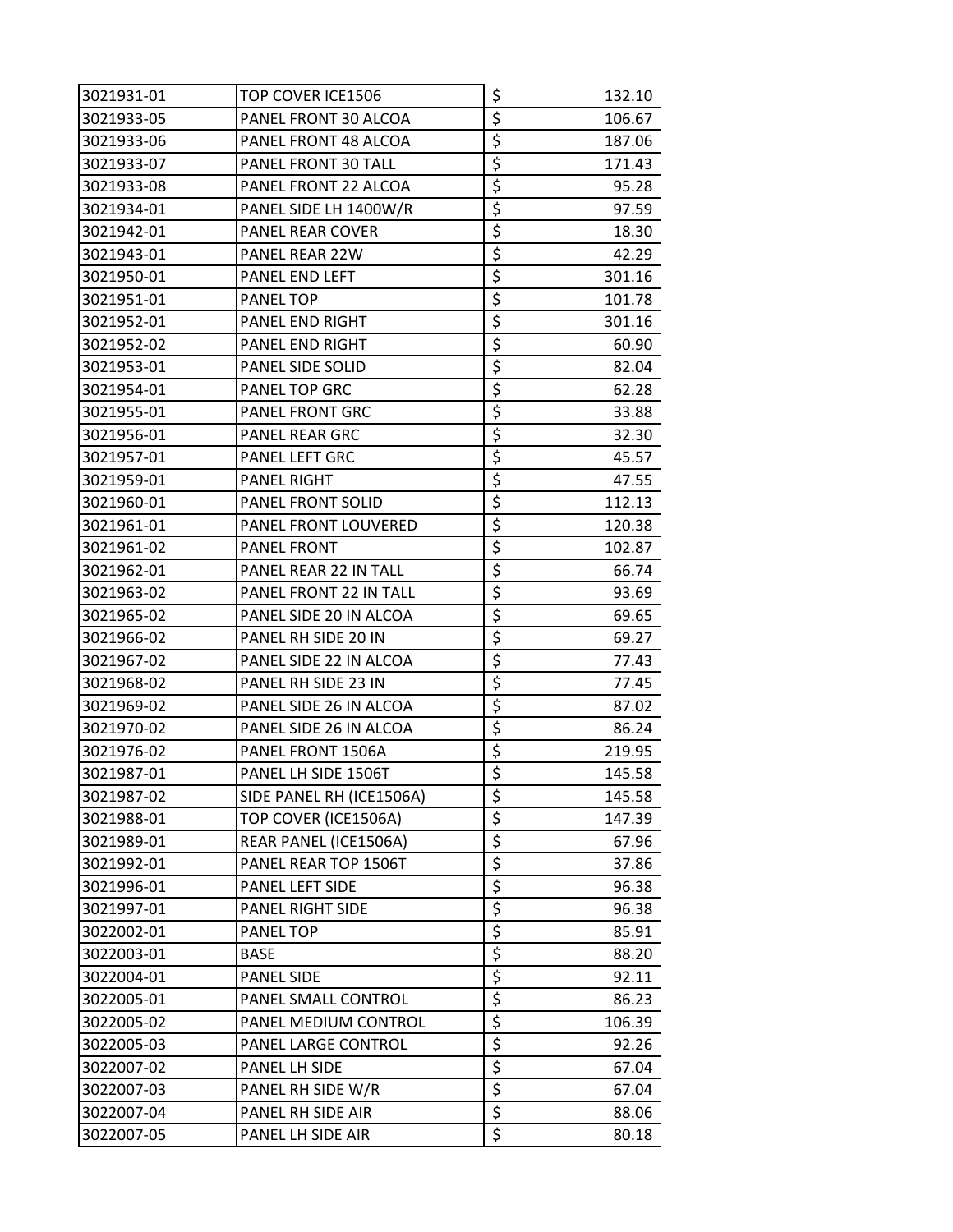| | | | |
|---|---|---|---|
| 3021931-01 | TOP COVER ICE1506 | $ | 132.10 |
| 3021933-05 | PANEL FRONT 30 ALCOA | $ | 106.67 |
| 3021933-06 | PANEL FRONT 48 ALCOA | $ | 187.06 |
| 3021933-07 | PANEL FRONT 30 TALL | $ | 171.43 |
| 3021933-08 | PANEL FRONT 22 ALCOA | $ | 95.28 |
| 3021934-01 | PANEL SIDE LH 1400W/R | $ | 97.59 |
| 3021942-01 | PANEL REAR COVER | $ | 18.30 |
| 3021943-01 | PANEL REAR 22W | $ | 42.29 |
| 3021950-01 | PANEL END LEFT | $ | 301.16 |
| 3021951-01 | PANEL TOP | $ | 101.78 |
| 3021952-01 | PANEL END RIGHT | $ | 301.16 |
| 3021952-02 | PANEL END RIGHT | $ | 60.90 |
| 3021953-01 | PANEL SIDE SOLID | $ | 82.04 |
| 3021954-01 | PANEL TOP GRC | $ | 62.28 |
| 3021955-01 | PANEL FRONT GRC | $ | 33.88 |
| 3021956-01 | PANEL REAR GRC | $ | 32.30 |
| 3021957-01 | PANEL LEFT GRC | $ | 45.57 |
| 3021959-01 | PANEL RIGHT | $ | 47.55 |
| 3021960-01 | PANEL FRONT SOLID | $ | 112.13 |
| 3021961-01 | PANEL FRONT LOUVERED | $ | 120.38 |
| 3021961-02 | PANEL FRONT | $ | 102.87 |
| 3021962-01 | PANEL REAR 22 IN TALL | $ | 66.74 |
| 3021963-02 | PANEL FRONT 22 IN TALL | $ | 93.69 |
| 3021965-02 | PANEL SIDE 20 IN ALCOA | $ | 69.65 |
| 3021966-02 | PANEL RH SIDE 20 IN | $ | 69.27 |
| 3021967-02 | PANEL SIDE 22 IN ALCOA | $ | 77.43 |
| 3021968-02 | PANEL RH SIDE 23 IN | $ | 77.45 |
| 3021969-02 | PANEL SIDE 26 IN ALCOA | $ | 87.02 |
| 3021970-02 | PANEL SIDE 26 IN ALCOA | $ | 86.24 |
| 3021976-02 | PANEL FRONT 1506A | $ | 219.95 |
| 3021987-01 | PANEL LH SIDE 1506T | $ | 145.58 |
| 3021987-02 | SIDE PANEL RH (ICE1506A) | $ | 145.58 |
| 3021988-01 | TOP COVER (ICE1506A) | $ | 147.39 |
| 3021989-01 | REAR PANEL (ICE1506A) | $ | 67.96 |
| 3021992-01 | PANEL REAR TOP 1506T | $ | 37.86 |
| 3021996-01 | PANEL LEFT SIDE | $ | 96.38 |
| 3021997-01 | PANEL RIGHT SIDE | $ | 96.38 |
| 3022002-01 | PANEL TOP | $ | 85.91 |
| 3022003-01 | BASE | $ | 88.20 |
| 3022004-01 | PANEL SIDE | $ | 92.11 |
| 3022005-01 | PANEL SMALL CONTROL | $ | 86.23 |
| 3022005-02 | PANEL MEDIUM CONTROL | $ | 106.39 |
| 3022005-03 | PANEL LARGE CONTROL | $ | 92.26 |
| 3022007-02 | PANEL LH SIDE | $ | 67.04 |
| 3022007-03 | PANEL RH SIDE W/R | $ | 67.04 |
| 3022007-04 | PANEL RH SIDE AIR | $ | 88.06 |
| 3022007-05 | PANEL LH SIDE AIR | $ | 80.18 |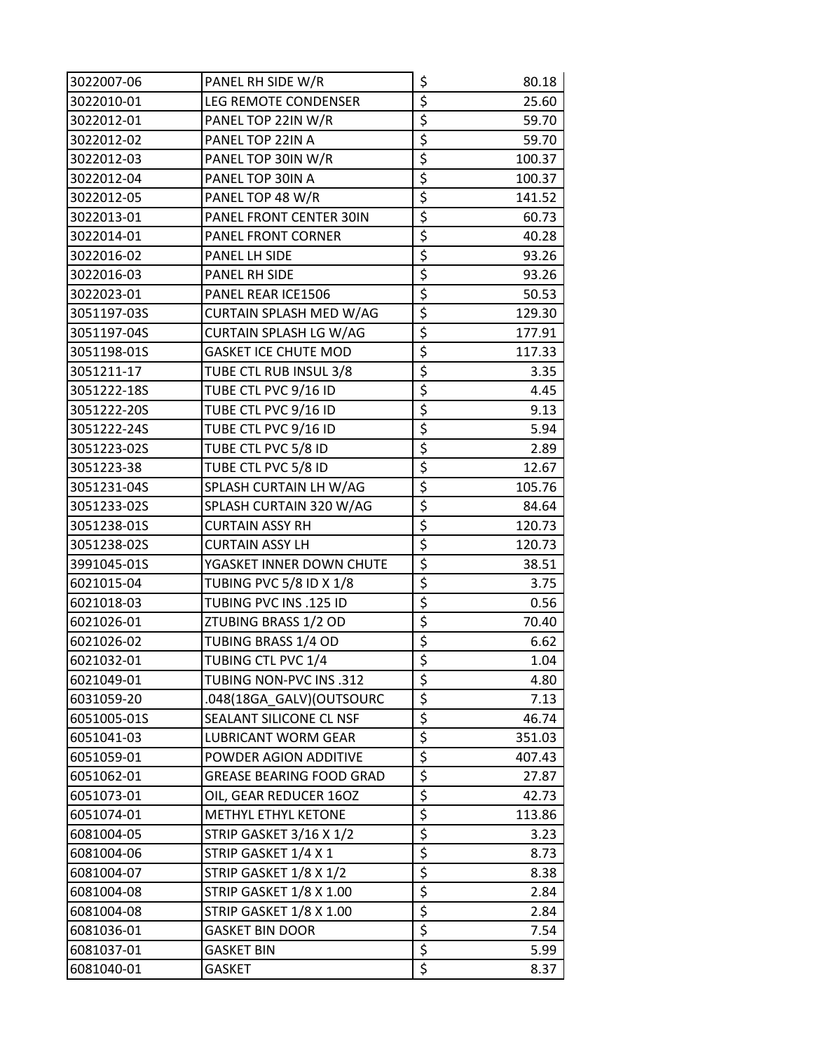| | | | |
|---|---|---|---|
| 3022007-06 | PANEL RH SIDE W/R | $ | 80.18 |
| 3022010-01 | LEG REMOTE CONDENSER | $ | 25.60 |
| 3022012-01 | PANEL TOP 22IN W/R | $ | 59.70 |
| 3022012-02 | PANEL TOP 22IN A | $ | 59.70 |
| 3022012-03 | PANEL TOP 30IN W/R | $ | 100.37 |
| 3022012-04 | PANEL TOP 30IN A | $ | 100.37 |
| 3022012-05 | PANEL TOP 48 W/R | $ | 141.52 |
| 3022013-01 | PANEL FRONT CENTER 30IN | $ | 60.73 |
| 3022014-01 | PANEL FRONT CORNER | $ | 40.28 |
| 3022016-02 | PANEL LH SIDE | $ | 93.26 |
| 3022016-03 | PANEL RH SIDE | $ | 93.26 |
| 3022023-01 | PANEL REAR ICE1506 | $ | 50.53 |
| 3051197-03S | CURTAIN SPLASH MED W/AG | $ | 129.30 |
| 3051197-04S | CURTAIN SPLASH LG W/AG | $ | 177.91 |
| 3051198-01S | GASKET ICE CHUTE MOD | $ | 117.33 |
| 3051211-17 | TUBE CTL RUB INSUL 3/8 | $ | 3.35 |
| 3051222-18S | TUBE CTL PVC 9/16 ID | $ | 4.45 |
| 3051222-20S | TUBE CTL PVC 9/16 ID | $ | 9.13 |
| 3051222-24S | TUBE CTL PVC 9/16 ID | $ | 5.94 |
| 3051223-02S | TUBE CTL PVC 5/8 ID | $ | 2.89 |
| 3051223-38 | TUBE CTL PVC 5/8 ID | $ | 12.67 |
| 3051231-04S | SPLASH CURTAIN LH W/AG | $ | 105.76 |
| 3051233-02S | SPLASH CURTAIN 320 W/AG | $ | 84.64 |
| 3051238-01S | CURTAIN ASSY RH | $ | 120.73 |
| 3051238-02S | CURTAIN ASSY LH | $ | 120.73 |
| 3991045-01S | YGASKET INNER DOWN CHUTE | $ | 38.51 |
| 6021015-04 | TUBING PVC 5/8 ID X 1/8 | $ | 3.75 |
| 6021018-03 | TUBING PVC INS .125 ID | $ | 0.56 |
| 6021026-01 | ZTUBING BRASS 1/2 OD | $ | 70.40 |
| 6021026-02 | TUBING BRASS 1/4 OD | $ | 6.62 |
| 6021032-01 | TUBING CTL PVC 1/4 | $ | 1.04 |
| 6021049-01 | TUBING NON-PVC INS .312 | $ | 4.80 |
| 6031059-20 | .048(18GA_GALV)(OUTSOURC | $ | 7.13 |
| 6051005-01S | SEALANT SILICONE CL NSF | $ | 46.74 |
| 6051041-03 | LUBRICANT WORM GEAR | $ | 351.03 |
| 6051059-01 | POWDER AGION ADDITIVE | $ | 407.43 |
| 6051062-01 | GREASE BEARING FOOD GRAD | $ | 27.87 |
| 6051073-01 | OIL, GEAR REDUCER 16OZ | $ | 42.73 |
| 6051074-01 | METHYL ETHYL KETONE | $ | 113.86 |
| 6081004-05 | STRIP GASKET 3/16 X 1/2 | $ | 3.23 |
| 6081004-06 | STRIP GASKET 1/4 X 1 | $ | 8.73 |
| 6081004-07 | STRIP GASKET 1/8 X 1/2 | $ | 8.38 |
| 6081004-08 | STRIP GASKET 1/8 X 1.00 | $ | 2.84 |
| 6081004-08 | STRIP GASKET 1/8 X 1.00 | $ | 2.84 |
| 6081036-01 | GASKET BIN DOOR | $ | 7.54 |
| 6081037-01 | GASKET BIN | $ | 5.99 |
| 6081040-01 | GASKET | $ | 8.37 |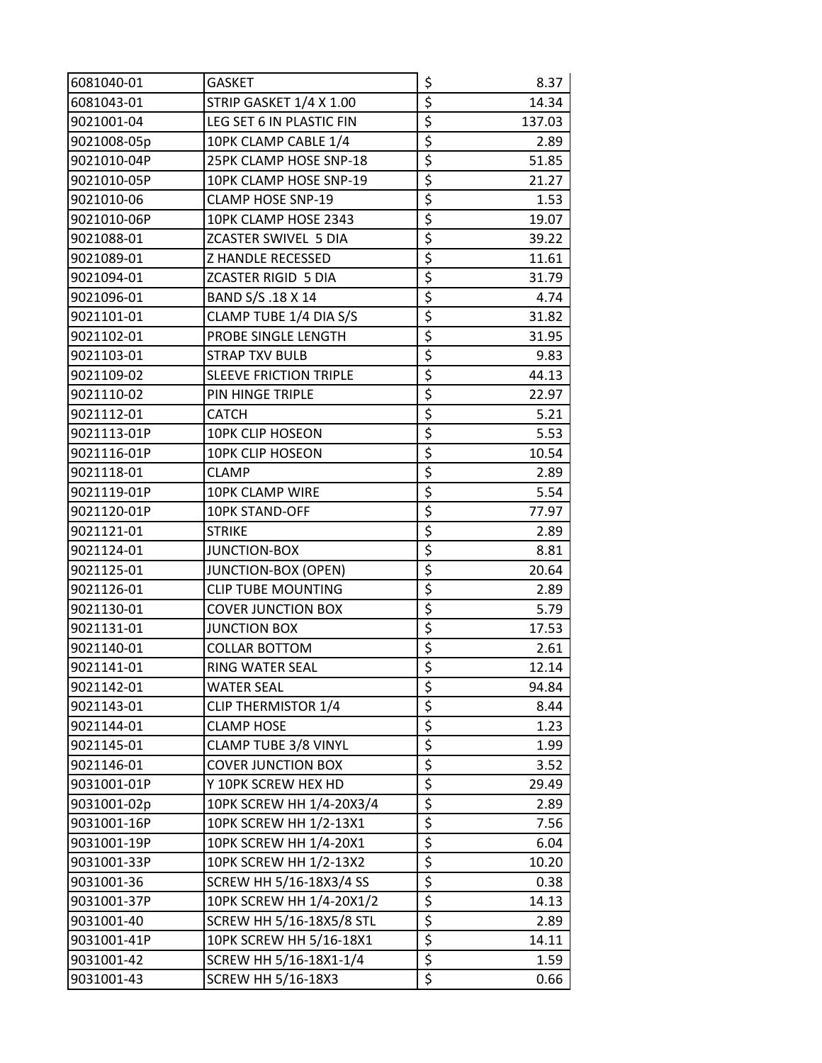| | | | |
|---|---|---|---|
| 6081040-01 | GASKET | $ | 8.37 |
| 6081043-01 | STRIP GASKET 1/4 X 1.00 | $ | 14.34 |
| 9021001-04 | LEG SET 6 IN PLASTIC FIN | $ | 137.03 |
| 9021008-05p | 10PK CLAMP CABLE 1/4 | $ | 2.89 |
| 9021010-04P | 25PK CLAMP HOSE SNP-18 | $ | 51.85 |
| 9021010-05P | 10PK CLAMP HOSE SNP-19 | $ | 21.27 |
| 9021010-06 | CLAMP HOSE SNP-19 | $ | 1.53 |
| 9021010-06P | 10PK CLAMP HOSE 2343 | $ | 19.07 |
| 9021088-01 | ZCASTER SWIVEL 5 DIA | $ | 39.22 |
| 9021089-01 | Z HANDLE RECESSED | $ | 11.61 |
| 9021094-01 | ZCASTER RIGID 5 DIA | $ | 31.79 |
| 9021096-01 | BAND S/S .18 X 14 | $ | 4.74 |
| 9021101-01 | CLAMP TUBE 1/4 DIA S/S | $ | 31.82 |
| 9021102-01 | PROBE SINGLE LENGTH | $ | 31.95 |
| 9021103-01 | STRAP TXV BULB | $ | 9.83 |
| 9021109-02 | SLEEVE FRICTION TRIPLE | $ | 44.13 |
| 9021110-02 | PIN HINGE TRIPLE | $ | 22.97 |
| 9021112-01 | CATCH | $ | 5.21 |
| 9021113-01P | 10PK CLIP HOSEON | $ | 5.53 |
| 9021116-01P | 10PK CLIP HOSEON | $ | 10.54 |
| 9021118-01 | CLAMP | $ | 2.89 |
| 9021119-01P | 10PK CLAMP WIRE | $ | 5.54 |
| 9021120-01P | 10PK STAND-OFF | $ | 77.97 |
| 9021121-01 | STRIKE | $ | 2.89 |
| 9021124-01 | JUNCTION-BOX | $ | 8.81 |
| 9021125-01 | JUNCTION-BOX (OPEN) | $ | 20.64 |
| 9021126-01 | CLIP TUBE MOUNTING | $ | 2.89 |
| 9021130-01 | COVER JUNCTION BOX | $ | 5.79 |
| 9021131-01 | JUNCTION BOX | $ | 17.53 |
| 9021140-01 | COLLAR BOTTOM | $ | 2.61 |
| 9021141-01 | RING WATER SEAL | $ | 12.14 |
| 9021142-01 | WATER SEAL | $ | 94.84 |
| 9021143-01 | CLIP THERMISTOR 1/4 | $ | 8.44 |
| 9021144-01 | CLAMP HOSE | $ | 1.23 |
| 9021145-01 | CLAMP TUBE 3/8 VINYL | $ | 1.99 |
| 9021146-01 | COVER JUNCTION BOX | $ | 3.52 |
| 9031001-01P | Y 10PK SCREW HEX HD | $ | 29.49 |
| 9031001-02p | 10PK SCREW HH 1/4-20X3/4 | $ | 2.89 |
| 9031001-16P | 10PK SCREW HH 1/2-13X1 | $ | 7.56 |
| 9031001-19P | 10PK SCREW HH 1/4-20X1 | $ | 6.04 |
| 9031001-33P | 10PK SCREW HH 1/2-13X2 | $ | 10.20 |
| 9031001-36 | SCREW HH 5/16-18X3/4 SS | $ | 0.38 |
| 9031001-37P | 10PK SCREW HH 1/4-20X1/2 | $ | 14.13 |
| 9031001-40 | SCREW HH 5/16-18X5/8 STL | $ | 2.89 |
| 9031001-41P | 10PK SCREW HH 5/16-18X1 | $ | 14.11 |
| 9031001-42 | SCREW HH 5/16-18X1-1/4 | $ | 1.59 |
| 9031001-43 | SCREW HH 5/16-18X3 | $ | 0.66 |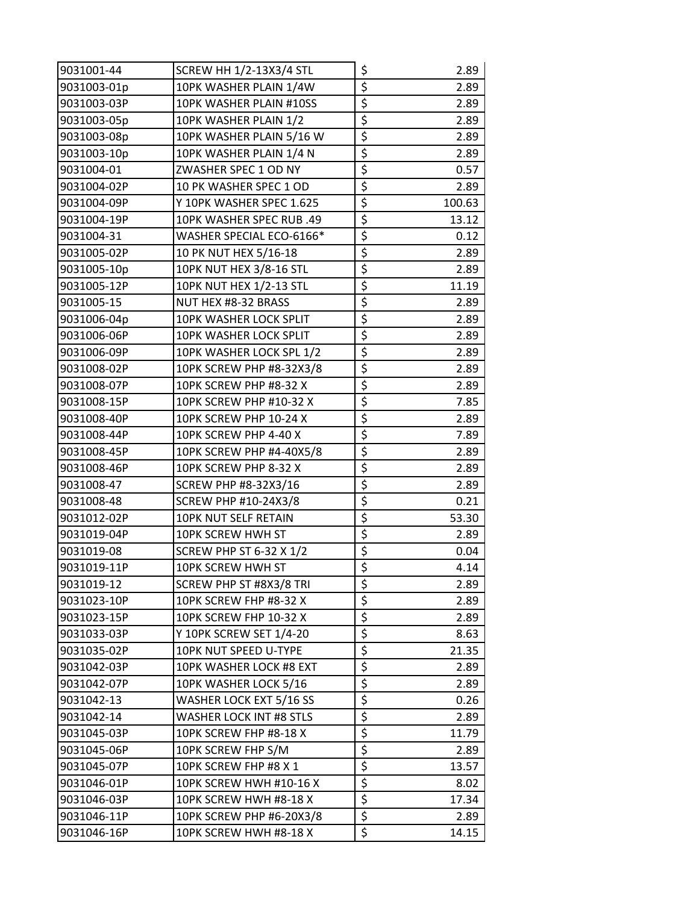| | | | |
|---|---|---|---|
| 9031001-44 | SCREW HH 1/2-13X3/4 STL | $ | 2.89 |
| 9031003-01p | 10PK WASHER PLAIN 1/4W | $ | 2.89 |
| 9031003-03P | 10PK WASHER PLAIN #10SS | $ | 2.89 |
| 9031003-05p | 10PK WASHER PLAIN 1/2 | $ | 2.89 |
| 9031003-08p | 10PK WASHER PLAIN 5/16 W | $ | 2.89 |
| 9031003-10p | 10PK WASHER PLAIN 1/4 N | $ | 2.89 |
| 9031004-01 | ZWASHER SPEC 1 OD NY | $ | 0.57 |
| 9031004-02P | 10 PK WASHER SPEC 1 OD | $ | 2.89 |
| 9031004-09P | Y 10PK WASHER SPEC 1.625 | $ | 100.63 |
| 9031004-19P | 10PK WASHER SPEC RUB .49 | $ | 13.12 |
| 9031004-31 | WASHER SPECIAL ECO-6166* | $ | 0.12 |
| 9031005-02P | 10 PK NUT HEX 5/16-18 | $ | 2.89 |
| 9031005-10p | 10PK NUT HEX 3/8-16 STL | $ | 2.89 |
| 9031005-12P | 10PK NUT HEX 1/2-13 STL | $ | 11.19 |
| 9031005-15 | NUT HEX #8-32 BRASS | $ | 2.89 |
| 9031006-04p | 10PK WASHER LOCK SPLIT | $ | 2.89 |
| 9031006-06P | 10PK WASHER LOCK SPLIT | $ | 2.89 |
| 9031006-09P | 10PK WASHER LOCK SPL 1/2 | $ | 2.89 |
| 9031008-02P | 10PK SCREW PHP #8-32X3/8 | $ | 2.89 |
| 9031008-07P | 10PK SCREW PHP #8-32 X | $ | 2.89 |
| 9031008-15P | 10PK SCREW PHP #10-32 X | $ | 7.85 |
| 9031008-40P | 10PK SCREW PHP 10-24 X | $ | 2.89 |
| 9031008-44P | 10PK SCREW PHP 4-40 X | $ | 7.89 |
| 9031008-45P | 10PK SCREW PHP #4-40X5/8 | $ | 2.89 |
| 9031008-46P | 10PK SCREW PHP 8-32 X | $ | 2.89 |
| 9031008-47 | SCREW PHP #8-32X3/16 | $ | 2.89 |
| 9031008-48 | SCREW PHP #10-24X3/8 | $ | 0.21 |
| 9031012-02P | 10PK NUT SELF RETAIN | $ | 53.30 |
| 9031019-04P | 10PK SCREW HWH ST | $ | 2.89 |
| 9031019-08 | SCREW PHP ST 6-32 X 1/2 | $ | 0.04 |
| 9031019-11P | 10PK SCREW HWH ST | $ | 4.14 |
| 9031019-12 | SCREW PHP ST #8X3/8 TRI | $ | 2.89 |
| 9031023-10P | 10PK SCREW FHP #8-32 X | $ | 2.89 |
| 9031023-15P | 10PK SCREW FHP 10-32 X | $ | 2.89 |
| 9031033-03P | Y 10PK SCREW SET 1/4-20 | $ | 8.63 |
| 9031035-02P | 10PK NUT SPEED U-TYPE | $ | 21.35 |
| 9031042-03P | 10PK WASHER LOCK #8 EXT | $ | 2.89 |
| 9031042-07P | 10PK WASHER LOCK 5/16 | $ | 2.89 |
| 9031042-13 | WASHER LOCK EXT 5/16 SS | $ | 0.26 |
| 9031042-14 | WASHER LOCK INT #8 STLS | $ | 2.89 |
| 9031045-03P | 10PK SCREW FHP #8-18 X | $ | 11.79 |
| 9031045-06P | 10PK SCREW FHP S/M | $ | 2.89 |
| 9031045-07P | 10PK SCREW FHP #8 X 1 | $ | 13.57 |
| 9031046-01P | 10PK SCREW HWH #10-16 X | $ | 8.02 |
| 9031046-03P | 10PK SCREW HWH #8-18 X | $ | 17.34 |
| 9031046-11P | 10PK SCREW PHP #6-20X3/8 | $ | 2.89 |
| 9031046-16P | 10PK SCREW HWH #8-18 X | $ | 14.15 |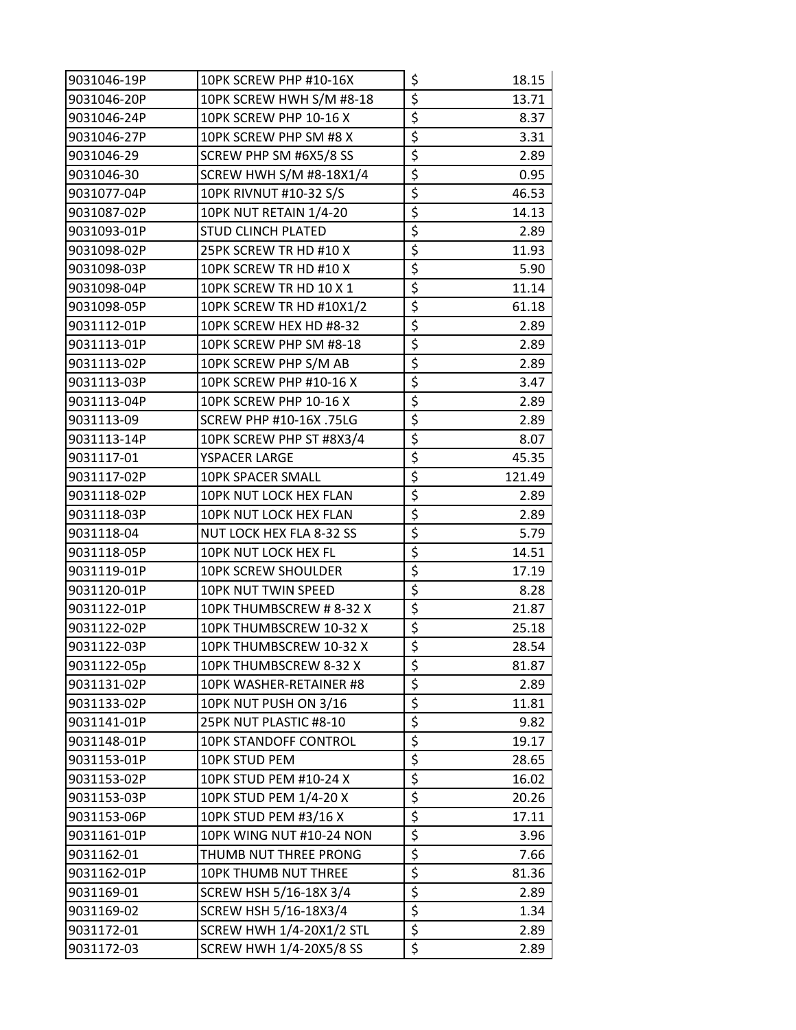| | | | |
|---|---|---|---|
| 9031046-19P | 10PK SCREW PHP #10-16X | $ | 18.15 |
| 9031046-20P | 10PK SCREW HWH S/M #8-18 | $ | 13.71 |
| 9031046-24P | 10PK SCREW PHP 10-16 X | $ | 8.37 |
| 9031046-27P | 10PK SCREW PHP SM #8 X | $ | 3.31 |
| 9031046-29 | SCREW PHP SM #6X5/8 SS | $ | 2.89 |
| 9031046-30 | SCREW HWH S/M #8-18X1/4 | $ | 0.95 |
| 9031077-04P | 10PK RIVNUT #10-32 S/S | $ | 46.53 |
| 9031087-02P | 10PK NUT RETAIN 1/4-20 | $ | 14.13 |
| 9031093-01P | STUD CLINCH PLATED | $ | 2.89 |
| 9031098-02P | 25PK SCREW TR HD #10 X | $ | 11.93 |
| 9031098-03P | 10PK SCREW TR HD #10 X | $ | 5.90 |
| 9031098-04P | 10PK SCREW TR HD 10 X 1 | $ | 11.14 |
| 9031098-05P | 10PK SCREW TR HD #10X1/2 | $ | 61.18 |
| 9031112-01P | 10PK SCREW HEX HD #8-32 | $ | 2.89 |
| 9031113-01P | 10PK SCREW PHP SM #8-18 | $ | 2.89 |
| 9031113-02P | 10PK SCREW PHP S/M AB | $ | 2.89 |
| 9031113-03P | 10PK SCREW PHP #10-16 X | $ | 3.47 |
| 9031113-04P | 10PK SCREW PHP 10-16 X | $ | 2.89 |
| 9031113-09 | SCREW PHP #10-16X .75LG | $ | 2.89 |
| 9031113-14P | 10PK SCREW PHP ST #8X3/4 | $ | 8.07 |
| 9031117-01 | YSPACER LARGE | $ | 45.35 |
| 9031117-02P | 10PK SPACER SMALL | $ | 121.49 |
| 9031118-02P | 10PK NUT LOCK HEX FLAN | $ | 2.89 |
| 9031118-03P | 10PK NUT LOCK HEX FLAN | $ | 2.89 |
| 9031118-04 | NUT LOCK HEX FLA 8-32 SS | $ | 5.79 |
| 9031118-05P | 10PK NUT LOCK HEX FL | $ | 14.51 |
| 9031119-01P | 10PK SCREW SHOULDER | $ | 17.19 |
| 9031120-01P | 10PK NUT TWIN SPEED | $ | 8.28 |
| 9031122-01P | 10PK THUMBSCREW # 8-32 X | $ | 21.87 |
| 9031122-02P | 10PK THUMBSCREW 10-32 X | $ | 25.18 |
| 9031122-03P | 10PK THUMBSCREW 10-32 X | $ | 28.54 |
| 9031122-05p | 10PK THUMBSCREW 8-32 X | $ | 81.87 |
| 9031131-02P | 10PK WASHER-RETAINER #8 | $ | 2.89 |
| 9031133-02P | 10PK NUT PUSH ON 3/16 | $ | 11.81 |
| 9031141-01P | 25PK NUT PLASTIC #8-10 | $ | 9.82 |
| 9031148-01P | 10PK STANDOFF CONTROL | $ | 19.17 |
| 9031153-01P | 10PK STUD PEM | $ | 28.65 |
| 9031153-02P | 10PK STUD PEM #10-24 X | $ | 16.02 |
| 9031153-03P | 10PK STUD PEM 1/4-20 X | $ | 20.26 |
| 9031153-06P | 10PK STUD PEM #3/16 X | $ | 17.11 |
| 9031161-01P | 10PK WING NUT #10-24 NON | $ | 3.96 |
| 9031162-01 | THUMB NUT THREE PRONG | $ | 7.66 |
| 9031162-01P | 10PK THUMB NUT THREE | $ | 81.36 |
| 9031169-01 | SCREW HSH 5/16-18X 3/4 | $ | 2.89 |
| 9031169-02 | SCREW HSH 5/16-18X3/4 | $ | 1.34 |
| 9031172-01 | SCREW HWH 1/4-20X1/2 STL | $ | 2.89 |
| 9031172-03 | SCREW HWH 1/4-20X5/8 SS | $ | 2.89 |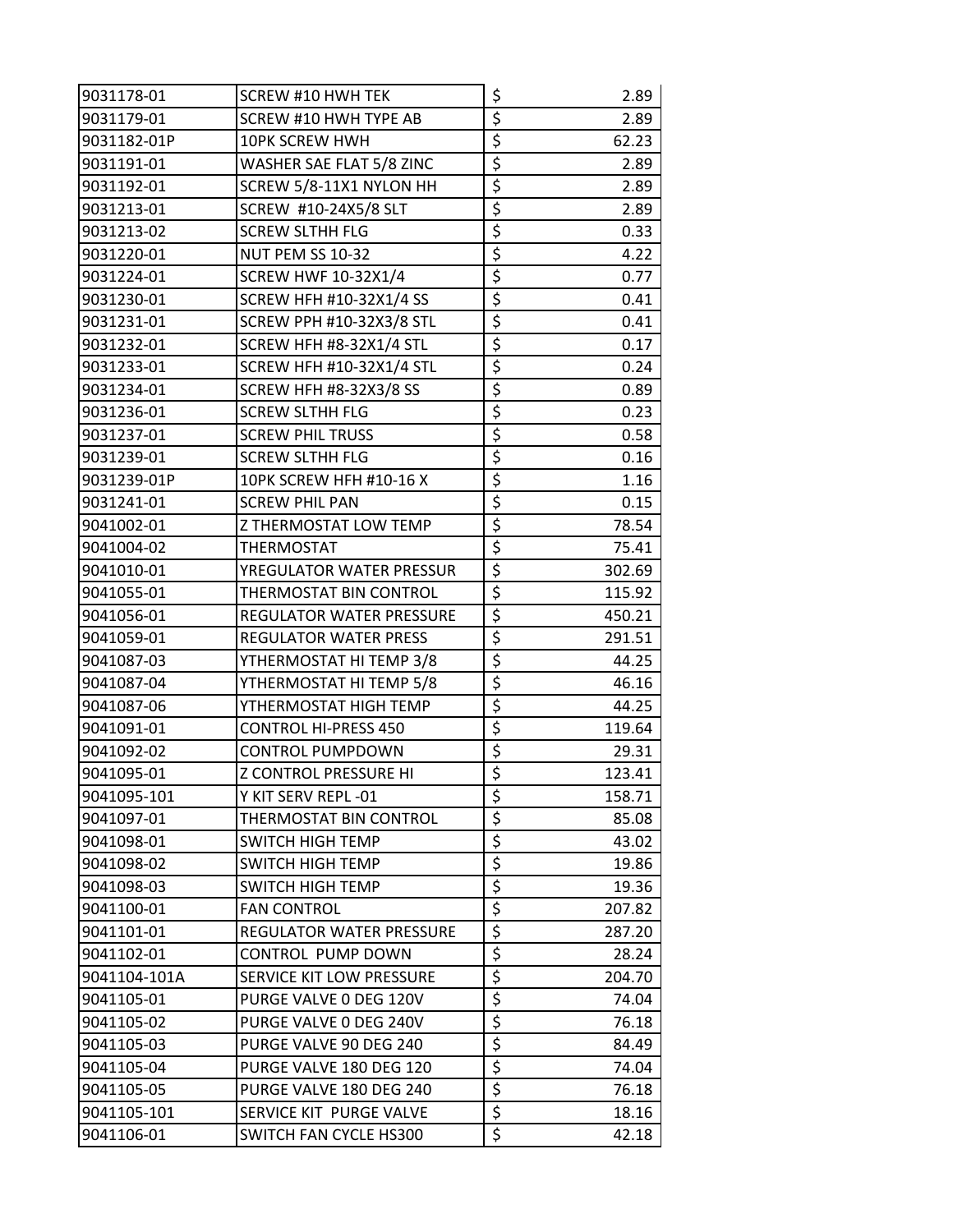| 9031178-01 | SCREW #10 HWH TEK | $ | 2.89 |
|---|---|---|---|
| 9031179-01 | SCREW #10 HWH TYPE AB | $ | 2.89 |
| 9031182-01P | 10PK SCREW HWH | $ | 62.23 |
| 9031191-01 | WASHER SAE FLAT 5/8 ZINC | $ | 2.89 |
| 9031192-01 | SCREW 5/8-11X1 NYLON HH | $ | 2.89 |
| 9031213-01 | SCREW #10-24X5/8 SLT | $ | 2.89 |
| 9031213-02 | SCREW SLTHH FLG | $ | 0.33 |
| 9031220-01 | NUT PEM SS 10-32 | $ | 4.22 |
| 9031224-01 | SCREW HWF 10-32X1/4 | $ | 0.77 |
| 9031230-01 | SCREW HFH #10-32X1/4 SS | $ | 0.41 |
| 9031231-01 | SCREW PPH #10-32X3/8 STL | $ | 0.41 |
| 9031232-01 | SCREW HFH #8-32X1/4 STL | $ | 0.17 |
| 9031233-01 | SCREW HFH #10-32X1/4 STL | $ | 0.24 |
| 9031234-01 | SCREW HFH #8-32X3/8 SS | $ | 0.89 |
| 9031236-01 | SCREW SLTHH FLG | $ | 0.23 |
| 9031237-01 | SCREW PHIL TRUSS | $ | 0.58 |
| 9031239-01 | SCREW SLTHH FLG | $ | 0.16 |
| 9031239-01P | 10PK SCREW HFH #10-16 X | $ | 1.16 |
| 9031241-01 | SCREW PHIL PAN | $ | 0.15 |
| 9041002-01 | Z THERMOSTAT LOW TEMP | $ | 78.54 |
| 9041004-02 | THERMOSTAT | $ | 75.41 |
| 9041010-01 | YREGULATOR WATER PRESSUR | $ | 302.69 |
| 9041055-01 | THERMOSTAT BIN CONTROL | $ | 115.92 |
| 9041056-01 | REGULATOR WATER PRESSURE | $ | 450.21 |
| 9041059-01 | REGULATOR WATER PRESS | $ | 291.51 |
| 9041087-03 | YTHERMOSTAT HI TEMP 3/8 | $ | 44.25 |
| 9041087-04 | YTHERMOSTAT HI TEMP 5/8 | $ | 46.16 |
| 9041087-06 | YTHERMOSTAT HIGH TEMP | $ | 44.25 |
| 9041091-01 | CONTROL HI-PRESS 450 | $ | 119.64 |
| 9041092-02 | CONTROL PUMPDOWN | $ | 29.31 |
| 9041095-01 | Z CONTROL PRESSURE HI | $ | 123.41 |
| 9041095-101 | Y KIT SERV REPL -01 | $ | 158.71 |
| 9041097-01 | THERMOSTAT BIN CONTROL | $ | 85.08 |
| 9041098-01 | SWITCH HIGH TEMP | $ | 43.02 |
| 9041098-02 | SWITCH HIGH TEMP | $ | 19.86 |
| 9041098-03 | SWITCH HIGH TEMP | $ | 19.36 |
| 9041100-01 | FAN CONTROL | $ | 207.82 |
| 9041101-01 | REGULATOR WATER PRESSURE | $ | 287.20 |
| 9041102-01 | CONTROL PUMP DOWN | $ | 28.24 |
| 9041104-101A | SERVICE KIT LOW PRESSURE | $ | 204.70 |
| 9041105-01 | PURGE VALVE 0 DEG 120V | $ | 74.04 |
| 9041105-02 | PURGE VALVE 0 DEG 240V | $ | 76.18 |
| 9041105-03 | PURGE VALVE 90 DEG 240 | $ | 84.49 |
| 9041105-04 | PURGE VALVE 180 DEG 120 | $ | 74.04 |
| 9041105-05 | PURGE VALVE 180 DEG 240 | $ | 76.18 |
| 9041105-101 | SERVICE KIT PURGE VALVE | $ | 18.16 |
| 9041106-01 | SWITCH FAN CYCLE HS300 | $ | 42.18 |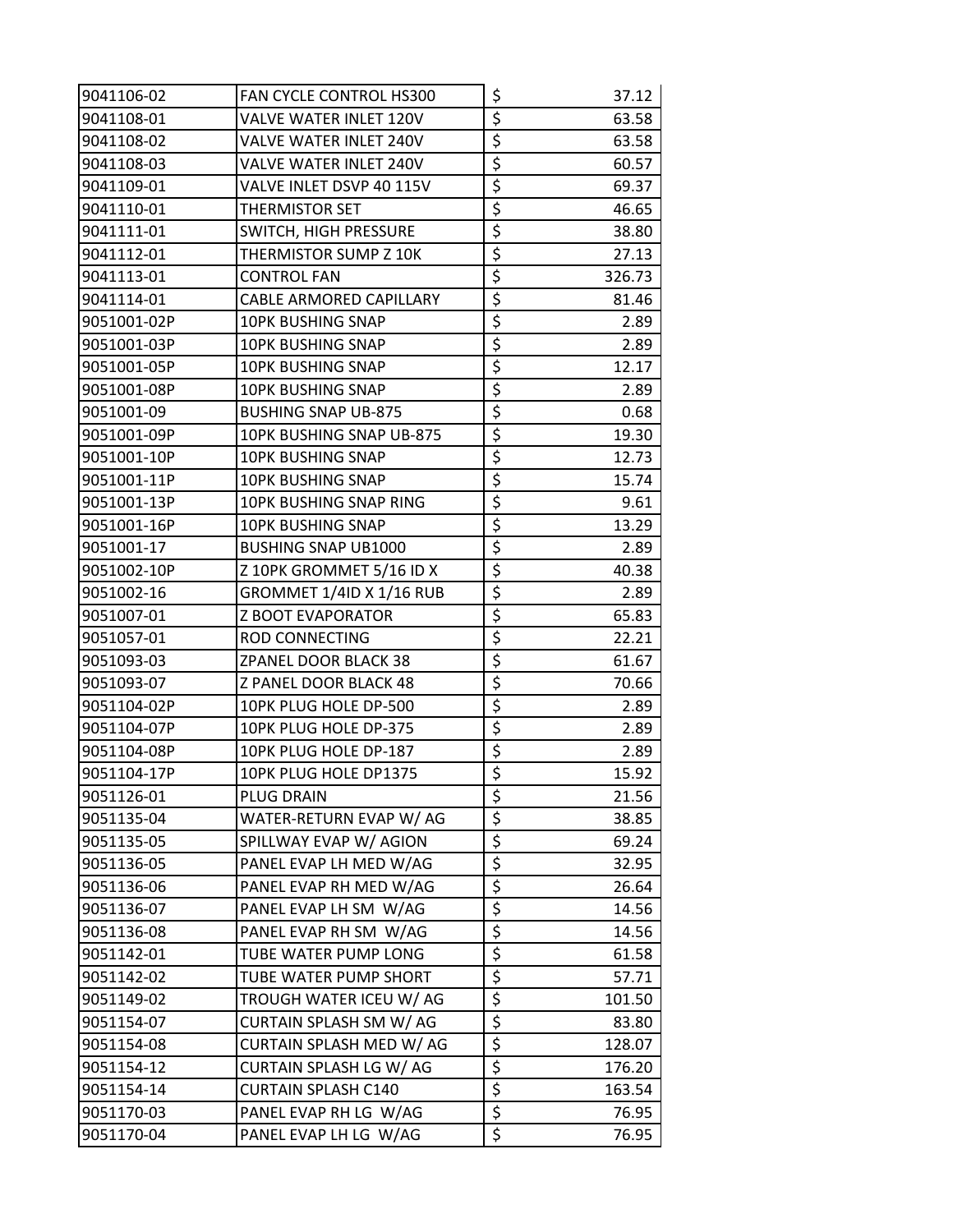| | | | |
|---|---|---|---|
| 9041106-02 | FAN CYCLE CONTROL HS300 | $ | 37.12 |
| 9041108-01 | VALVE WATER INLET 120V | $ | 63.58 |
| 9041108-02 | VALVE WATER INLET 240V | $ | 63.58 |
| 9041108-03 | VALVE WATER INLET 240V | $ | 60.57 |
| 9041109-01 | VALVE INLET DSVP 40 115V | $ | 69.37 |
| 9041110-01 | THERMISTOR SET | $ | 46.65 |
| 9041111-01 | SWITCH, HIGH PRESSURE | $ | 38.80 |
| 9041112-01 | THERMISTOR SUMP Z 10K | $ | 27.13 |
| 9041113-01 | CONTROL FAN | $ | 326.73 |
| 9041114-01 | CABLE ARMORED CAPILLARY | $ | 81.46 |
| 9051001-02P | 10PK BUSHING SNAP | $ | 2.89 |
| 9051001-03P | 10PK BUSHING SNAP | $ | 2.89 |
| 9051001-05P | 10PK BUSHING SNAP | $ | 12.17 |
| 9051001-08P | 10PK BUSHING SNAP | $ | 2.89 |
| 9051001-09 | BUSHING SNAP UB-875 | $ | 0.68 |
| 9051001-09P | 10PK BUSHING SNAP UB-875 | $ | 19.30 |
| 9051001-10P | 10PK BUSHING SNAP | $ | 12.73 |
| 9051001-11P | 10PK BUSHING SNAP | $ | 15.74 |
| 9051001-13P | 10PK BUSHING SNAP RING | $ | 9.61 |
| 9051001-16P | 10PK BUSHING SNAP | $ | 13.29 |
| 9051001-17 | BUSHING SNAP UB1000 | $ | 2.89 |
| 9051002-10P | Z 10PK GROMMET 5/16 ID X | $ | 40.38 |
| 9051002-16 | GROMMET 1/4ID X 1/16 RUB | $ | 2.89 |
| 9051007-01 | Z BOOT EVAPORATOR | $ | 65.83 |
| 9051057-01 | ROD CONNECTING | $ | 22.21 |
| 9051093-03 | ZPANEL DOOR BLACK 38 | $ | 61.67 |
| 9051093-07 | Z PANEL DOOR BLACK 48 | $ | 70.66 |
| 9051104-02P | 10PK PLUG HOLE DP-500 | $ | 2.89 |
| 9051104-07P | 10PK PLUG HOLE DP-375 | $ | 2.89 |
| 9051104-08P | 10PK PLUG HOLE DP-187 | $ | 2.89 |
| 9051104-17P | 10PK PLUG HOLE DP1375 | $ | 15.92 |
| 9051126-01 | PLUG DRAIN | $ | 21.56 |
| 9051135-04 | WATER-RETURN EVAP W/ AG | $ | 38.85 |
| 9051135-05 | SPILLWAY EVAP W/ AGION | $ | 69.24 |
| 9051136-05 | PANEL EVAP LH MED W/AG | $ | 32.95 |
| 9051136-06 | PANEL EVAP RH MED W/AG | $ | 26.64 |
| 9051136-07 | PANEL EVAP LH SM W/AG | $ | 14.56 |
| 9051136-08 | PANEL EVAP RH SM W/AG | $ | 14.56 |
| 9051142-01 | TUBE WATER PUMP LONG | $ | 61.58 |
| 9051142-02 | TUBE WATER PUMP SHORT | $ | 57.71 |
| 9051149-02 | TROUGH WATER ICEU W/ AG | $ | 101.50 |
| 9051154-07 | CURTAIN SPLASH SM W/ AG | $ | 83.80 |
| 9051154-08 | CURTAIN SPLASH MED W/ AG | $ | 128.07 |
| 9051154-12 | CURTAIN SPLASH LG W/ AG | $ | 176.20 |
| 9051154-14 | CURTAIN SPLASH C140 | $ | 163.54 |
| 9051170-03 | PANEL EVAP RH LG W/AG | $ | 76.95 |
| 9051170-04 | PANEL EVAP LH LG W/AG | $ | 76.95 |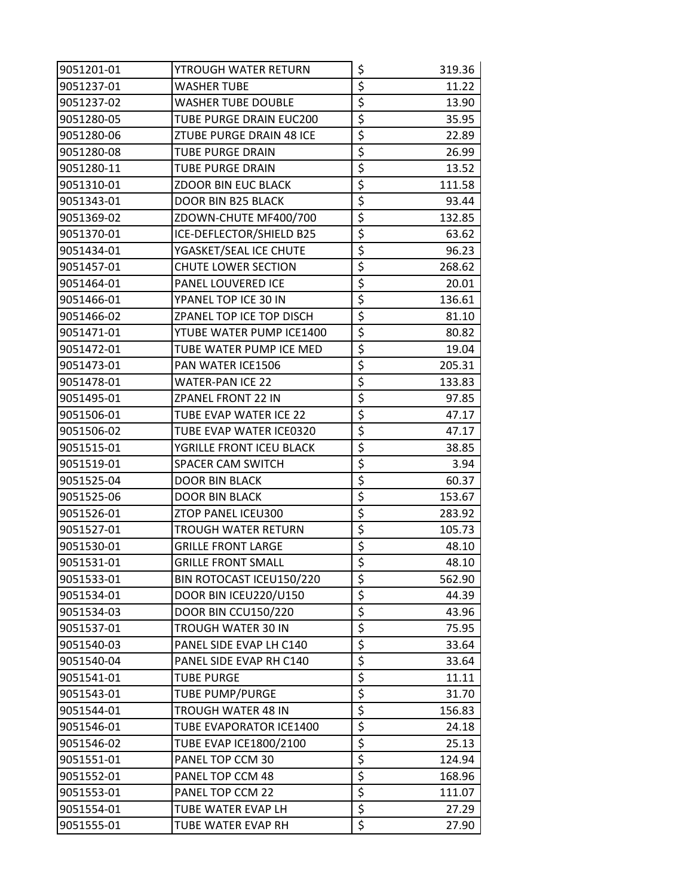| 9051201-01 | YTROUGH WATER RETURN | $ | 319.36 |
|---|---|---|---|
| 9051237-01 | WASHER TUBE | $ | 11.22 |
| 9051237-02 | WASHER TUBE DOUBLE | $ | 13.90 |
| 9051280-05 | TUBE PURGE DRAIN EUC200 | $ | 35.95 |
| 9051280-06 | ZTUBE PURGE DRAIN 48 ICE | $ | 22.89 |
| 9051280-08 | TUBE PURGE DRAIN | $ | 26.99 |
| 9051280-11 | TUBE PURGE DRAIN | $ | 13.52 |
| 9051310-01 | ZDOOR BIN EUC BLACK | $ | 111.58 |
| 9051343-01 | DOOR BIN B25 BLACK | $ | 93.44 |
| 9051369-02 | ZDOWN-CHUTE MF400/700 | $ | 132.85 |
| 9051370-01 | ICE-DEFLECTOR/SHIELD B25 | $ | 63.62 |
| 9051434-01 | YGASKET/SEAL ICE CHUTE | $ | 96.23 |
| 9051457-01 | CHUTE LOWER SECTION | $ | 268.62 |
| 9051464-01 | PANEL LOUVERED ICE | $ | 20.01 |
| 9051466-01 | YPANEL TOP ICE 30 IN | $ | 136.61 |
| 9051466-02 | ZPANEL TOP ICE TOP DISCH | $ | 81.10 |
| 9051471-01 | YTUBE WATER PUMP ICE1400 | $ | 80.82 |
| 9051472-01 | TUBE WATER PUMP ICE MED | $ | 19.04 |
| 9051473-01 | PAN WATER ICE1506 | $ | 205.31 |
| 9051478-01 | WATER-PAN ICE 22 | $ | 133.83 |
| 9051495-01 | ZPANEL FRONT 22 IN | $ | 97.85 |
| 9051506-01 | TUBE EVAP WATER ICE 22 | $ | 47.17 |
| 9051506-02 | TUBE EVAP WATER ICE0320 | $ | 47.17 |
| 9051515-01 | YGRILLE FRONT ICEU BLACK | $ | 38.85 |
| 9051519-01 | SPACER CAM SWITCH | $ | 3.94 |
| 9051525-04 | DOOR BIN BLACK | $ | 60.37 |
| 9051525-06 | DOOR BIN BLACK | $ | 153.67 |
| 9051526-01 | ZTOP PANEL ICEU300 | $ | 283.92 |
| 9051527-01 | TROUGH WATER RETURN | $ | 105.73 |
| 9051530-01 | GRILLE FRONT LARGE | $ | 48.10 |
| 9051531-01 | GRILLE FRONT SMALL | $ | 48.10 |
| 9051533-01 | BIN ROTOCAST ICEU150/220 | $ | 562.90 |
| 9051534-01 | DOOR BIN ICEU220/U150 | $ | 44.39 |
| 9051534-03 | DOOR BIN CCU150/220 | $ | 43.96 |
| 9051537-01 | TROUGH WATER 30 IN | $ | 75.95 |
| 9051540-03 | PANEL SIDE EVAP LH C140 | $ | 33.64 |
| 9051540-04 | PANEL SIDE EVAP RH C140 | $ | 33.64 |
| 9051541-01 | TUBE PURGE | $ | 11.11 |
| 9051543-01 | TUBE PUMP/PURGE | $ | 31.70 |
| 9051544-01 | TROUGH WATER 48 IN | $ | 156.83 |
| 9051546-01 | TUBE EVAPORATOR ICE1400 | $ | 24.18 |
| 9051546-02 | TUBE EVAP ICE1800/2100 | $ | 25.13 |
| 9051551-01 | PANEL TOP CCM 30 | $ | 124.94 |
| 9051552-01 | PANEL TOP CCM 48 | $ | 168.96 |
| 9051553-01 | PANEL TOP CCM 22 | $ | 111.07 |
| 9051554-01 | TUBE WATER EVAP LH | $ | 27.29 |
| 9051555-01 | TUBE WATER EVAP RH | $ | 27.90 |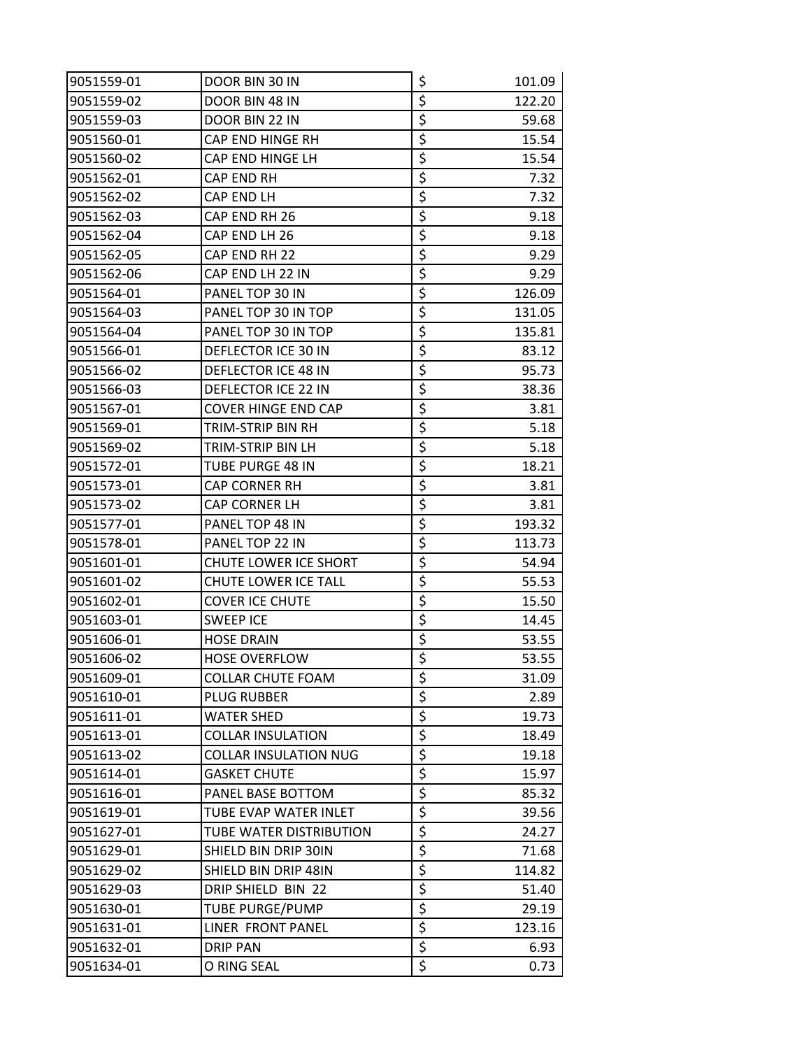| | | | |
|---|---|---|---|
| 9051559-01 | DOOR BIN 30 IN | $ | 101.09 |
| 9051559-02 | DOOR BIN 48 IN | $ | 122.20 |
| 9051559-03 | DOOR BIN 22 IN | $ | 59.68 |
| 9051560-01 | CAP END HINGE RH | $ | 15.54 |
| 9051560-02 | CAP END HINGE LH | $ | 15.54 |
| 9051562-01 | CAP END RH | $ | 7.32 |
| 9051562-02 | CAP END LH | $ | 7.32 |
| 9051562-03 | CAP END RH 26 | $ | 9.18 |
| 9051562-04 | CAP END LH 26 | $ | 9.18 |
| 9051562-05 | CAP END RH 22 | $ | 9.29 |
| 9051562-06 | CAP END LH 22 IN | $ | 9.29 |
| 9051564-01 | PANEL TOP 30 IN | $ | 126.09 |
| 9051564-03 | PANEL TOP 30 IN TOP | $ | 131.05 |
| 9051564-04 | PANEL TOP 30 IN TOP | $ | 135.81 |
| 9051566-01 | DEFLECTOR ICE 30 IN | $ | 83.12 |
| 9051566-02 | DEFLECTOR ICE 48 IN | $ | 95.73 |
| 9051566-03 | DEFLECTOR ICE 22 IN | $ | 38.36 |
| 9051567-01 | COVER HINGE END CAP | $ | 3.81 |
| 9051569-01 | TRIM-STRIP BIN RH | $ | 5.18 |
| 9051569-02 | TRIM-STRIP BIN LH | $ | 5.18 |
| 9051572-01 | TUBE PURGE 48 IN | $ | 18.21 |
| 9051573-01 | CAP CORNER RH | $ | 3.81 |
| 9051573-02 | CAP CORNER LH | $ | 3.81 |
| 9051577-01 | PANEL TOP 48 IN | $ | 193.32 |
| 9051578-01 | PANEL TOP 22 IN | $ | 113.73 |
| 9051601-01 | CHUTE LOWER ICE SHORT | $ | 54.94 |
| 9051601-02 | CHUTE LOWER ICE TALL | $ | 55.53 |
| 9051602-01 | COVER ICE CHUTE | $ | 15.50 |
| 9051603-01 | SWEEP ICE | $ | 14.45 |
| 9051606-01 | HOSE DRAIN | $ | 53.55 |
| 9051606-02 | HOSE OVERFLOW | $ | 53.55 |
| 9051609-01 | COLLAR CHUTE FOAM | $ | 31.09 |
| 9051610-01 | PLUG RUBBER | $ | 2.89 |
| 9051611-01 | WATER SHED | $ | 19.73 |
| 9051613-01 | COLLAR INSULATION | $ | 18.49 |
| 9051613-02 | COLLAR INSULATION NUG | $ | 19.18 |
| 9051614-01 | GASKET CHUTE | $ | 15.97 |
| 9051616-01 | PANEL BASE BOTTOM | $ | 85.32 |
| 9051619-01 | TUBE EVAP WATER INLET | $ | 39.56 |
| 9051627-01 | TUBE WATER DISTRIBUTION | $ | 24.27 |
| 9051629-01 | SHIELD BIN DRIP 30IN | $ | 71.68 |
| 9051629-02 | SHIELD BIN DRIP 48IN | $ | 114.82 |
| 9051629-03 | DRIP SHIELD BIN 22 | $ | 51.40 |
| 9051630-01 | TUBE PURGE/PUMP | $ | 29.19 |
| 9051631-01 | LINER FRONT PANEL | $ | 123.16 |
| 9051632-01 | DRIP PAN | $ | 6.93 |
| 9051634-01 | O RING SEAL | $ | 0.73 |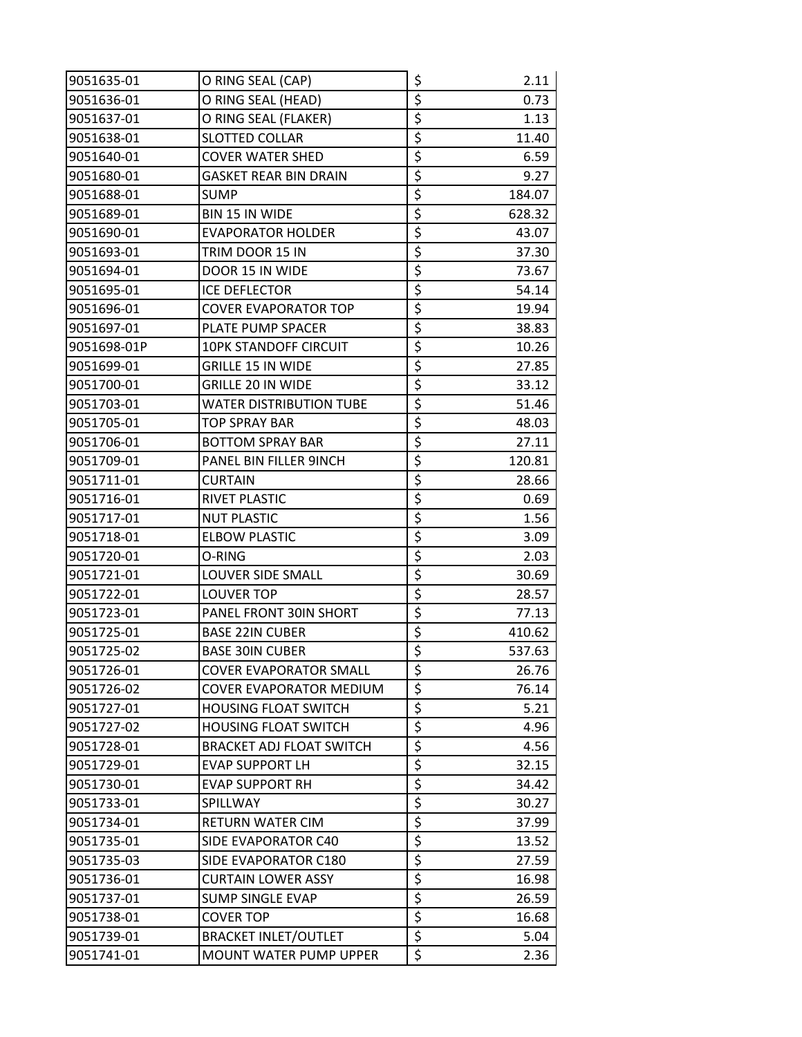| | | | |
|---|---|---|---|
| 9051635-01 | O RING SEAL (CAP) | $ | 2.11 |
| 9051636-01 | O RING SEAL (HEAD) | $ | 0.73 |
| 9051637-01 | O RING SEAL (FLAKER) | $ | 1.13 |
| 9051638-01 | SLOTTED COLLAR | $ | 11.40 |
| 9051640-01 | COVER WATER SHED | $ | 6.59 |
| 9051680-01 | GASKET REAR BIN DRAIN | $ | 9.27 |
| 9051688-01 | SUMP | $ | 184.07 |
| 9051689-01 | BIN 15 IN WIDE | $ | 628.32 |
| 9051690-01 | EVAPORATOR HOLDER | $ | 43.07 |
| 9051693-01 | TRIM DOOR 15 IN | $ | 37.30 |
| 9051694-01 | DOOR 15 IN WIDE | $ | 73.67 |
| 9051695-01 | ICE DEFLECTOR | $ | 54.14 |
| 9051696-01 | COVER EVAPORATOR TOP | $ | 19.94 |
| 9051697-01 | PLATE PUMP SPACER | $ | 38.83 |
| 9051698-01P | 10PK STANDOFF CIRCUIT | $ | 10.26 |
| 9051699-01 | GRILLE 15 IN WIDE | $ | 27.85 |
| 9051700-01 | GRILLE 20 IN WIDE | $ | 33.12 |
| 9051703-01 | WATER DISTRIBUTION TUBE | $ | 51.46 |
| 9051705-01 | TOP SPRAY BAR | $ | 48.03 |
| 9051706-01 | BOTTOM SPRAY BAR | $ | 27.11 |
| 9051709-01 | PANEL BIN FILLER 9INCH | $ | 120.81 |
| 9051711-01 | CURTAIN | $ | 28.66 |
| 9051716-01 | RIVET PLASTIC | $ | 0.69 |
| 9051717-01 | NUT PLASTIC | $ | 1.56 |
| 9051718-01 | ELBOW PLASTIC | $ | 3.09 |
| 9051720-01 | O-RING | $ | 2.03 |
| 9051721-01 | LOUVER SIDE SMALL | $ | 30.69 |
| 9051722-01 | LOUVER TOP | $ | 28.57 |
| 9051723-01 | PANEL FRONT 30IN SHORT | $ | 77.13 |
| 9051725-01 | BASE 22IN CUBER | $ | 410.62 |
| 9051725-02 | BASE 30IN CUBER | $ | 537.63 |
| 9051726-01 | COVER EVAPORATOR SMALL | $ | 26.76 |
| 9051726-02 | COVER EVAPORATOR MEDIUM | $ | 76.14 |
| 9051727-01 | HOUSING FLOAT SWITCH | $ | 5.21 |
| 9051727-02 | HOUSING FLOAT SWITCH | $ | 4.96 |
| 9051728-01 | BRACKET ADJ FLOAT SWITCH | $ | 4.56 |
| 9051729-01 | EVAP SUPPORT LH | $ | 32.15 |
| 9051730-01 | EVAP SUPPORT RH | $ | 34.42 |
| 9051733-01 | SPILLWAY | $ | 30.27 |
| 9051734-01 | RETURN WATER CIM | $ | 37.99 |
| 9051735-01 | SIDE EVAPORATOR C40 | $ | 13.52 |
| 9051735-03 | SIDE EVAPORATOR C180 | $ | 27.59 |
| 9051736-01 | CURTAIN LOWER ASSY | $ | 16.98 |
| 9051737-01 | SUMP SINGLE EVAP | $ | 26.59 |
| 9051738-01 | COVER TOP | $ | 16.68 |
| 9051739-01 | BRACKET INLET/OUTLET | $ | 5.04 |
| 9051741-01 | MOUNT WATER PUMP UPPER | $ | 2.36 |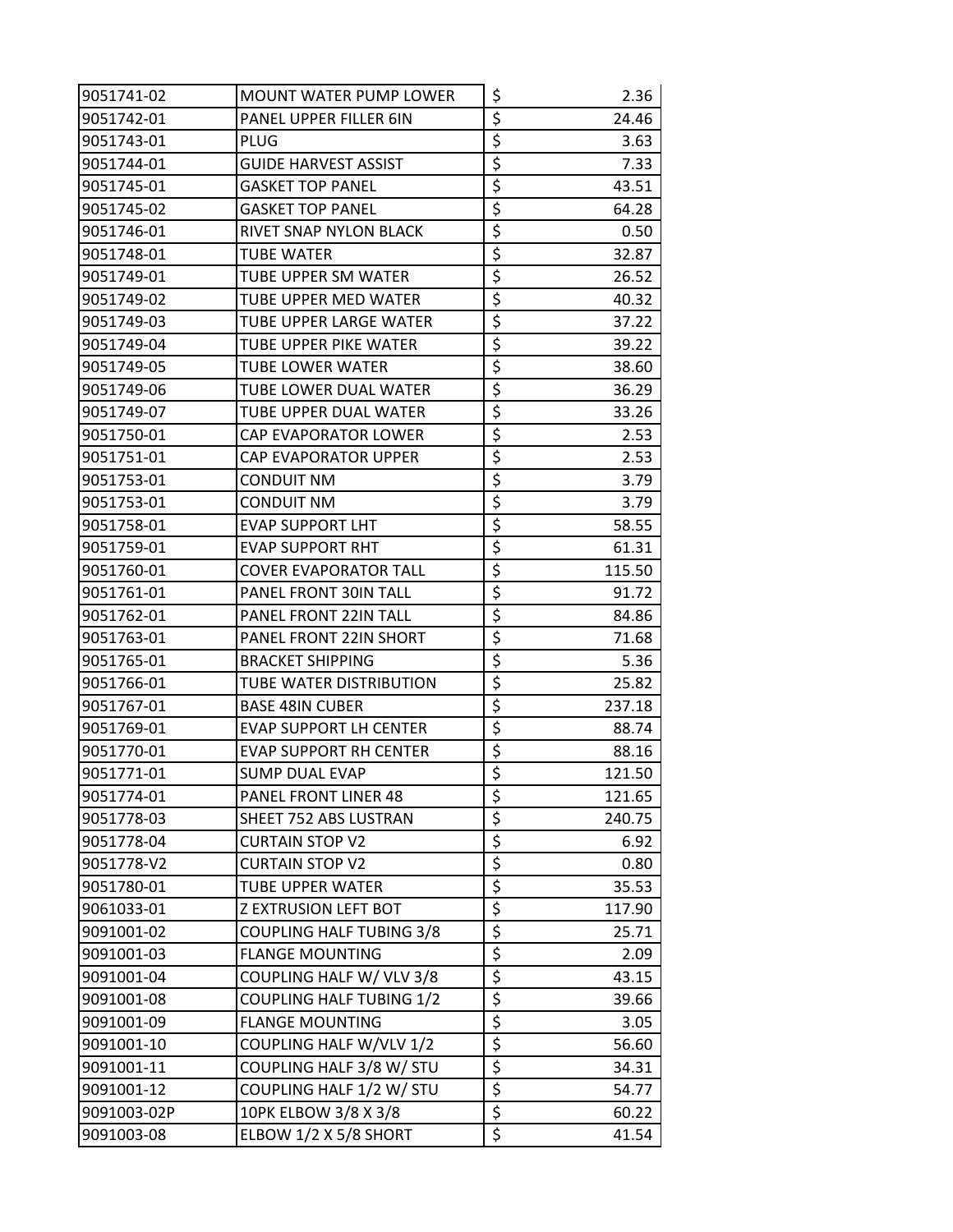| | | | |
|---|---|---|---|
| 9051741-02 | MOUNT WATER PUMP LOWER | $ | 2.36 |
| 9051742-01 | PANEL UPPER FILLER 6IN | $ | 24.46 |
| 9051743-01 | PLUG | $ | 3.63 |
| 9051744-01 | GUIDE HARVEST ASSIST | $ | 7.33 |
| 9051745-01 | GASKET TOP PANEL | $ | 43.51 |
| 9051745-02 | GASKET TOP PANEL | $ | 64.28 |
| 9051746-01 | RIVET SNAP NYLON BLACK | $ | 0.50 |
| 9051748-01 | TUBE WATER | $ | 32.87 |
| 9051749-01 | TUBE UPPER SM WATER | $ | 26.52 |
| 9051749-02 | TUBE UPPER MED WATER | $ | 40.32 |
| 9051749-03 | TUBE UPPER LARGE WATER | $ | 37.22 |
| 9051749-04 | TUBE UPPER PIKE WATER | $ | 39.22 |
| 9051749-05 | TUBE LOWER WATER | $ | 38.60 |
| 9051749-06 | TUBE LOWER DUAL WATER | $ | 36.29 |
| 9051749-07 | TUBE UPPER DUAL WATER | $ | 33.26 |
| 9051750-01 | CAP EVAPORATOR LOWER | $ | 2.53 |
| 9051751-01 | CAP EVAPORATOR UPPER | $ | 2.53 |
| 9051753-01 | CONDUIT NM | $ | 3.79 |
| 9051753-01 | CONDUIT NM | $ | 3.79 |
| 9051758-01 | EVAP SUPPORT LHT | $ | 58.55 |
| 9051759-01 | EVAP SUPPORT RHT | $ | 61.31 |
| 9051760-01 | COVER EVAPORATOR TALL | $ | 115.50 |
| 9051761-01 | PANEL FRONT 30IN TALL | $ | 91.72 |
| 9051762-01 | PANEL FRONT 22IN TALL | $ | 84.86 |
| 9051763-01 | PANEL FRONT 22IN SHORT | $ | 71.68 |
| 9051765-01 | BRACKET SHIPPING | $ | 5.36 |
| 9051766-01 | TUBE WATER DISTRIBUTION | $ | 25.82 |
| 9051767-01 | BASE 48IN CUBER | $ | 237.18 |
| 9051769-01 | EVAP SUPPORT LH CENTER | $ | 88.74 |
| 9051770-01 | EVAP SUPPORT RH CENTER | $ | 88.16 |
| 9051771-01 | SUMP DUAL EVAP | $ | 121.50 |
| 9051774-01 | PANEL FRONT LINER 48 | $ | 121.65 |
| 9051778-03 | SHEET 752 ABS LUSTRAN | $ | 240.75 |
| 9051778-04 | CURTAIN STOP V2 | $ | 6.92 |
| 9051778-V2 | CURTAIN STOP V2 | $ | 0.80 |
| 9051780-01 | TUBE UPPER WATER | $ | 35.53 |
| 9061033-01 | Z EXTRUSION LEFT BOT | $ | 117.90 |
| 9091001-02 | COUPLING HALF TUBING 3/8 | $ | 25.71 |
| 9091001-03 | FLANGE MOUNTING | $ | 2.09 |
| 9091001-04 | COUPLING HALF W/ VLV 3/8 | $ | 43.15 |
| 9091001-08 | COUPLING HALF TUBING 1/2 | $ | 39.66 |
| 9091001-09 | FLANGE MOUNTING | $ | 3.05 |
| 9091001-10 | COUPLING HALF W/VLV 1/2 | $ | 56.60 |
| 9091001-11 | COUPLING HALF 3/8 W/ STU | $ | 34.31 |
| 9091001-12 | COUPLING HALF 1/2 W/ STU | $ | 54.77 |
| 9091003-02P | 10PK ELBOW 3/8 X 3/8 | $ | 60.22 |
| 9091003-08 | ELBOW 1/2 X 5/8 SHORT | $ | 41.54 |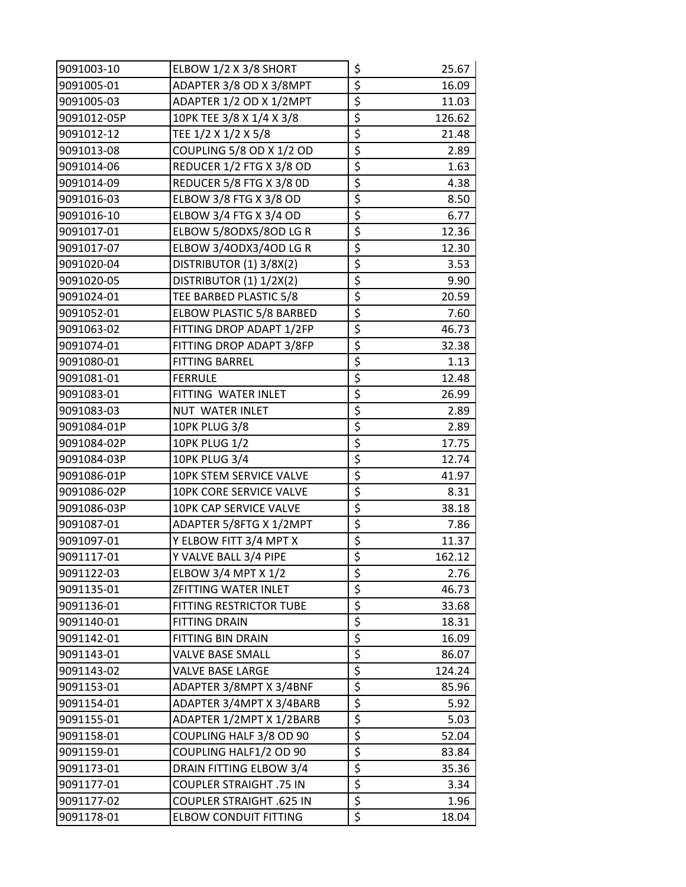| 9091003-10 | ELBOW 1/2 X 3/8 SHORT | $ | 25.67 |
|---|---|---|---|
| 9091005-01 | ADAPTER 3/8 OD X 3/8MPT | $ | 16.09 |
| 9091005-03 | ADAPTER 1/2 OD X 1/2MPT | $ | 11.03 |
| 9091012-05P | 10PK TEE 3/8 X 1/4 X 3/8 | $ | 126.62 |
| 9091012-12 | TEE 1/2 X 1/2 X 5/8 | $ | 21.48 |
| 9091013-08 | COUPLING 5/8 OD X 1/2 OD | $ | 2.89 |
| 9091014-06 | REDUCER 1/2 FTG X 3/8 OD | $ | 1.63 |
| 9091014-09 | REDUCER 5/8 FTG X 3/8 0D | $ | 4.38 |
| 9091016-03 | ELBOW 3/8 FTG X 3/8 OD | $ | 8.50 |
| 9091016-10 | ELBOW 3/4 FTG X 3/4 OD | $ | 6.77 |
| 9091017-01 | ELBOW 5/8ODX5/8OD LG R | $ | 12.36 |
| 9091017-07 | ELBOW 3/4ODX3/4OD LG R | $ | 12.30 |
| 9091020-04 | DISTRIBUTOR (1) 3/8X(2) | $ | 3.53 |
| 9091020-05 | DISTRIBUTOR (1) 1/2X(2) | $ | 9.90 |
| 9091024-01 | TEE BARBED PLASTIC 5/8 | $ | 20.59 |
| 9091052-01 | ELBOW PLASTIC 5/8 BARBED | $ | 7.60 |
| 9091063-02 | FITTING DROP ADAPT 1/2FP | $ | 46.73 |
| 9091074-01 | FITTING DROP ADAPT 3/8FP | $ | 32.38 |
| 9091080-01 | FITTING BARREL | $ | 1.13 |
| 9091081-01 | FERRULE | $ | 12.48 |
| 9091083-01 | FITTING WATER INLET | $ | 26.99 |
| 9091083-03 | NUT WATER INLET | $ | 2.89 |
| 9091084-01P | 10PK PLUG 3/8 | $ | 2.89 |
| 9091084-02P | 10PK PLUG 1/2 | $ | 17.75 |
| 9091084-03P | 10PK PLUG 3/4 | $ | 12.74 |
| 9091086-01P | 10PK STEM SERVICE VALVE | $ | 41.97 |
| 9091086-02P | 10PK CORE SERVICE VALVE | $ | 8.31 |
| 9091086-03P | 10PK CAP SERVICE VALVE | $ | 38.18 |
| 9091087-01 | ADAPTER 5/8FTG X 1/2MPT | $ | 7.86 |
| 9091097-01 | Y ELBOW FITT 3/4 MPT X | $ | 11.37 |
| 9091117-01 | Y VALVE BALL 3/4 PIPE | $ | 162.12 |
| 9091122-03 | ELBOW 3/4 MPT X 1/2 | $ | 2.76 |
| 9091135-01 | ZFITTING WATER INLET | $ | 46.73 |
| 9091136-01 | FITTING RESTRICTOR TUBE | $ | 33.68 |
| 9091140-01 | FITTING DRAIN | $ | 18.31 |
| 9091142-01 | FITTING BIN DRAIN | $ | 16.09 |
| 9091143-01 | VALVE BASE SMALL | $ | 86.07 |
| 9091143-02 | VALVE BASE LARGE | $ | 124.24 |
| 9091153-01 | ADAPTER 3/8MPT X 3/4BNF | $ | 85.96 |
| 9091154-01 | ADAPTER 3/4MPT X 3/4BARB | $ | 5.92 |
| 9091155-01 | ADAPTER 1/2MPT X 1/2BARB | $ | 5.03 |
| 9091158-01 | COUPLING HALF 3/8 OD 90 | $ | 52.04 |
| 9091159-01 | COUPLING HALF1/2 OD 90 | $ | 83.84 |
| 9091173-01 | DRAIN FITTING ELBOW 3/4 | $ | 35.36 |
| 9091177-01 | COUPLER STRAIGHT .75 IN | $ | 3.34 |
| 9091177-02 | COUPLER STRAIGHT .625 IN | $ | 1.96 |
| 9091178-01 | ELBOW CONDUIT FITTING | $ | 18.04 |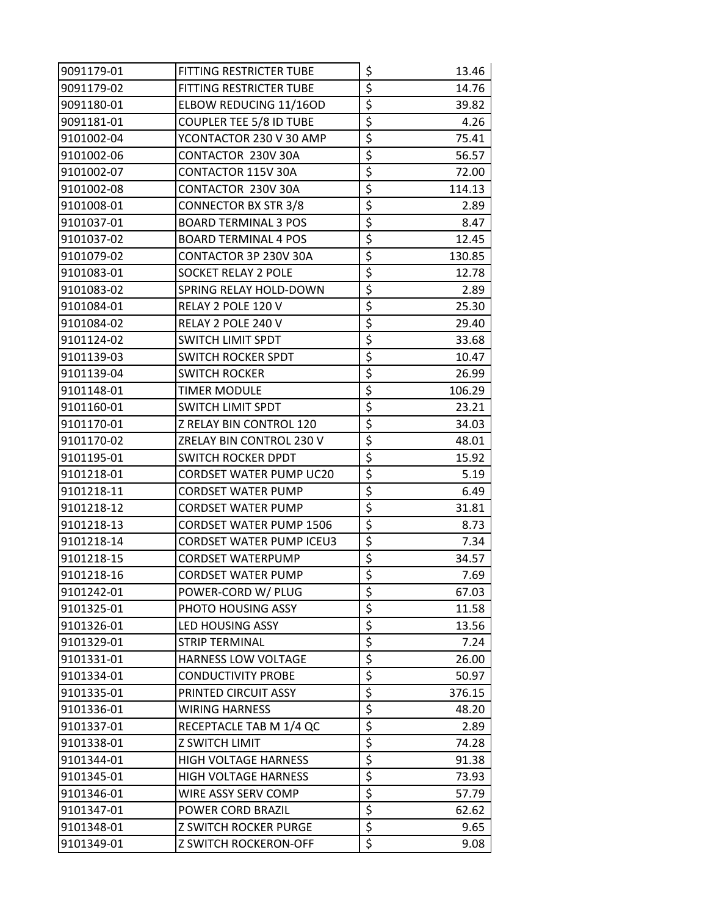| | | | |
|---|---|---|---|
| 9091179-01 | FITTING RESTRICTER TUBE | $ | 13.46 |
| 9091179-02 | FITTING RESTRICTER TUBE | $ | 14.76 |
| 9091180-01 | ELBOW REDUCING 11/16OD | $ | 39.82 |
| 9091181-01 | COUPLER TEE 5/8 ID TUBE | $ | 4.26 |
| 9101002-04 | YCONTACTOR 230 V 30 AMP | $ | 75.41 |
| 9101002-06 | CONTACTOR 230V 30A | $ | 56.57 |
| 9101002-07 | CONTACTOR 115V 30A | $ | 72.00 |
| 9101002-08 | CONTACTOR 230V 30A | $ | 114.13 |
| 9101008-01 | CONNECTOR BX STR 3/8 | $ | 2.89 |
| 9101037-01 | BOARD TERMINAL 3 POS | $ | 8.47 |
| 9101037-02 | BOARD TERMINAL 4 POS | $ | 12.45 |
| 9101079-02 | CONTACTOR 3P 230V 30A | $ | 130.85 |
| 9101083-01 | SOCKET RELAY 2 POLE | $ | 12.78 |
| 9101083-02 | SPRING RELAY HOLD-DOWN | $ | 2.89 |
| 9101084-01 | RELAY 2 POLE 120 V | $ | 25.30 |
| 9101084-02 | RELAY 2 POLE 240 V | $ | 29.40 |
| 9101124-02 | SWITCH LIMIT SPDT | $ | 33.68 |
| 9101139-03 | SWITCH ROCKER SPDT | $ | 10.47 |
| 9101139-04 | SWITCH ROCKER | $ | 26.99 |
| 9101148-01 | TIMER MODULE | $ | 106.29 |
| 9101160-01 | SWITCH LIMIT SPDT | $ | 23.21 |
| 9101170-01 | Z RELAY BIN CONTROL 120 | $ | 34.03 |
| 9101170-02 | ZRELAY BIN CONTROL 230 V | $ | 48.01 |
| 9101195-01 | SWITCH ROCKER DPDT | $ | 15.92 |
| 9101218-01 | CORDSET WATER PUMP UC20 | $ | 5.19 |
| 9101218-11 | CORDSET WATER PUMP | $ | 6.49 |
| 9101218-12 | CORDSET WATER PUMP | $ | 31.81 |
| 9101218-13 | CORDSET WATER PUMP 1506 | $ | 8.73 |
| 9101218-14 | CORDSET WATER PUMP ICEU3 | $ | 7.34 |
| 9101218-15 | CORDSET WATERPUMP | $ | 34.57 |
| 9101218-16 | CORDSET WATER PUMP | $ | 7.69 |
| 9101242-01 | POWER-CORD W/ PLUG | $ | 67.03 |
| 9101325-01 | PHOTO HOUSING ASSY | $ | 11.58 |
| 9101326-01 | LED HOUSING ASSY | $ | 13.56 |
| 9101329-01 | STRIP TERMINAL | $ | 7.24 |
| 9101331-01 | HARNESS LOW VOLTAGE | $ | 26.00 |
| 9101334-01 | CONDUCTIVITY PROBE | $ | 50.97 |
| 9101335-01 | PRINTED CIRCUIT ASSY | $ | 376.15 |
| 9101336-01 | WIRING HARNESS | $ | 48.20 |
| 9101337-01 | RECEPTACLE TAB M 1/4 QC | $ | 2.89 |
| 9101338-01 | Z SWITCH LIMIT | $ | 74.28 |
| 9101344-01 | HIGH VOLTAGE HARNESS | $ | 91.38 |
| 9101345-01 | HIGH VOLTAGE HARNESS | $ | 73.93 |
| 9101346-01 | WIRE ASSY SERV COMP | $ | 57.79 |
| 9101347-01 | POWER CORD BRAZIL | $ | 62.62 |
| 9101348-01 | Z SWITCH ROCKER PURGE | $ | 9.65 |
| 9101349-01 | Z SWITCH ROCKERON-OFF | $ | 9.08 |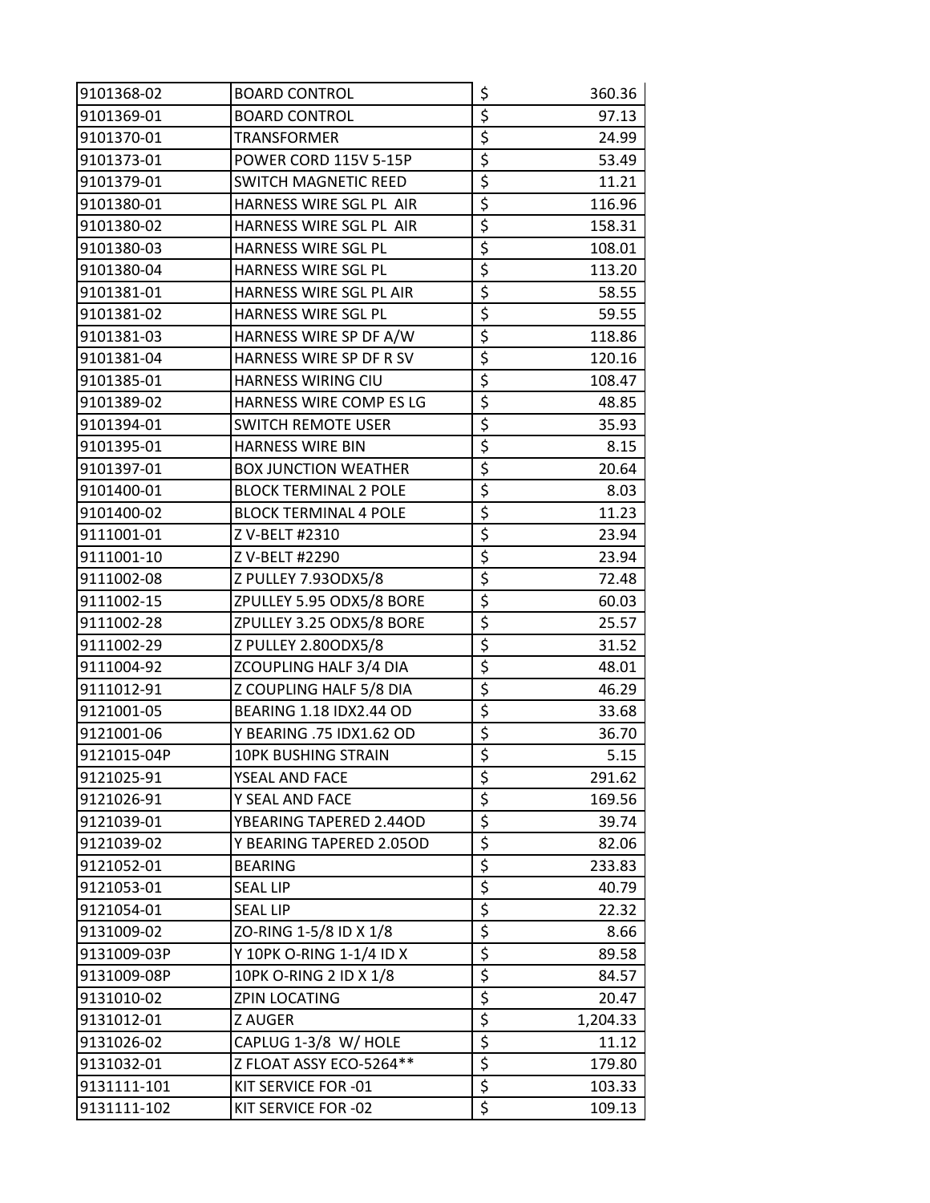| | | | |
|---|---|---|---|
| 9101368-02 | BOARD CONTROL | $ | 360.36 |
| 9101369-01 | BOARD CONTROL | $ | 97.13 |
| 9101370-01 | TRANSFORMER | $ | 24.99 |
| 9101373-01 | POWER CORD 115V 5-15P | $ | 53.49 |
| 9101379-01 | SWITCH MAGNETIC REED | $ | 11.21 |
| 9101380-01 | HARNESS WIRE SGL PL AIR | $ | 116.96 |
| 9101380-02 | HARNESS WIRE SGL PL AIR | $ | 158.31 |
| 9101380-03 | HARNESS WIRE SGL PL | $ | 108.01 |
| 9101380-04 | HARNESS WIRE SGL PL | $ | 113.20 |
| 9101381-01 | HARNESS WIRE SGL PL AIR | $ | 58.55 |
| 9101381-02 | HARNESS WIRE SGL PL | $ | 59.55 |
| 9101381-03 | HARNESS WIRE SP DF A/W | $ | 118.86 |
| 9101381-04 | HARNESS WIRE SP DF R SV | $ | 120.16 |
| 9101385-01 | HARNESS WIRING CIU | $ | 108.47 |
| 9101389-02 | HARNESS WIRE COMP ES LG | $ | 48.85 |
| 9101394-01 | SWITCH REMOTE USER | $ | 35.93 |
| 9101395-01 | HARNESS WIRE BIN | $ | 8.15 |
| 9101397-01 | BOX JUNCTION WEATHER | $ | 20.64 |
| 9101400-01 | BLOCK TERMINAL 2 POLE | $ | 8.03 |
| 9101400-02 | BLOCK TERMINAL 4 POLE | $ | 11.23 |
| 9111001-01 | Z V-BELT #2310 | $ | 23.94 |
| 9111001-10 | Z V-BELT #2290 | $ | 23.94 |
| 9111002-08 | Z PULLEY 7.93ODX5/8 | $ | 72.48 |
| 9111002-15 | ZPULLEY 5.95 ODX5/8 BORE | $ | 60.03 |
| 9111002-28 | ZPULLEY 3.25 ODX5/8 BORE | $ | 25.57 |
| 9111002-29 | Z PULLEY 2.80ODX5/8 | $ | 31.52 |
| 9111004-92 | ZCOUPLING HALF 3/4 DIA | $ | 48.01 |
| 9111012-91 | Z COUPLING HALF 5/8 DIA | $ | 46.29 |
| 9121001-05 | BEARING 1.18 IDX2.44 OD | $ | 33.68 |
| 9121001-06 | Y BEARING .75 IDX1.62 OD | $ | 36.70 |
| 9121015-04P | 10PK BUSHING STRAIN | $ | 5.15 |
| 9121025-91 | YSEAL AND FACE | $ | 291.62 |
| 9121026-91 | Y SEAL AND FACE | $ | 169.56 |
| 9121039-01 | YBEARING TAPERED 2.44OD | $ | 39.74 |
| 9121039-02 | Y BEARING TAPERED 2.05OD | $ | 82.06 |
| 9121052-01 | BEARING | $ | 233.83 |
| 9121053-01 | SEAL LIP | $ | 40.79 |
| 9121054-01 | SEAL LIP | $ | 22.32 |
| 9131009-02 | ZO-RING 1-5/8 ID X 1/8 | $ | 8.66 |
| 9131009-03P | Y 10PK O-RING 1-1/4 ID X | $ | 89.58 |
| 9131009-08P | 10PK O-RING 2 ID X 1/8 | $ | 84.57 |
| 9131010-02 | ZPIN LOCATING | $ | 20.47 |
| 9131012-01 | Z AUGER | $ | 1,204.33 |
| 9131026-02 | CAPLUG 1-3/8 W/ HOLE | $ | 11.12 |
| 9131032-01 | Z FLOAT ASSY ECO-5264** | $ | 179.80 |
| 9131111-101 | KIT SERVICE FOR -01 | $ | 103.33 |
| 9131111-102 | KIT SERVICE FOR -02 | $ | 109.13 |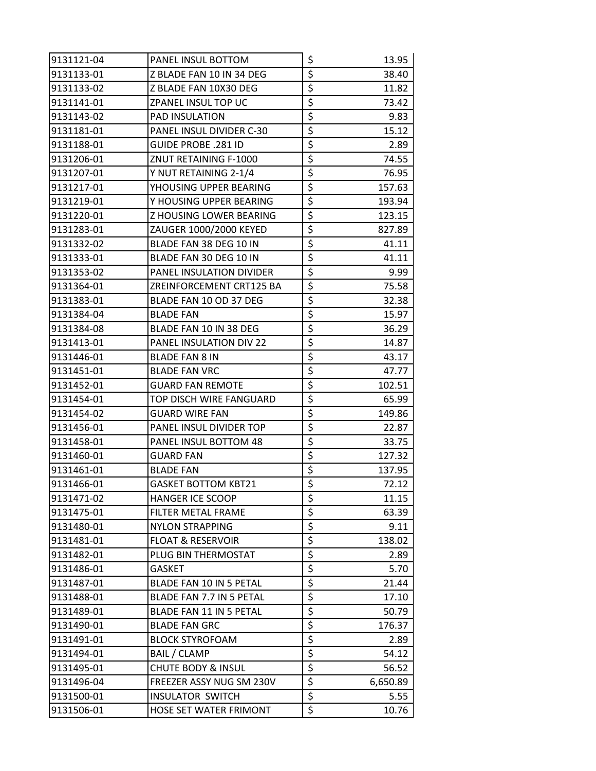| | | | |
|---|---|---|---|
| 9131121-04 | PANEL INSUL BOTTOM | $ | 13.95 |
| 9131133-01 | Z BLADE FAN 10 IN 34 DEG | $ | 38.40 |
| 9131133-02 | Z BLADE FAN 10X30 DEG | $ | 11.82 |
| 9131141-01 | ZPANEL INSUL TOP UC | $ | 73.42 |
| 9131143-02 | PAD INSULATION | $ | 9.83 |
| 9131181-01 | PANEL INSUL DIVIDER C-30 | $ | 15.12 |
| 9131188-01 | GUIDE PROBE .281 ID | $ | 2.89 |
| 9131206-01 | ZNUT RETAINING F-1000 | $ | 74.55 |
| 9131207-01 | Y NUT RETAINING 2-1/4 | $ | 76.95 |
| 9131217-01 | YHOUSING UPPER BEARING | $ | 157.63 |
| 9131219-01 | Y HOUSING UPPER BEARING | $ | 193.94 |
| 9131220-01 | Z HOUSING LOWER BEARING | $ | 123.15 |
| 9131283-01 | ZAUGER 1000/2000 KEYED | $ | 827.89 |
| 9131332-02 | BLADE FAN 38 DEG 10 IN | $ | 41.11 |
| 9131333-01 | BLADE FAN 30 DEG 10 IN | $ | 41.11 |
| 9131353-02 | PANEL INSULATION DIVIDER | $ | 9.99 |
| 9131364-01 | ZREINFORCEMENT CRT125 BA | $ | 75.58 |
| 9131383-01 | BLADE FAN 10 OD 37 DEG | $ | 32.38 |
| 9131384-04 | BLADE FAN | $ | 15.97 |
| 9131384-08 | BLADE FAN 10 IN 38 DEG | $ | 36.29 |
| 9131413-01 | PANEL INSULATION DIV 22 | $ | 14.87 |
| 9131446-01 | BLADE FAN 8 IN | $ | 43.17 |
| 9131451-01 | BLADE FAN VRC | $ | 47.77 |
| 9131452-01 | GUARD FAN REMOTE | $ | 102.51 |
| 9131454-01 | TOP DISCH WIRE FANGUARD | $ | 65.99 |
| 9131454-02 | GUARD WIRE FAN | $ | 149.86 |
| 9131456-01 | PANEL INSUL DIVIDER TOP | $ | 22.87 |
| 9131458-01 | PANEL INSUL BOTTOM 48 | $ | 33.75 |
| 9131460-01 | GUARD FAN | $ | 127.32 |
| 9131461-01 | BLADE FAN | $ | 137.95 |
| 9131466-01 | GASKET BOTTOM KBT21 | $ | 72.12 |
| 9131471-02 | HANGER ICE SCOOP | $ | 11.15 |
| 9131475-01 | FILTER METAL FRAME | $ | 63.39 |
| 9131480-01 | NYLON STRAPPING | $ | 9.11 |
| 9131481-01 | FLOAT & RESERVOIR | $ | 138.02 |
| 9131482-01 | PLUG BIN THERMOSTAT | $ | 2.89 |
| 9131486-01 | GASKET | $ | 5.70 |
| 9131487-01 | BLADE FAN 10 IN 5 PETAL | $ | 21.44 |
| 9131488-01 | BLADE FAN 7.7 IN 5 PETAL | $ | 17.10 |
| 9131489-01 | BLADE FAN 11 IN 5 PETAL | $ | 50.79 |
| 9131490-01 | BLADE FAN GRC | $ | 176.37 |
| 9131491-01 | BLOCK STYROFOAM | $ | 2.89 |
| 9131494-01 | BAIL / CLAMP | $ | 54.12 |
| 9131495-01 | CHUTE BODY & INSUL | $ | 56.52 |
| 9131496-04 | FREEZER ASSY NUG SM 230V | $ | 6,650.89 |
| 9131500-01 | INSULATOR SWITCH | $ | 5.55 |
| 9131506-01 | HOSE SET WATER FRIMONT | $ | 10.76 |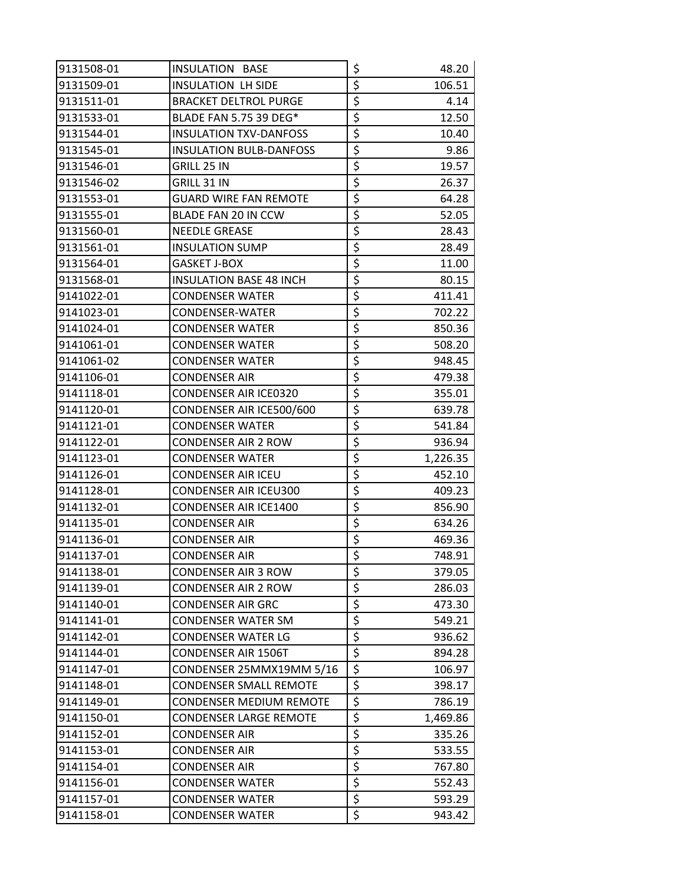| | | | |
|---|---|---|---|
| 9131508-01 | INSULATION BASE | $ | 48.20 |
| 9131509-01 | INSULATION LH SIDE | $ | 106.51 |
| 9131511-01 | BRACKET DELTROL PURGE | $ | 4.14 |
| 9131533-01 | BLADE FAN 5.75 39 DEG* | $ | 12.50 |
| 9131544-01 | INSULATION TXV-DANFOSS | $ | 10.40 |
| 9131545-01 | INSULATION BULB-DANFOSS | $ | 9.86 |
| 9131546-01 | GRILL 25 IN | $ | 19.57 |
| 9131546-02 | GRILL 31 IN | $ | 26.37 |
| 9131553-01 | GUARD WIRE FAN REMOTE | $ | 64.28 |
| 9131555-01 | BLADE FAN 20 IN CCW | $ | 52.05 |
| 9131560-01 | NEEDLE GREASE | $ | 28.43 |
| 9131561-01 | INSULATION SUMP | $ | 28.49 |
| 9131564-01 | GASKET J-BOX | $ | 11.00 |
| 9131568-01 | INSULATION BASE 48 INCH | $ | 80.15 |
| 9141022-01 | CONDENSER WATER | $ | 411.41 |
| 9141023-01 | CONDENSER-WATER | $ | 702.22 |
| 9141024-01 | CONDENSER WATER | $ | 850.36 |
| 9141061-01 | CONDENSER WATER | $ | 508.20 |
| 9141061-02 | CONDENSER WATER | $ | 948.45 |
| 9141106-01 | CONDENSER AIR | $ | 479.38 |
| 9141118-01 | CONDENSER AIR ICE0320 | $ | 355.01 |
| 9141120-01 | CONDENSER AIR ICE500/600 | $ | 639.78 |
| 9141121-01 | CONDENSER WATER | $ | 541.84 |
| 9141122-01 | CONDENSER AIR 2 ROW | $ | 936.94 |
| 9141123-01 | CONDENSER WATER | $ | 1,226.35 |
| 9141126-01 | CONDENSER AIR ICEU | $ | 452.10 |
| 9141128-01 | CONDENSER AIR ICEU300 | $ | 409.23 |
| 9141132-01 | CONDENSER AIR ICE1400 | $ | 856.90 |
| 9141135-01 | CONDENSER AIR | $ | 634.26 |
| 9141136-01 | CONDENSER AIR | $ | 469.36 |
| 9141137-01 | CONDENSER AIR | $ | 748.91 |
| 9141138-01 | CONDENSER AIR 3 ROW | $ | 379.05 |
| 9141139-01 | CONDENSER AIR 2 ROW | $ | 286.03 |
| 9141140-01 | CONDENSER AIR GRC | $ | 473.30 |
| 9141141-01 | CONDENSER WATER SM | $ | 549.21 |
| 9141142-01 | CONDENSER WATER LG | $ | 936.62 |
| 9141144-01 | CONDENSER AIR 1506T | $ | 894.28 |
| 9141147-01 | CONDENSER 25MMX19MM 5/16 | $ | 106.97 |
| 9141148-01 | CONDENSER SMALL REMOTE | $ | 398.17 |
| 9141149-01 | CONDENSER MEDIUM REMOTE | $ | 786.19 |
| 9141150-01 | CONDENSER LARGE REMOTE | $ | 1,469.86 |
| 9141152-01 | CONDENSER AIR | $ | 335.26 |
| 9141153-01 | CONDENSER AIR | $ | 533.55 |
| 9141154-01 | CONDENSER AIR | $ | 767.80 |
| 9141156-01 | CONDENSER WATER | $ | 552.43 |
| 9141157-01 | CONDENSER WATER | $ | 593.29 |
| 9141158-01 | CONDENSER WATER | $ | 943.42 |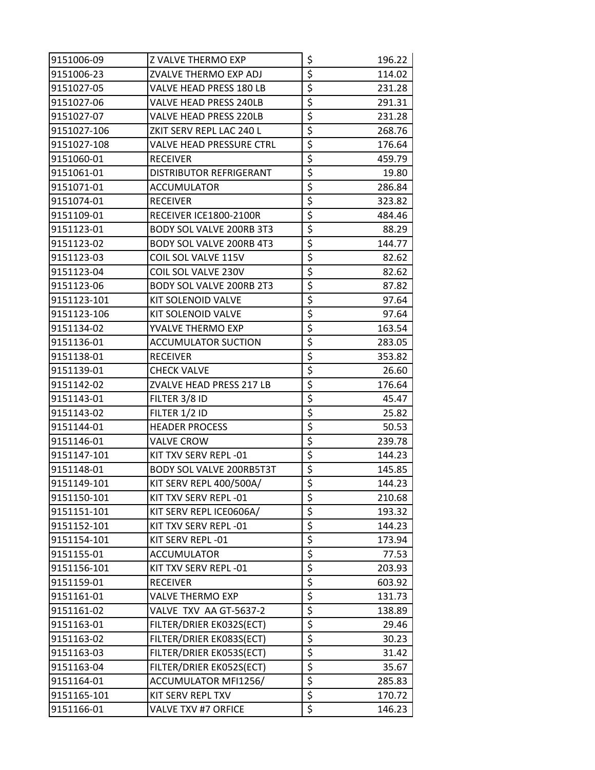| | | | |
|---|---|---|---|
| 9151006-09 | Z VALVE THERMO EXP | $ | 196.22 |
| 9151006-23 | ZVALVE THERMO EXP ADJ | $ | 114.02 |
| 9151027-05 | VALVE HEAD PRESS 180 LB | $ | 231.28 |
| 9151027-06 | VALVE HEAD PRESS 240LB | $ | 291.31 |
| 9151027-07 | VALVE HEAD PRESS 220LB | $ | 231.28 |
| 9151027-106 | ZKIT SERV REPL LAC 240 L | $ | 268.76 |
| 9151027-108 | VALVE HEAD PRESSURE CTRL | $ | 176.64 |
| 9151060-01 | RECEIVER | $ | 459.79 |
| 9151061-01 | DISTRIBUTOR REFRIGERANT | $ | 19.80 |
| 9151071-01 | ACCUMULATOR | $ | 286.84 |
| 9151074-01 | RECEIVER | $ | 323.82 |
| 9151109-01 | RECEIVER ICE1800-2100R | $ | 484.46 |
| 9151123-01 | BODY SOL VALVE 200RB 3T3 | $ | 88.29 |
| 9151123-02 | BODY SOL VALVE 200RB 4T3 | $ | 144.77 |
| 9151123-03 | COIL SOL VALVE 115V | $ | 82.62 |
| 9151123-04 | COIL SOL VALVE 230V | $ | 82.62 |
| 9151123-06 | BODY SOL VALVE 200RB 2T3 | $ | 87.82 |
| 9151123-101 | KIT SOLENOID VALVE | $ | 97.64 |
| 9151123-106 | KIT SOLENOID VALVE | $ | 97.64 |
| 9151134-02 | YVALVE THERMO EXP | $ | 163.54 |
| 9151136-01 | ACCUMULATOR SUCTION | $ | 283.05 |
| 9151138-01 | RECEIVER | $ | 353.82 |
| 9151139-01 | CHECK VALVE | $ | 26.60 |
| 9151142-02 | ZVALVE HEAD PRESS 217 LB | $ | 176.64 |
| 9151143-01 | FILTER 3/8 ID | $ | 45.47 |
| 9151143-02 | FILTER 1/2 ID | $ | 25.82 |
| 9151144-01 | HEADER PROCESS | $ | 50.53 |
| 9151146-01 | VALVE CROW | $ | 239.78 |
| 9151147-101 | KIT TXV SERV REPL -01 | $ | 144.23 |
| 9151148-01 | BODY SOL VALVE 200RB5T3T | $ | 145.85 |
| 9151149-101 | KIT SERV REPL 400/500A/ | $ | 144.23 |
| 9151150-101 | KIT TXV SERV REPL -01 | $ | 210.68 |
| 9151151-101 | KIT SERV REPL ICE0606A/ | $ | 193.32 |
| 9151152-101 | KIT TXV SERV REPL -01 | $ | 144.23 |
| 9151154-101 | KIT SERV REPL -01 | $ | 173.94 |
| 9151155-01 | ACCUMULATOR | $ | 77.53 |
| 9151156-101 | KIT TXV SERV REPL -01 | $ | 203.93 |
| 9151159-01 | RECEIVER | $ | 603.92 |
| 9151161-01 | VALVE THERMO EXP | $ | 131.73 |
| 9151161-02 | VALVE TXV AA GT-5637-2 | $ | 138.89 |
| 9151163-01 | FILTER/DRIER EK032S(ECT) | $ | 29.46 |
| 9151163-02 | FILTER/DRIER EK083S(ECT) | $ | 30.23 |
| 9151163-03 | FILTER/DRIER EK053S(ECT) | $ | 31.42 |
| 9151163-04 | FILTER/DRIER EK052S(ECT) | $ | 35.67 |
| 9151164-01 | ACCUMULATOR MFI1256/ | $ | 285.83 |
| 9151165-101 | KIT SERV REPL TXV | $ | 170.72 |
| 9151166-01 | VALVE TXV #7 ORFICE | $ | 146.23 |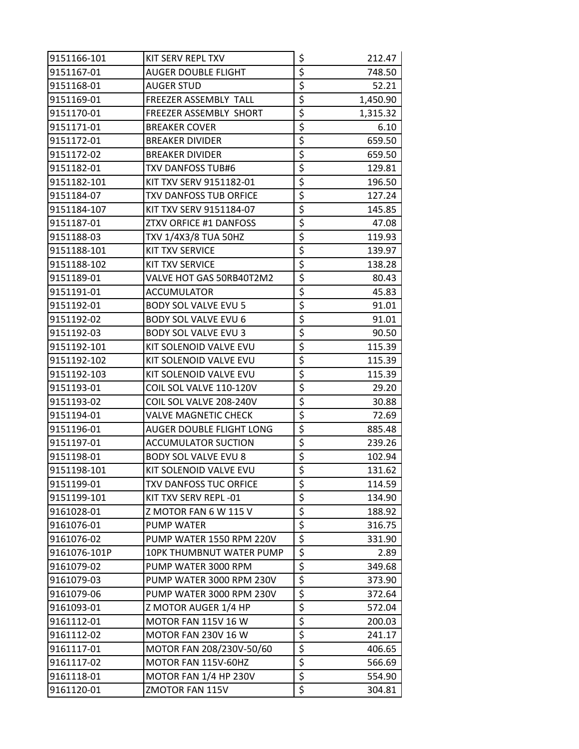| | | | |
|---|---|---|---|
| 9151166-101 | KIT SERV REPL TXV | $ | 212.47 |
| 9151167-01 | AUGER DOUBLE FLIGHT | $ | 748.50 |
| 9151168-01 | AUGER STUD | $ | 52.21 |
| 9151169-01 | FREEZER ASSEMBLY TALL | $ | 1,450.90 |
| 9151170-01 | FREEZER ASSEMBLY SHORT | $ | 1,315.32 |
| 9151171-01 | BREAKER COVER | $ | 6.10 |
| 9151172-01 | BREAKER DIVIDER | $ | 659.50 |
| 9151172-02 | BREAKER DIVIDER | $ | 659.50 |
| 9151182-01 | TXV DANFOSS TUB#6 | $ | 129.81 |
| 9151182-101 | KIT TXV SERV 9151182-01 | $ | 196.50 |
| 9151184-07 | TXV DANFOSS TUB ORFICE | $ | 127.24 |
| 9151184-107 | KIT TXV SERV 9151184-07 | $ | 145.85 |
| 9151187-01 | ZTXV ORFICE #1 DANFOSS | $ | 47.08 |
| 9151188-03 | TXV 1/4X3/8 TUA 50HZ | $ | 119.93 |
| 9151188-101 | KIT TXV SERVICE | $ | 139.97 |
| 9151188-102 | KIT TXV SERVICE | $ | 138.28 |
| 9151189-01 | VALVE HOT GAS 50RB40T2M2 | $ | 80.43 |
| 9151191-01 | ACCUMULATOR | $ | 45.83 |
| 9151192-01 | BODY SOL VALVE EVU 5 | $ | 91.01 |
| 9151192-02 | BODY SOL VALVE EVU 6 | $ | 91.01 |
| 9151192-03 | BODY SOL VALVE EVU 3 | $ | 90.50 |
| 9151192-101 | KIT SOLENOID VALVE EVU | $ | 115.39 |
| 9151192-102 | KIT SOLENOID VALVE EVU | $ | 115.39 |
| 9151192-103 | KIT SOLENOID VALVE EVU | $ | 115.39 |
| 9151193-01 | COIL SOL VALVE 110-120V | $ | 29.20 |
| 9151193-02 | COIL SOL VALVE 208-240V | $ | 30.88 |
| 9151194-01 | VALVE MAGNETIC CHECK | $ | 72.69 |
| 9151196-01 | AUGER DOUBLE FLIGHT LONG | $ | 885.48 |
| 9151197-01 | ACCUMULATOR SUCTION | $ | 239.26 |
| 9151198-01 | BODY SOL VALVE EVU 8 | $ | 102.94 |
| 9151198-101 | KIT SOLENOID VALVE EVU | $ | 131.62 |
| 9151199-01 | TXV DANFOSS TUC ORFICE | $ | 114.59 |
| 9151199-101 | KIT TXV SERV REPL -01 | $ | 134.90 |
| 9161028-01 | Z MOTOR FAN 6 W 115 V | $ | 188.92 |
| 9161076-01 | PUMP WATER | $ | 316.75 |
| 9161076-02 | PUMP WATER 1550 RPM 220V | $ | 331.90 |
| 9161076-101P | 10PK THUMBNUT WATER PUMP | $ | 2.89 |
| 9161079-02 | PUMP WATER 3000 RPM | $ | 349.68 |
| 9161079-03 | PUMP WATER 3000 RPM 230V | $ | 373.90 |
| 9161079-06 | PUMP WATER 3000 RPM 230V | $ | 372.64 |
| 9161093-01 | Z MOTOR AUGER 1/4 HP | $ | 572.04 |
| 9161112-01 | MOTOR FAN 115V 16 W | $ | 200.03 |
| 9161112-02 | MOTOR FAN 230V 16 W | $ | 241.17 |
| 9161117-01 | MOTOR FAN 208/230V-50/60 | $ | 406.65 |
| 9161117-02 | MOTOR FAN 115V-60HZ | $ | 566.69 |
| 9161118-01 | MOTOR FAN 1/4 HP 230V | $ | 554.90 |
| 9161120-01 | ZMOTOR FAN 115V | $ | 304.81 |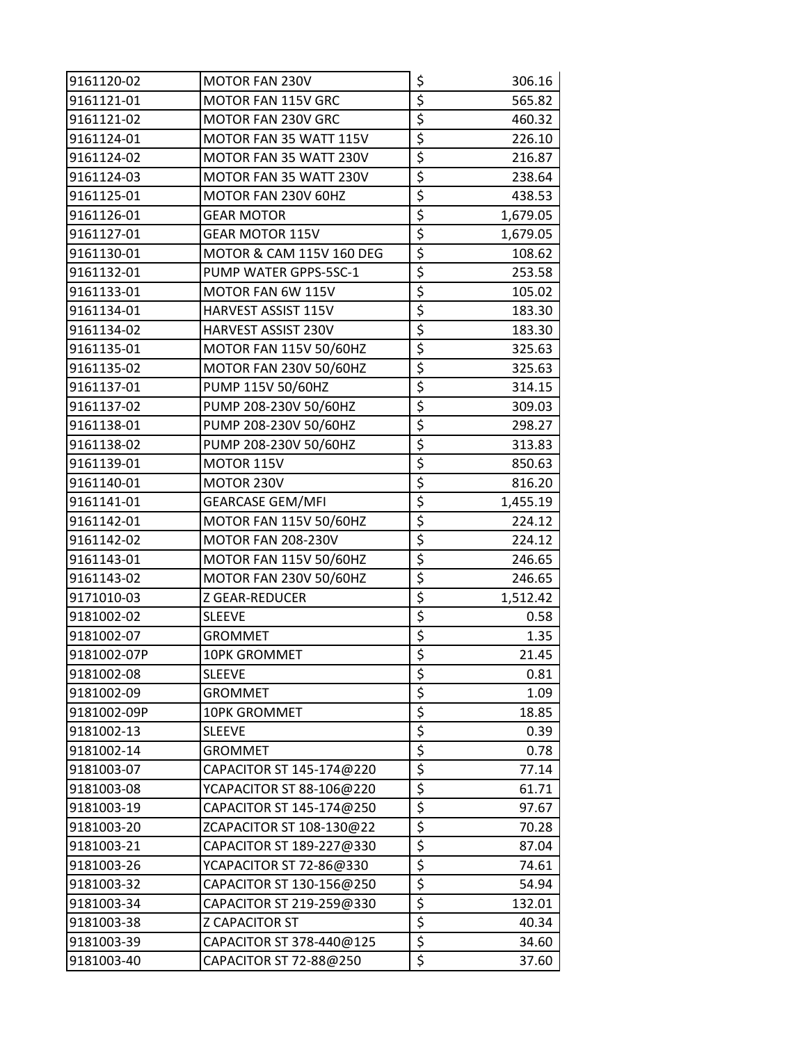| | | | |
|---|---|---|---|
| 9161120-02 | MOTOR FAN 230V | $ | 306.16 |
| 9161121-01 | MOTOR FAN 115V GRC | $ | 565.82 |
| 9161121-02 | MOTOR FAN 230V GRC | $ | 460.32 |
| 9161124-01 | MOTOR FAN 35 WATT 115V | $ | 226.10 |
| 9161124-02 | MOTOR FAN 35 WATT 230V | $ | 216.87 |
| 9161124-03 | MOTOR FAN 35 WATT 230V | $ | 238.64 |
| 9161125-01 | MOTOR FAN 230V 60HZ | $ | 438.53 |
| 9161126-01 | GEAR MOTOR | $ | 1,679.05 |
| 9161127-01 | GEAR MOTOR 115V | $ | 1,679.05 |
| 9161130-01 | MOTOR & CAM 115V 160 DEG | $ | 108.62 |
| 9161132-01 | PUMP WATER GPPS-5SC-1 | $ | 253.58 |
| 9161133-01 | MOTOR FAN 6W 115V | $ | 105.02 |
| 9161134-01 | HARVEST ASSIST 115V | $ | 183.30 |
| 9161134-02 | HARVEST ASSIST 230V | $ | 183.30 |
| 9161135-01 | MOTOR FAN 115V 50/60HZ | $ | 325.63 |
| 9161135-02 | MOTOR FAN 230V 50/60HZ | $ | 325.63 |
| 9161137-01 | PUMP 115V 50/60HZ | $ | 314.15 |
| 9161137-02 | PUMP 208-230V 50/60HZ | $ | 309.03 |
| 9161138-01 | PUMP 208-230V 50/60HZ | $ | 298.27 |
| 9161138-02 | PUMP 208-230V 50/60HZ | $ | 313.83 |
| 9161139-01 | MOTOR 115V | $ | 850.63 |
| 9161140-01 | MOTOR 230V | $ | 816.20 |
| 9161141-01 | GEARCASE GEM/MFI | $ | 1,455.19 |
| 9161142-01 | MOTOR FAN 115V 50/60HZ | $ | 224.12 |
| 9161142-02 | MOTOR FAN 208-230V | $ | 224.12 |
| 9161143-01 | MOTOR FAN 115V 50/60HZ | $ | 246.65 |
| 9161143-02 | MOTOR FAN 230V 50/60HZ | $ | 246.65 |
| 9171010-03 | Z GEAR-REDUCER | $ | 1,512.42 |
| 9181002-02 | SLEEVE | $ | 0.58 |
| 9181002-07 | GROMMET | $ | 1.35 |
| 9181002-07P | 10PK GROMMET | $ | 21.45 |
| 9181002-08 | SLEEVE | $ | 0.81 |
| 9181002-09 | GROMMET | $ | 1.09 |
| 9181002-09P | 10PK GROMMET | $ | 18.85 |
| 9181002-13 | SLEEVE | $ | 0.39 |
| 9181002-14 | GROMMET | $ | 0.78 |
| 9181003-07 | CAPACITOR ST 145-174@220 | $ | 77.14 |
| 9181003-08 | YCAPACITOR ST 88-106@220 | $ | 61.71 |
| 9181003-19 | CAPACITOR ST 145-174@250 | $ | 97.67 |
| 9181003-20 | ZCAPACITOR ST 108-130@22 | $ | 70.28 |
| 9181003-21 | CAPACITOR ST 189-227@330 | $ | 87.04 |
| 9181003-26 | YCAPACITOR ST 72-86@330 | $ | 74.61 |
| 9181003-32 | CAPACITOR ST 130-156@250 | $ | 54.94 |
| 9181003-34 | CAPACITOR ST 219-259@330 | $ | 132.01 |
| 9181003-38 | Z CAPACITOR ST | $ | 40.34 |
| 9181003-39 | CAPACITOR ST 378-440@125 | $ | 34.60 |
| 9181003-40 | CAPACITOR ST 72-88@250 | $ | 37.60 |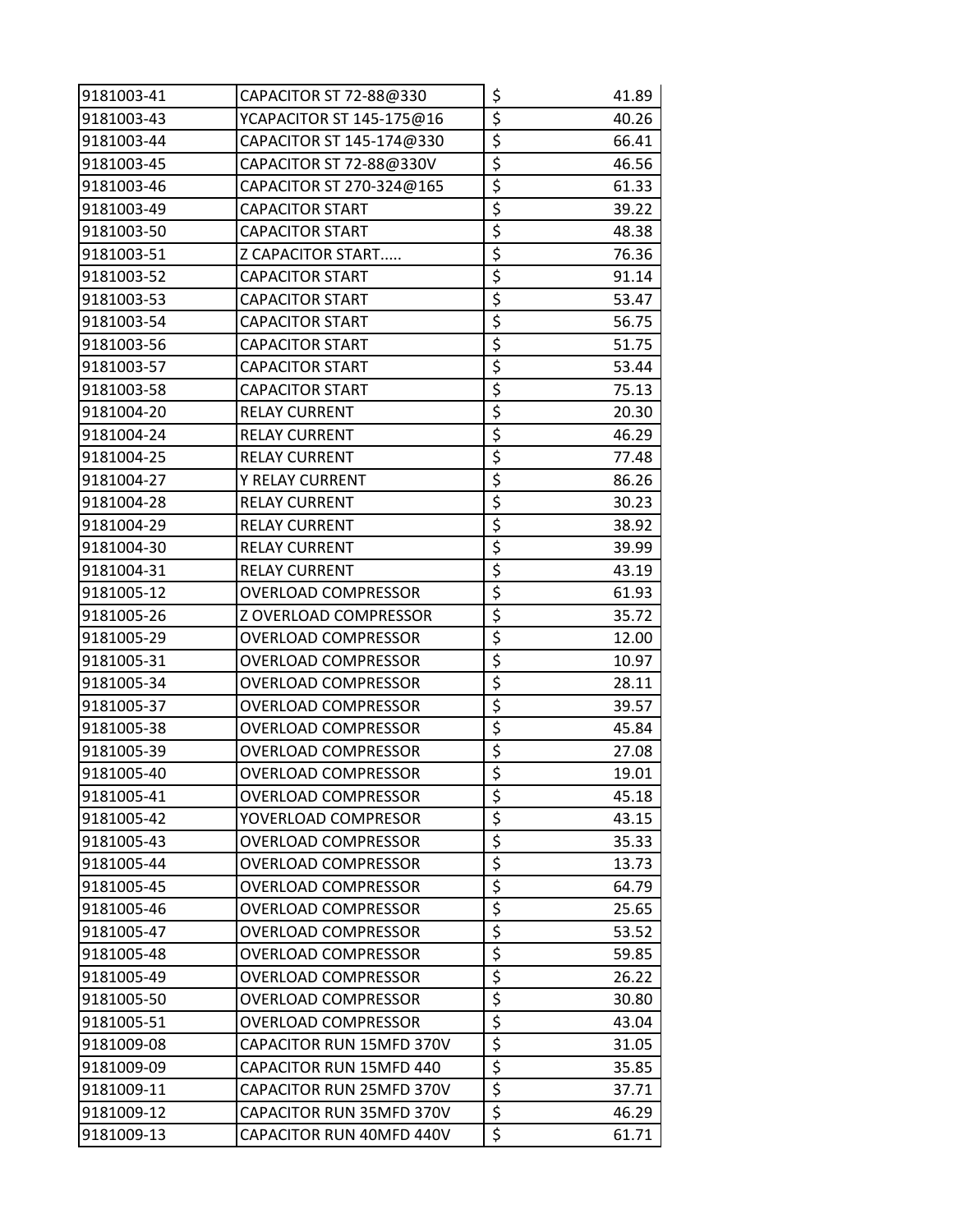| | | | |
|---|---|---|---|
| 9181003-41 | CAPACITOR ST 72-88@330 | $ | 41.89 |
| 9181003-43 | YCAPACITOR ST 145-175@16 | $ | 40.26 |
| 9181003-44 | CAPACITOR ST 145-174@330 | $ | 66.41 |
| 9181003-45 | CAPACITOR ST 72-88@330V | $ | 46.56 |
| 9181003-46 | CAPACITOR ST 270-324@165 | $ | 61.33 |
| 9181003-49 | CAPACITOR START | $ | 39.22 |
| 9181003-50 | CAPACITOR START | $ | 48.38 |
| 9181003-51 | Z CAPACITOR START..... | $ | 76.36 |
| 9181003-52 | CAPACITOR START | $ | 91.14 |
| 9181003-53 | CAPACITOR START | $ | 53.47 |
| 9181003-54 | CAPACITOR START | $ | 56.75 |
| 9181003-56 | CAPACITOR START | $ | 51.75 |
| 9181003-57 | CAPACITOR START | $ | 53.44 |
| 9181003-58 | CAPACITOR START | $ | 75.13 |
| 9181004-20 | RELAY CURRENT | $ | 20.30 |
| 9181004-24 | RELAY CURRENT | $ | 46.29 |
| 9181004-25 | RELAY CURRENT | $ | 77.48 |
| 9181004-27 | Y RELAY CURRENT | $ | 86.26 |
| 9181004-28 | RELAY CURRENT | $ | 30.23 |
| 9181004-29 | RELAY CURRENT | $ | 38.92 |
| 9181004-30 | RELAY CURRENT | $ | 39.99 |
| 9181004-31 | RELAY CURRENT | $ | 43.19 |
| 9181005-12 | OVERLOAD COMPRESSOR | $ | 61.93 |
| 9181005-26 | Z OVERLOAD COMPRESSOR | $ | 35.72 |
| 9181005-29 | OVERLOAD COMPRESSOR | $ | 12.00 |
| 9181005-31 | OVERLOAD COMPRESSOR | $ | 10.97 |
| 9181005-34 | OVERLOAD COMPRESSOR | $ | 28.11 |
| 9181005-37 | OVERLOAD COMPRESSOR | $ | 39.57 |
| 9181005-38 | OVERLOAD COMPRESSOR | $ | 45.84 |
| 9181005-39 | OVERLOAD COMPRESSOR | $ | 27.08 |
| 9181005-40 | OVERLOAD COMPRESSOR | $ | 19.01 |
| 9181005-41 | OVERLOAD COMPRESSOR | $ | 45.18 |
| 9181005-42 | YOVERLOAD COMPRESOR | $ | 43.15 |
| 9181005-43 | OVERLOAD COMPRESSOR | $ | 35.33 |
| 9181005-44 | OVERLOAD COMPRESSOR | $ | 13.73 |
| 9181005-45 | OVERLOAD COMPRESSOR | $ | 64.79 |
| 9181005-46 | OVERLOAD COMPRESSOR | $ | 25.65 |
| 9181005-47 | OVERLOAD COMPRESSOR | $ | 53.52 |
| 9181005-48 | OVERLOAD COMPRESSOR | $ | 59.85 |
| 9181005-49 | OVERLOAD COMPRESSOR | $ | 26.22 |
| 9181005-50 | OVERLOAD COMPRESSOR | $ | 30.80 |
| 9181005-51 | OVERLOAD COMPRESSOR | $ | 43.04 |
| 9181009-08 | CAPACITOR RUN 15MFD 370V | $ | 31.05 |
| 9181009-09 | CAPACITOR RUN 15MFD 440 | $ | 35.85 |
| 9181009-11 | CAPACITOR RUN 25MFD 370V | $ | 37.71 |
| 9181009-12 | CAPACITOR RUN 35MFD 370V | $ | 46.29 |
| 9181009-13 | CAPACITOR RUN 40MFD 440V | $ | 61.71 |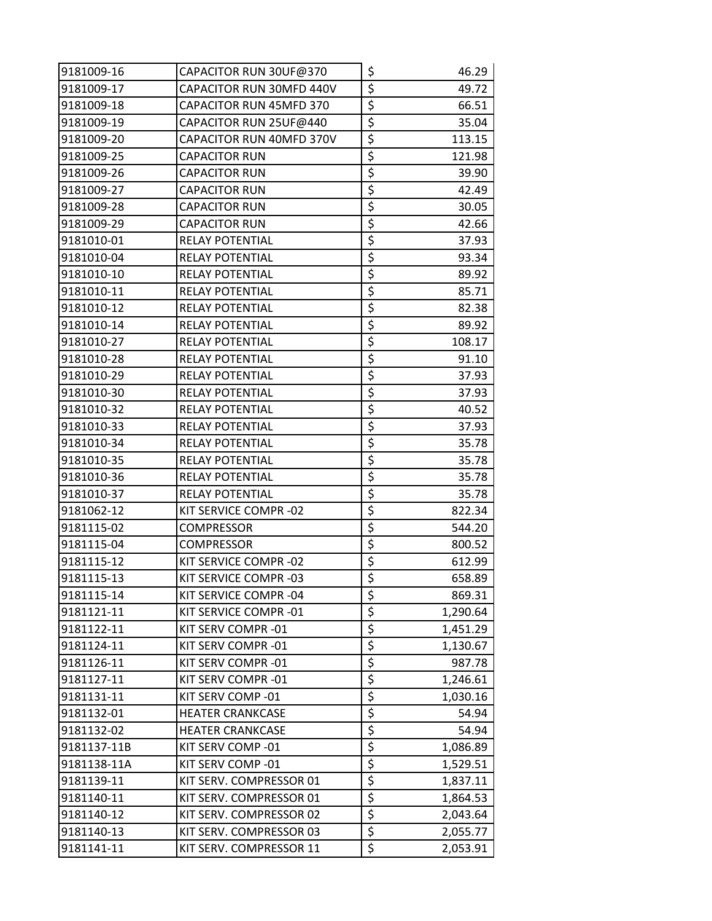| | | | |
|---|---|---|---|
| 9181009-16 | CAPACITOR RUN 30UF@370 | $ | 46.29 |
| 9181009-17 | CAPACITOR RUN 30MFD 440V | $ | 49.72 |
| 9181009-18 | CAPACITOR RUN 45MFD 370 | $ | 66.51 |
| 9181009-19 | CAPACITOR RUN 25UF@440 | $ | 35.04 |
| 9181009-20 | CAPACITOR RUN 40MFD 370V | $ | 113.15 |
| 9181009-25 | CAPACITOR RUN | $ | 121.98 |
| 9181009-26 | CAPACITOR RUN | $ | 39.90 |
| 9181009-27 | CAPACITOR RUN | $ | 42.49 |
| 9181009-28 | CAPACITOR RUN | $ | 30.05 |
| 9181009-29 | CAPACITOR RUN | $ | 42.66 |
| 9181010-01 | RELAY POTENTIAL | $ | 37.93 |
| 9181010-04 | RELAY POTENTIAL | $ | 93.34 |
| 9181010-10 | RELAY POTENTIAL | $ | 89.92 |
| 9181010-11 | RELAY POTENTIAL | $ | 85.71 |
| 9181010-12 | RELAY POTENTIAL | $ | 82.38 |
| 9181010-14 | RELAY POTENTIAL | $ | 89.92 |
| 9181010-27 | RELAY POTENTIAL | $ | 108.17 |
| 9181010-28 | RELAY POTENTIAL | $ | 91.10 |
| 9181010-29 | RELAY POTENTIAL | $ | 37.93 |
| 9181010-30 | RELAY POTENTIAL | $ | 37.93 |
| 9181010-32 | RELAY POTENTIAL | $ | 40.52 |
| 9181010-33 | RELAY POTENTIAL | $ | 37.93 |
| 9181010-34 | RELAY POTENTIAL | $ | 35.78 |
| 9181010-35 | RELAY POTENTIAL | $ | 35.78 |
| 9181010-36 | RELAY POTENTIAL | $ | 35.78 |
| 9181010-37 | RELAY POTENTIAL | $ | 35.78 |
| 9181062-12 | KIT SERVICE COMPR -02 | $ | 822.34 |
| 9181115-02 | COMPRESSOR | $ | 544.20 |
| 9181115-04 | COMPRESSOR | $ | 800.52 |
| 9181115-12 | KIT SERVICE COMPR -02 | $ | 612.99 |
| 9181115-13 | KIT SERVICE COMPR -03 | $ | 658.89 |
| 9181115-14 | KIT SERVICE COMPR -04 | $ | 869.31 |
| 9181121-11 | KIT SERVICE COMPR -01 | $ | 1,290.64 |
| 9181122-11 | KIT SERV COMPR -01 | $ | 1,451.29 |
| 9181124-11 | KIT SERV COMPR -01 | $ | 1,130.67 |
| 9181126-11 | KIT SERV COMPR -01 | $ | 987.78 |
| 9181127-11 | KIT SERV COMPR -01 | $ | 1,246.61 |
| 9181131-11 | KIT SERV COMP -01 | $ | 1,030.16 |
| 9181132-01 | HEATER CRANKCASE | $ | 54.94 |
| 9181132-02 | HEATER CRANKCASE | $ | 54.94 |
| 9181137-11B | KIT SERV COMP -01 | $ | 1,086.89 |
| 9181138-11A | KIT SERV COMP -01 | $ | 1,529.51 |
| 9181139-11 | KIT SERV. COMPRESSOR 01 | $ | 1,837.11 |
| 9181140-11 | KIT SERV. COMPRESSOR 01 | $ | 1,864.53 |
| 9181140-12 | KIT SERV. COMPRESSOR 02 | $ | 2,043.64 |
| 9181140-13 | KIT SERV. COMPRESSOR 03 | $ | 2,055.77 |
| 9181141-11 | KIT SERV. COMPRESSOR 11 | $ | 2,053.91 |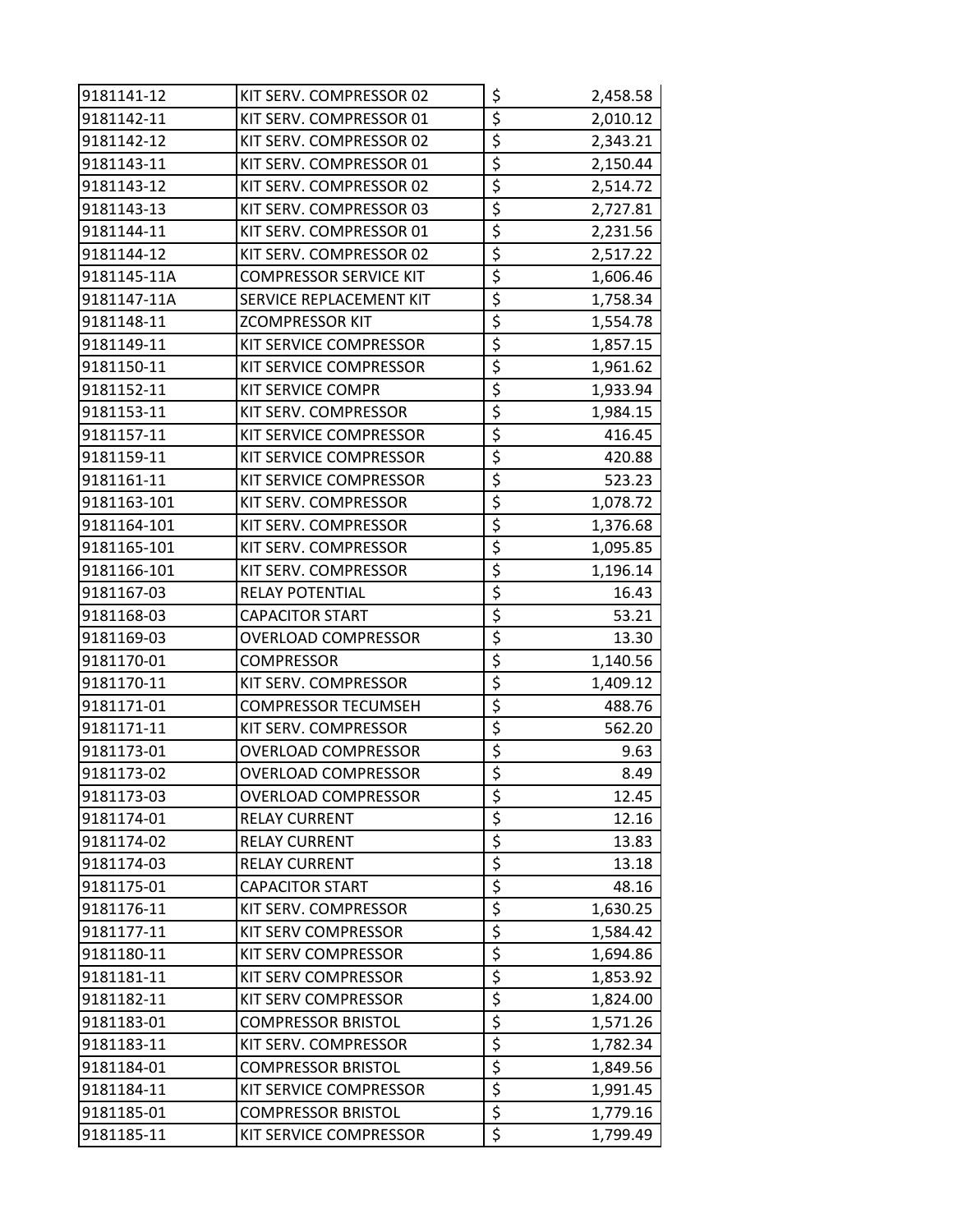| 9181141-12 | KIT SERV. COMPRESSOR 02 | $ | 2,458.58 |
|---|---|---|---|
| 9181142-11 | KIT SERV. COMPRESSOR 01 | $ | 2,010.12 |
| 9181142-12 | KIT SERV. COMPRESSOR 02 | $ | 2,343.21 |
| 9181143-11 | KIT SERV. COMPRESSOR 01 | $ | 2,150.44 |
| 9181143-12 | KIT SERV. COMPRESSOR 02 | $ | 2,514.72 |
| 9181143-13 | KIT SERV. COMPRESSOR 03 | $ | 2,727.81 |
| 9181144-11 | KIT SERV. COMPRESSOR 01 | $ | 2,231.56 |
| 9181144-12 | KIT SERV. COMPRESSOR 02 | $ | 2,517.22 |
| 9181145-11A | COMPRESSOR SERVICE KIT | $ | 1,606.46 |
| 9181147-11A | SERVICE REPLACEMENT KIT | $ | 1,758.34 |
| 9181148-11 | ZCOMPRESSOR KIT | $ | 1,554.78 |
| 9181149-11 | KIT SERVICE COMPRESSOR | $ | 1,857.15 |
| 9181150-11 | KIT SERVICE COMPRESSOR | $ | 1,961.62 |
| 9181152-11 | KIT SERVICE COMPR | $ | 1,933.94 |
| 9181153-11 | KIT SERV. COMPRESSOR | $ | 1,984.15 |
| 9181157-11 | KIT SERVICE COMPRESSOR | $ | 416.45 |
| 9181159-11 | KIT SERVICE COMPRESSOR | $ | 420.88 |
| 9181161-11 | KIT SERVICE COMPRESSOR | $ | 523.23 |
| 9181163-101 | KIT SERV. COMPRESSOR | $ | 1,078.72 |
| 9181164-101 | KIT SERV. COMPRESSOR | $ | 1,376.68 |
| 9181165-101 | KIT SERV. COMPRESSOR | $ | 1,095.85 |
| 9181166-101 | KIT SERV. COMPRESSOR | $ | 1,196.14 |
| 9181167-03 | RELAY POTENTIAL | $ | 16.43 |
| 9181168-03 | CAPACITOR START | $ | 53.21 |
| 9181169-03 | OVERLOAD COMPRESSOR | $ | 13.30 |
| 9181170-01 | COMPRESSOR | $ | 1,140.56 |
| 9181170-11 | KIT SERV. COMPRESSOR | $ | 1,409.12 |
| 9181171-01 | COMPRESSOR TECUMSEH | $ | 488.76 |
| 9181171-11 | KIT SERV. COMPRESSOR | $ | 562.20 |
| 9181173-01 | OVERLOAD COMPRESSOR | $ | 9.63 |
| 9181173-02 | OVERLOAD COMPRESSOR | $ | 8.49 |
| 9181173-03 | OVERLOAD COMPRESSOR | $ | 12.45 |
| 9181174-01 | RELAY CURRENT | $ | 12.16 |
| 9181174-02 | RELAY CURRENT | $ | 13.83 |
| 9181174-03 | RELAY CURRENT | $ | 13.18 |
| 9181175-01 | CAPACITOR START | $ | 48.16 |
| 9181176-11 | KIT SERV. COMPRESSOR | $ | 1,630.25 |
| 9181177-11 | KIT SERV COMPRESSOR | $ | 1,584.42 |
| 9181180-11 | KIT SERV COMPRESSOR | $ | 1,694.86 |
| 9181181-11 | KIT SERV COMPRESSOR | $ | 1,853.92 |
| 9181182-11 | KIT SERV COMPRESSOR | $ | 1,824.00 |
| 9181183-01 | COMPRESSOR BRISTOL | $ | 1,571.26 |
| 9181183-11 | KIT SERV. COMPRESSOR | $ | 1,782.34 |
| 9181184-01 | COMPRESSOR BRISTOL | $ | 1,849.56 |
| 9181184-11 | KIT SERVICE COMPRESSOR | $ | 1,991.45 |
| 9181185-01 | COMPRESSOR BRISTOL | $ | 1,779.16 |
| 9181185-11 | KIT SERVICE COMPRESSOR | $ | 1,799.49 |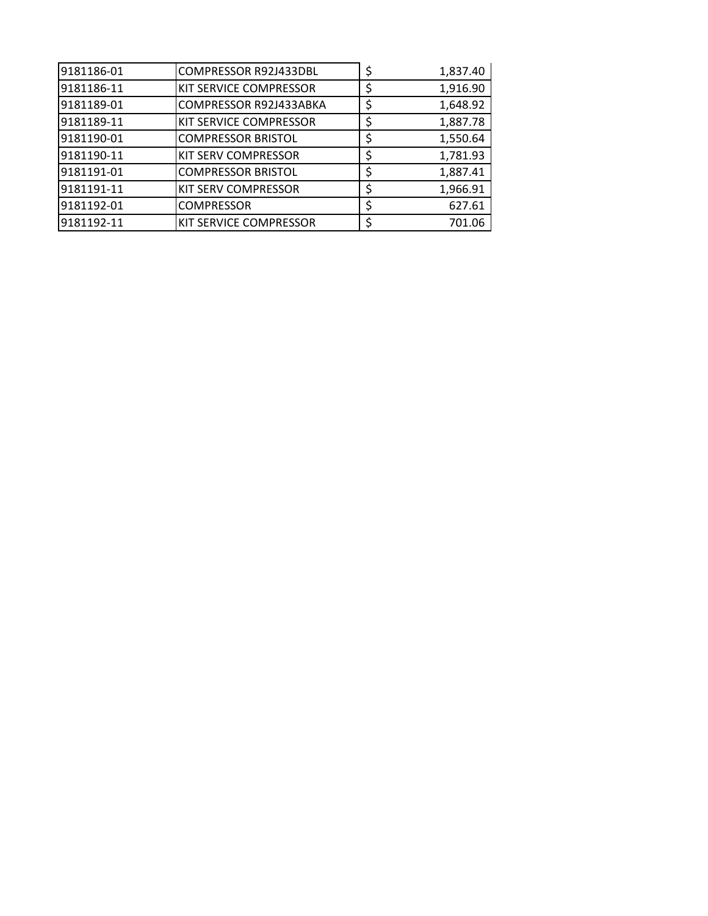| | | |
|---|---|---|
| 9181186-01 | COMPRESSOR R92J433DBL | $ 1,837.40 |
| 9181186-11 | KIT SERVICE COMPRESSOR | $ 1,916.90 |
| 9181189-01 | COMPRESSOR R92J433ABKA | $ 1,648.92 |
| 9181189-11 | KIT SERVICE COMPRESSOR | $ 1,887.78 |
| 9181190-01 | COMPRESSOR BRISTOL | $ 1,550.64 |
| 9181190-11 | KIT SERV COMPRESSOR | $ 1,781.93 |
| 9181191-01 | COMPRESSOR BRISTOL | $ 1,887.41 |
| 9181191-11 | KIT SERV COMPRESSOR | $ 1,966.91 |
| 9181192-01 | COMPRESSOR | $ 627.61 |
| 9181192-11 | KIT SERVICE COMPRESSOR | $ 701.06 |